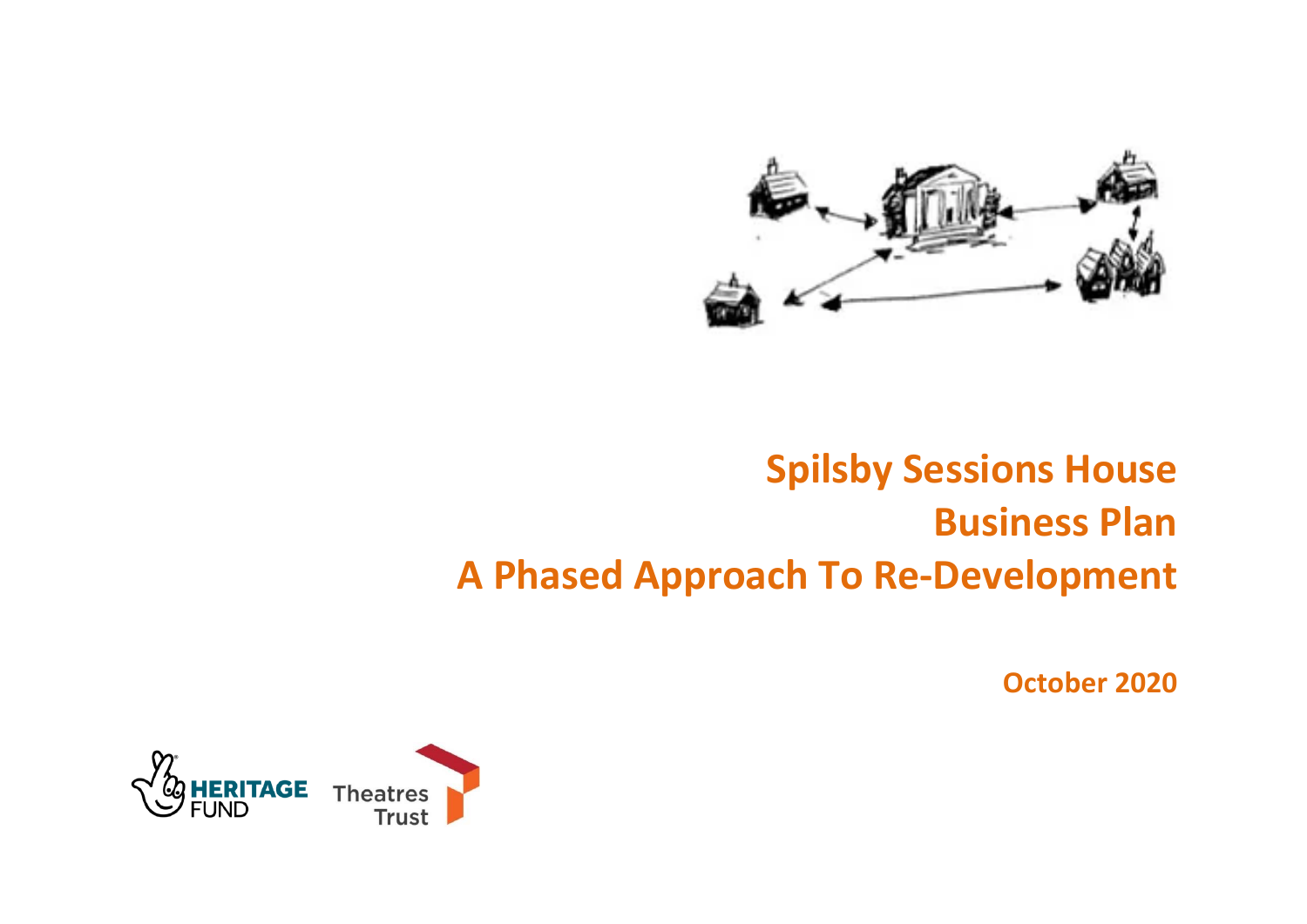# Spilsby Sessions House
# Business Plan
# A Phased Approach To Re-Development

**October 2020**

HERITAGE FUND

Theatres Trust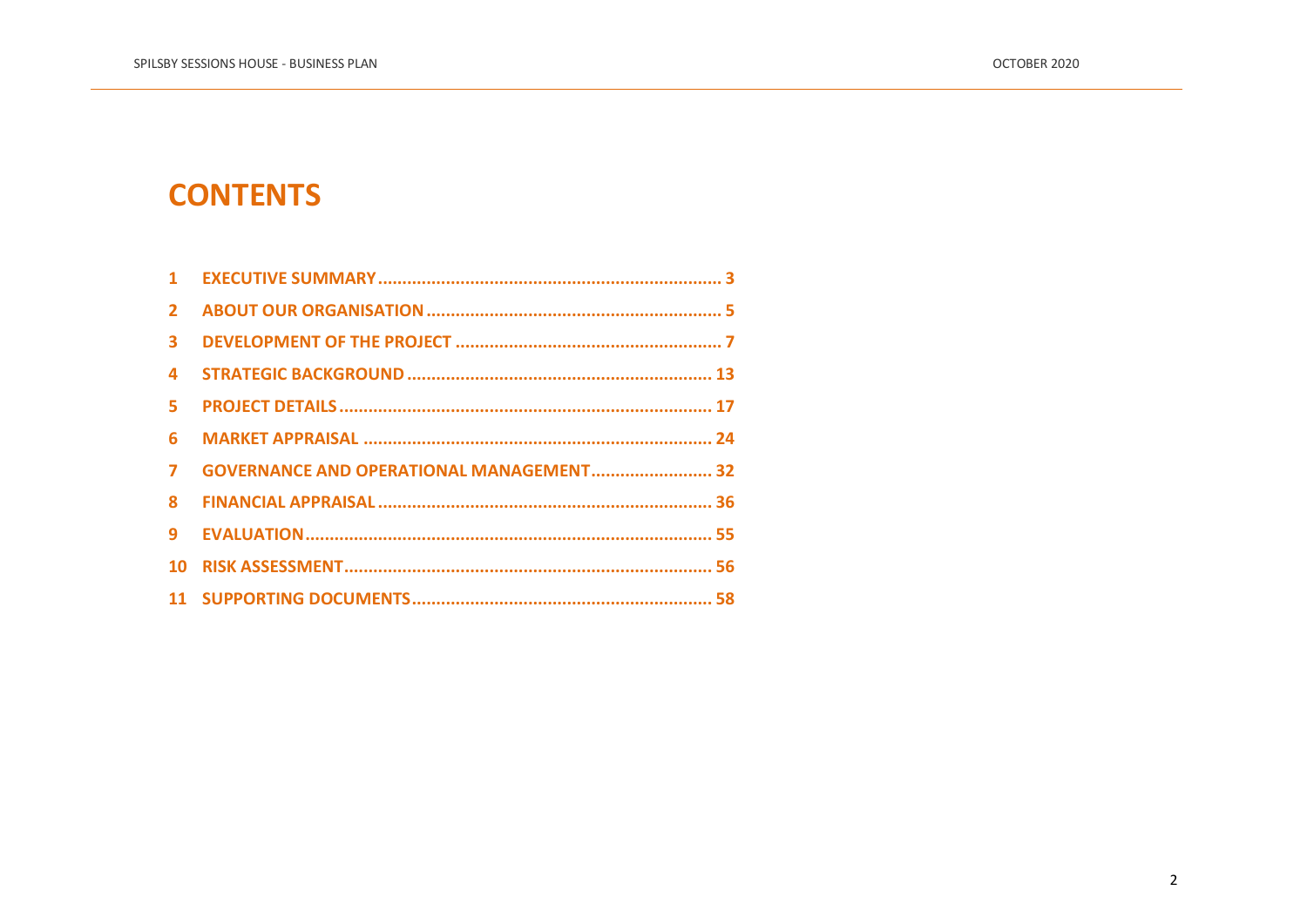# CONTENTS

1 EXECUTIVE SUMMARY ........................................................................ 3
2 ABOUT OUR ORGANISATION ............................................................. 5
3 DEVELOPMENT OF THE PROJECT ........................................................ 7
4 STRATEGIC BACKGROUND ............................................................... 13
5 PROJECT DETAILS ............................................................................ 17
6 MARKET APPRAISAL ........................................................................ 24
7 GOVERNANCE AND OPERATIONAL MANAGEMENT .......................... 32
8 FINANCIAL APPRAISAL ..................................................................... 36
9 EVALUATION .................................................................................... 55
10 RISK ASSESSMENT ........................................................................... 56
11 SUPPORTING DOCUMENTS .............................................................. 58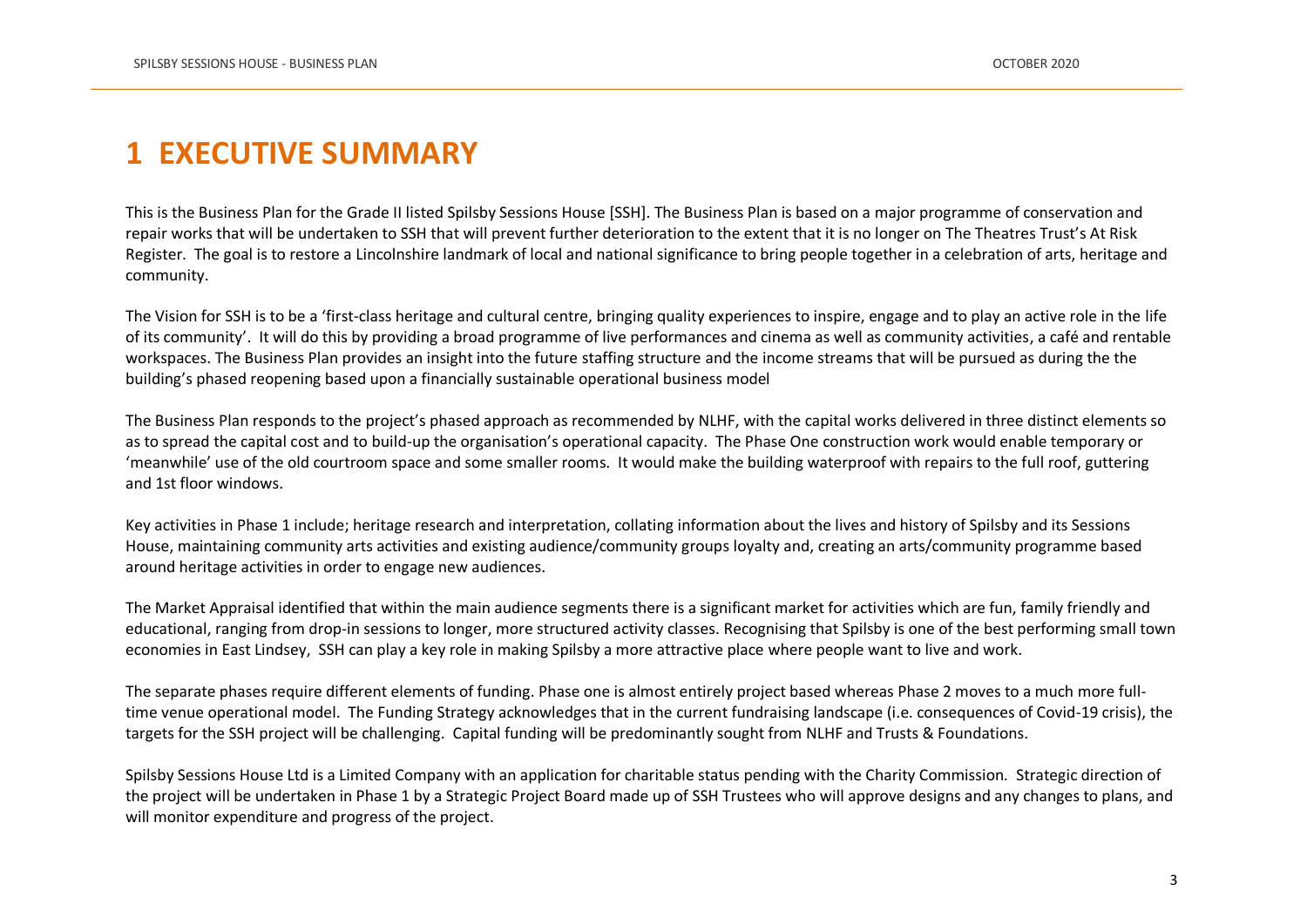# 1 EXECUTIVE SUMMARY

This is the Business Plan for the Grade II listed Spilsby Sessions House [SSH]. The Business Plan is based on a major programme of conservation and repair works that will be undertaken to SSH that will prevent further deterioration to the extent that it is no longer on The Theatres Trust's At Risk Register. The goal is to restore a Lincolnshire landmark of local and national significance to bring people together in a celebration of arts, heritage and community.

The Vision for SSH is to be a 'first-class heritage and cultural centre, bringing quality experiences to inspire, engage and to play an active role in the life of its community'. It will do this by providing a broad programme of live performances and cinema as well as community activities, a café and rentable workspaces. The Business Plan provides an insight into the future staffing structure and the income streams that will be pursued as during the the building's phased reopening based upon a financially sustainable operational business model

The Business Plan responds to the project's phased approach as recommended by NLHF, with the capital works delivered in three distinct elements so as to spread the capital cost and to build-up the organisation's operational capacity. The Phase One construction work would enable temporary or 'meanwhile' use of the old courtroom space and some smaller rooms. It would make the building waterproof with repairs to the full roof, guttering and 1st floor windows.

Key activities in Phase 1 include; heritage research and interpretation, collating information about the lives and history of Spilsby and its Sessions House, maintaining community arts activities and existing audience/community groups loyalty and, creating an arts/community programme based around heritage activities in order to engage new audiences.

The Market Appraisal identified that within the main audience segments there is a significant market for activities which are fun, family friendly and educational, ranging from drop-in sessions to longer, more structured activity classes. Recognising that Spilsby is one of the best performing small town economies in East Lindsey, SSH can play a key role in making Spilsby a more attractive place where people want to live and work.

The separate phases require different elements of funding. Phase one is almost entirely project based whereas Phase 2 moves to a much more full-time venue operational model. The Funding Strategy acknowledges that in the current fundraising landscape (i.e. consequences of Covid-19 crisis), the targets for the SSH project will be challenging. Capital funding will be predominantly sought from NLHF and Trusts & Foundations.

Spilsby Sessions House Ltd is a Limited Company with an application for charitable status pending with the Charity Commission. Strategic direction of the project will be undertaken in Phase 1 by a Strategic Project Board made up of SSH Trustees who will approve designs and any changes to plans, and will monitor expenditure and progress of the project.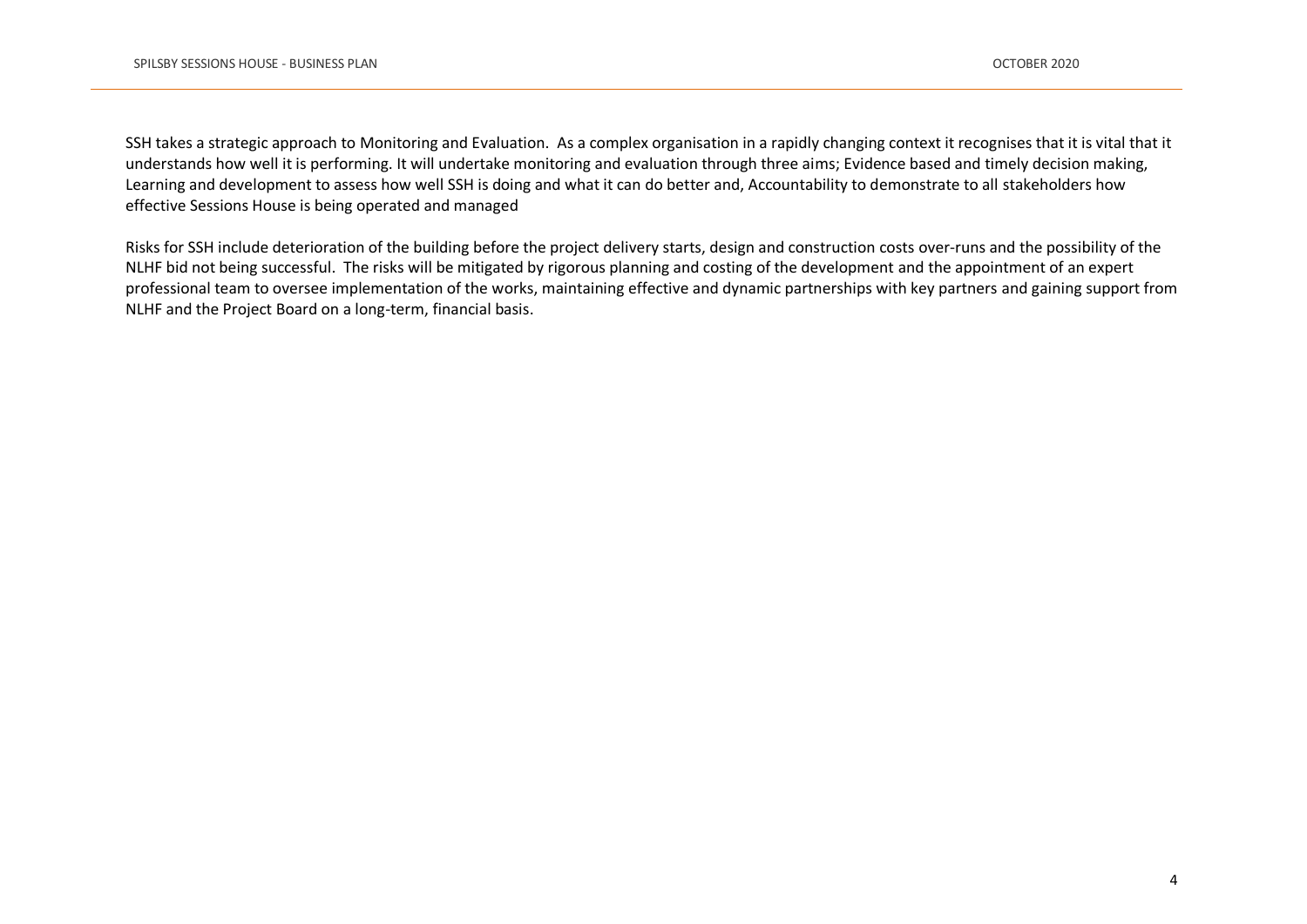SSH takes a strategic approach to Monitoring and Evaluation. As a complex organisation in a rapidly changing context it recognises that it is vital that it understands how well it is performing. It will undertake monitoring and evaluation through three aims; Evidence based and timely decision making, Learning and development to assess how well SSH is doing and what it can do better and, Accountability to demonstrate to all stakeholders how effective Sessions House is being operated and managed

Risks for SSH include deterioration of the building before the project delivery starts, design and construction costs over-runs and the possibility of the NLHF bid not being successful. The risks will be mitigated by rigorous planning and costing of the development and the appointment of an expert professional team to oversee implementation of the works, maintaining effective and dynamic partnerships with key partners and gaining support from NLHF and the Project Board on a long-term, financial basis.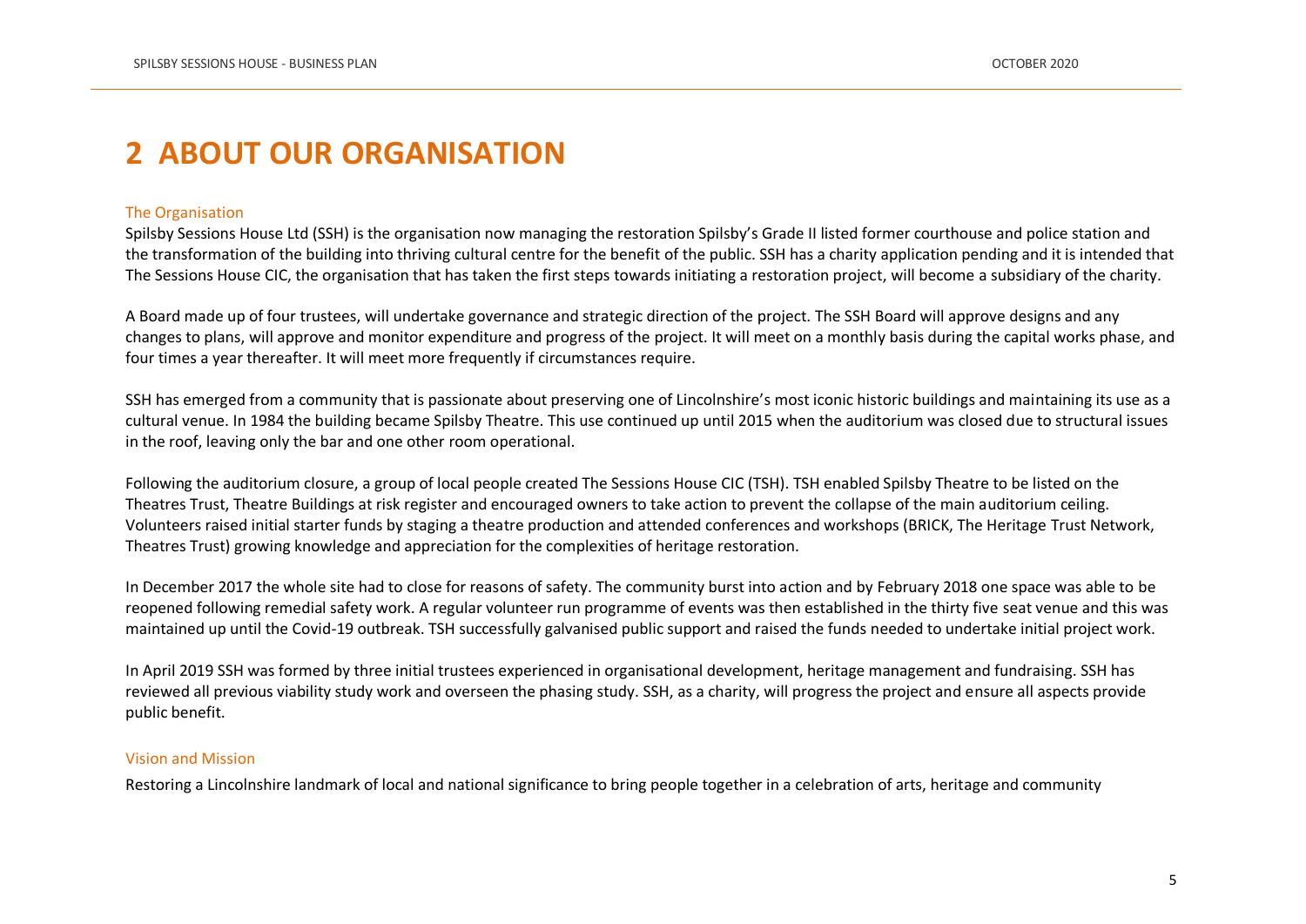# 2 ABOUT OUR ORGANISATION

### The Organisation

Spilsby Sessions House Ltd (SSH) is the organisation now managing the restoration Spilsby's Grade II listed former courthouse and police station and the transformation of the building into thriving cultural centre for the benefit of the public. SSH has a charity application pending and it is intended that The Sessions House CIC, the organisation that has taken the first steps towards initiating a restoration project, will become a subsidiary of the charity.

A Board made up of four trustees, will undertake governance and strategic direction of the project. The SSH Board will approve designs and any changes to plans, will approve and monitor expenditure and progress of the project. It will meet on a monthly basis during the capital works phase, and four times a year thereafter. It will meet more frequently if circumstances require.

SSH has emerged from a community that is passionate about preserving one of Lincolnshire's most iconic historic buildings and maintaining its use as a cultural venue. In 1984 the building became Spilsby Theatre. This use continued up until 2015 when the auditorium was closed due to structural issues in the roof, leaving only the bar and one other room operational.

Following the auditorium closure, a group of local people created The Sessions House CIC (TSH). TSH enabled Spilsby Theatre to be listed on the Theatres Trust, Theatre Buildings at risk register and encouraged owners to take action to prevent the collapse of the main auditorium ceiling. Volunteers raised initial starter funds by staging a theatre production and attended conferences and workshops (BRICK, The Heritage Trust Network, Theatres Trust) growing knowledge and appreciation for the complexities of heritage restoration.

In December 2017 the whole site had to close for reasons of safety. The community burst into action and by February 2018 one space was able to be reopened following remedial safety work. A regular volunteer run programme of events was then established in the thirty five seat venue and this was maintained up until the Covid-19 outbreak. TSH successfully galvanised public support and raised the funds needed to undertake initial project work.

In April 2019 SSH was formed by three initial trustees experienced in organisational development, heritage management and fundraising. SSH has reviewed all previous viability study work and overseen the phasing study. SSH, as a charity, will progress the project and ensure all aspects provide public benefit.

### Vision and Mission

Restoring a Lincolnshire landmark of local and national significance to bring people together in a celebration of arts, heritage and community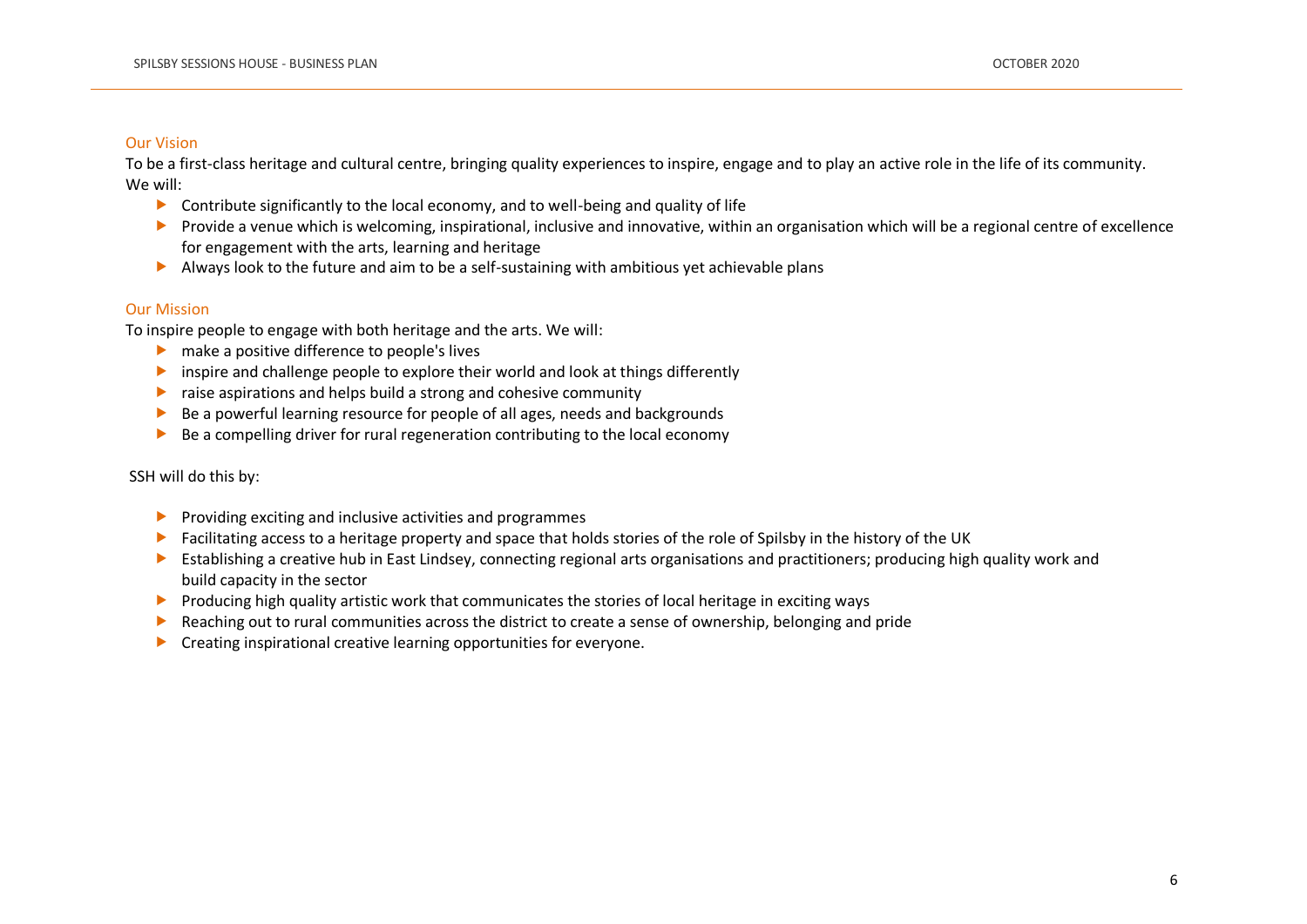## Our Vision

To be a first-class heritage and cultural centre, bringing quality experiences to inspire, engage and to play an active role in the life of its community. We will:

- Contribute significantly to the local economy, and to well-being and quality of life
- Provide a venue which is welcoming, inspirational, inclusive and innovative, within an organisation which will be a regional centre of excellence for engagement with the arts, learning and heritage
- Always look to the future and aim to be a self-sustaining with ambitious yet achievable plans

## Our Mission

To inspire people to engage with both heritage and the arts. We will:

- make a positive difference to people's lives
- inspire and challenge people to explore their world and look at things differently
- raise aspirations and helps build a strong and cohesive community
- Be a powerful learning resource for people of all ages, needs and backgrounds
- Be a compelling driver for rural regeneration contributing to the local economy

SSH will do this by:

- Providing exciting and inclusive activities and programmes
- Facilitating access to a heritage property and space that holds stories of the role of Spilsby in the history of the UK
- Establishing a creative hub in East Lindsey, connecting regional arts organisations and practitioners; producing high quality work and build capacity in the sector
- Producing high quality artistic work that communicates the stories of local heritage in exciting ways
- Reaching out to rural communities across the district to create a sense of ownership, belonging and pride
- Creating inspirational creative learning opportunities for everyone.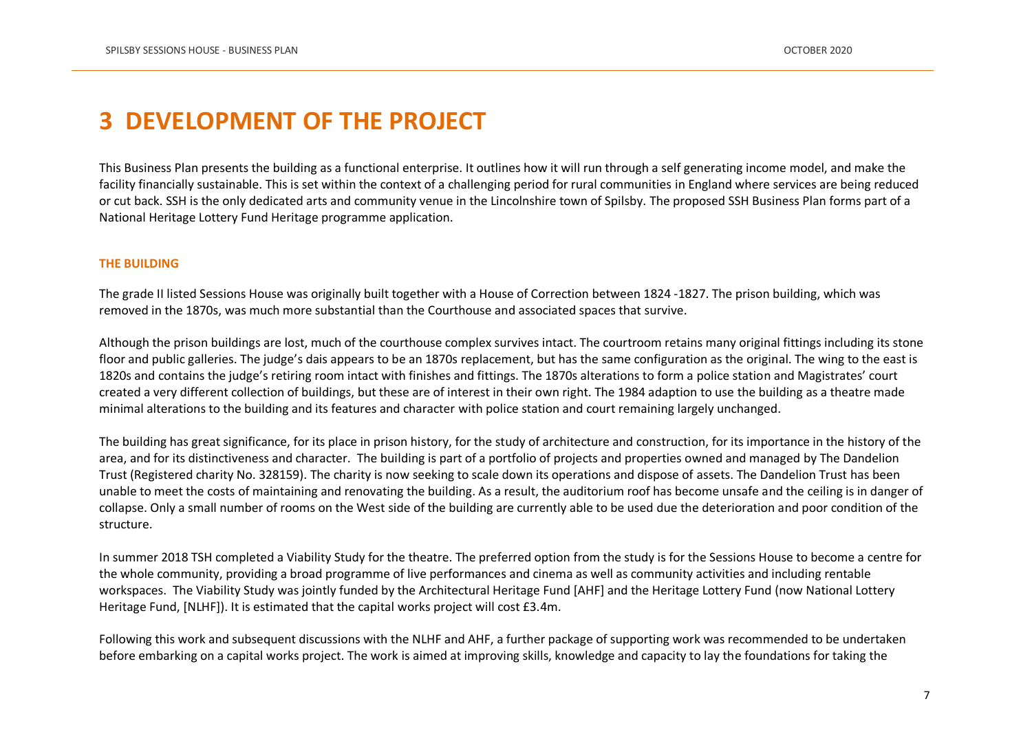# 3 DEVELOPMENT OF THE PROJECT

This Business Plan presents the building as a functional enterprise. It outlines how it will run through a self generating income model, and make the facility financially sustainable. This is set within the context of a challenging period for rural communities in England where services are being reduced or cut back. SSH is the only dedicated arts and community venue in the Lincolnshire town of Spilsby. The proposed SSH Business Plan forms part of a National Heritage Lottery Fund Heritage programme application.

### THE BUILDING

The grade II listed Sessions House was originally built together with a House of Correction between 1824 -1827. The prison building, which was removed in the 1870s, was much more substantial than the Courthouse and associated spaces that survive.

Although the prison buildings are lost, much of the courthouse complex survives intact. The courtroom retains many original fittings including its stone floor and public galleries. The judge's dais appears to be an 1870s replacement, but has the same configuration as the original. The wing to the east is 1820s and contains the judge's retiring room intact with finishes and fittings. The 1870s alterations to form a police station and Magistrates' court created a very different collection of buildings, but these are of interest in their own right. The 1984 adaption to use the building as a theatre made minimal alterations to the building and its features and character with police station and court remaining largely unchanged.

The building has great significance, for its place in prison history, for the study of architecture and construction, for its importance in the history of the area, and for its distinctiveness and character. The building is part of a portfolio of projects and properties owned and managed by The Dandelion Trust (Registered charity No. 328159). The charity is now seeking to scale down its operations and dispose of assets. The Dandelion Trust has been unable to meet the costs of maintaining and renovating the building. As a result, the auditorium roof has become unsafe and the ceiling is in danger of collapse. Only a small number of rooms on the West side of the building are currently able to be used due the deterioration and poor condition of the structure.

In summer 2018 TSH completed a Viability Study for the theatre. The preferred option from the study is for the Sessions House to become a centre for the whole community, providing a broad programme of live performances and cinema as well as community activities and including rentable workspaces. The Viability Study was jointly funded by the Architectural Heritage Fund [AHF] and the Heritage Lottery Fund (now National Lottery Heritage Fund, [NLHF]). It is estimated that the capital works project will cost £3.4m.

Following this work and subsequent discussions with the NLHF and AHF, a further package of supporting work was recommended to be undertaken before embarking on a capital works project. The work is aimed at improving skills, knowledge and capacity to lay the foundations for taking the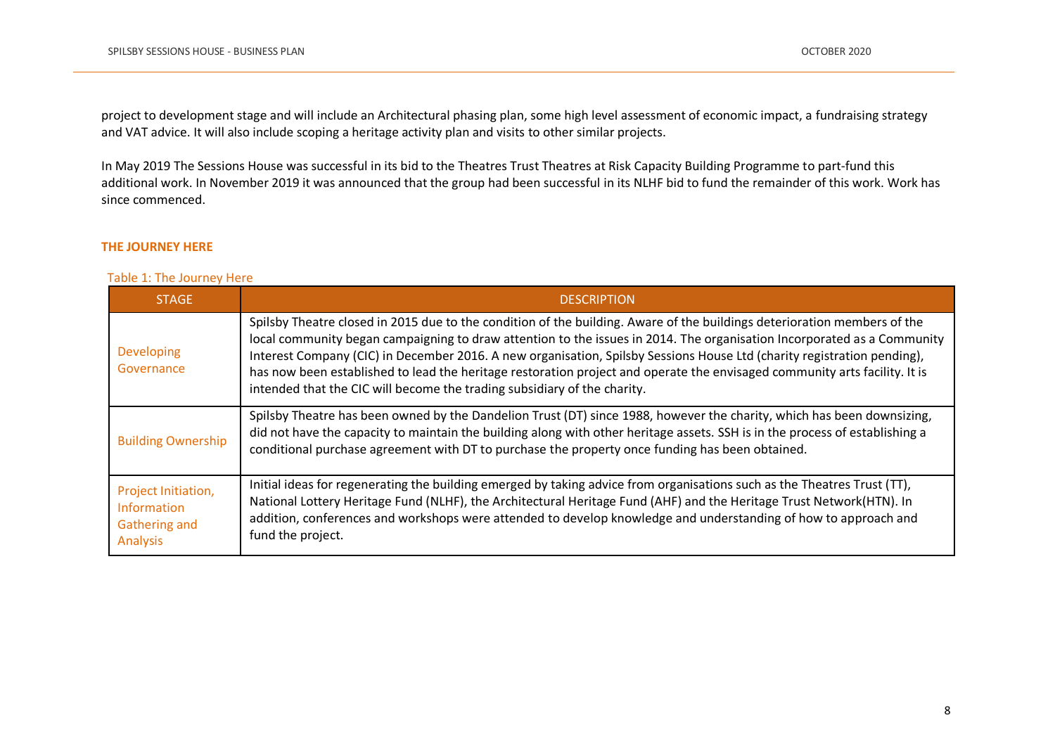project to development stage and will include an Architectural phasing plan, some high level assessment of economic impact, a fundraising strategy and VAT advice. It will also include scoping a heritage activity plan and visits to other similar projects.

In May 2019 The Sessions House was successful in its bid to the Theatres Trust Theatres at Risk Capacity Building Programme to part-fund this additional work. In November 2019 it was announced that the group had been successful in its NLHF bid to fund the remainder of this work. Work has since commenced.

## THE JOURNEY HERE

Table 1: The Journey Here

| STAGE | DESCRIPTION |
|---|---|
| Developing Governance | Spilsby Theatre closed in 2015 due to the condition of the building. Aware of the buildings deterioration members of the local community began campaigning to draw attention to the issues in 2014. The organisation Incorporated as a Community Interest Company (CIC) in December 2016. A new organisation, Spilsby Sessions House Ltd (charity registration pending), has now been established to lead the heritage restoration project and operate the envisaged community arts facility. It is intended that the CIC will become the trading subsidiary of the charity. |
| Building Ownership | Spilsby Theatre has been owned by the Dandelion Trust (DT) since 1988, however the charity, which has been downsizing, did not have the capacity to maintain the building along with other heritage assets. SSH is in the process of establishing a conditional purchase agreement with DT to purchase the property once funding has been obtained. |
| Project Initiation, Information Gathering and Analysis | Initial ideas for regenerating the building emerged by taking advice from organisations such as the Theatres Trust (TT), National Lottery Heritage Fund (NLHF), the Architectural Heritage Fund (AHF) and the Heritage Trust Network(HTN). In addition, conferences and workshops were attended to develop knowledge and understanding of how to approach and fund the project. |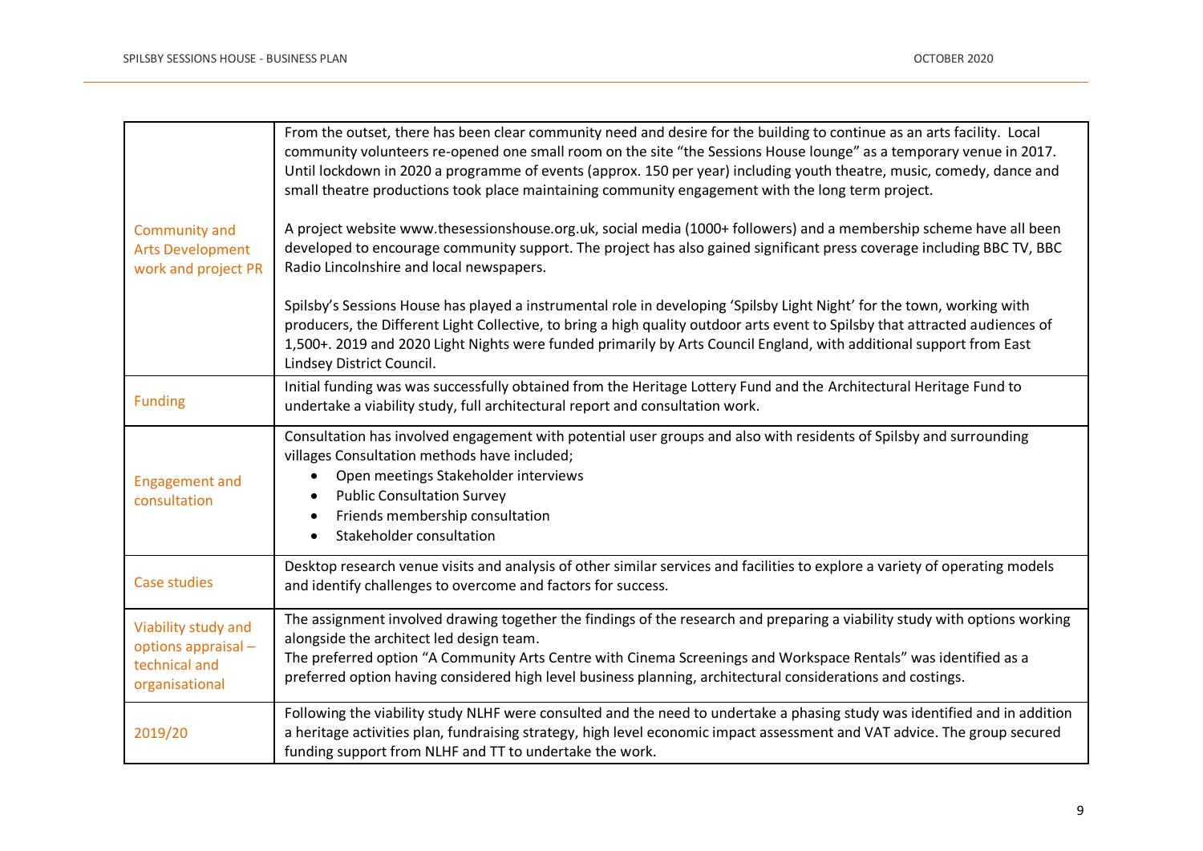| | |
|---|---|
| Community and Arts Development work and project PR | From the outset, there has been clear community need and desire for the building to continue as an arts facility. Local community volunteers re-opened one small room on the site "the Sessions House lounge" as a temporary venue in 2017. Until lockdown in 2020 a programme of events (approx. 150 per year) including youth theatre, music, comedy, dance and small theatre productions took place maintaining community engagement with the long term project.<br><br>A project website www.thesessionshouse.org.uk, social media (1000+ followers) and a membership scheme have all been developed to encourage community support. The project has also gained significant press coverage including BBC TV, BBC Radio Lincolnshire and local newspapers.<br><br>Spilsby's Sessions House has played a instrumental role in developing 'Spilsby Light Night' for the town, working with producers, the Different Light Collective, to bring a high quality outdoor arts event to Spilsby that attracted audiences of 1,500+. 2019 and 2020 Light Nights were funded primarily by Arts Council England, with additional support from East Lindsey District Council. |
| Funding | Initial funding was was successfully obtained from the Heritage Lottery Fund and the Architectural Heritage Fund to undertake a viability study, full architectural report and consultation work. |
| Engagement and consultation | Consultation has involved engagement with potential user groups and also with residents of Spilsby and surrounding villages Consultation methods have included;<br>• Open meetings Stakeholder interviews<br>• Public Consultation Survey<br>• Friends membership consultation<br>• Stakeholder consultation |
| Case studies | Desktop research venue visits and analysis of other similar services and facilities to explore a variety of operating models and identify challenges to overcome and factors for success. |
| Viability study and options appraisal – technical and organisational | The assignment involved drawing together the findings of the research and preparing a viability study with options working alongside the architect led design team.<br>The preferred option "A Community Arts Centre with Cinema Screenings and Workspace Rentals" was identified as a preferred option having considered high level business planning, architectural considerations and costings. |
| 2019/20 | Following the viability study NLHF were consulted and the need to undertake a phasing study was identified and in addition a heritage activities plan, fundraising strategy, high level economic impact assessment and VAT advice. The group secured funding support from NLHF and TT to undertake the work. |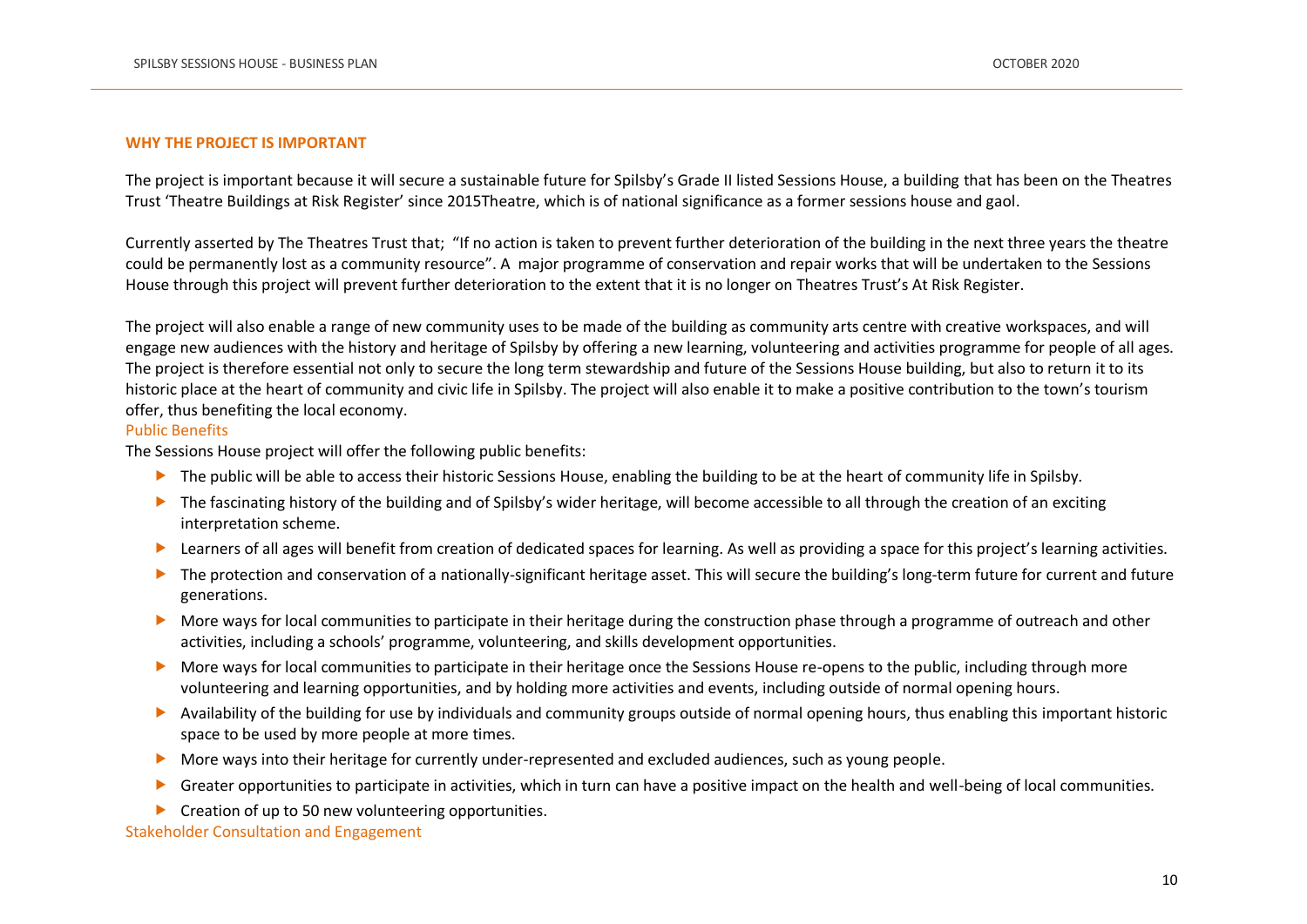## WHY THE PROJECT IS IMPORTANT

The project is important because it will secure a sustainable future for Spilsby's Grade II listed Sessions House, a building that has been on the Theatres Trust 'Theatre Buildings at Risk Register' since 2015Theatre, which is of national significance as a former sessions house and gaol.

Currently asserted by The Theatres Trust that; "If no action is taken to prevent further deterioration of the building in the next three years the theatre could be permanently lost as a community resource". A major programme of conservation and repair works that will be undertaken to the Sessions House through this project will prevent further deterioration to the extent that it is no longer on Theatres Trust's At Risk Register.

The project will also enable a range of new community uses to be made of the building as community arts centre with creative workspaces, and will engage new audiences with the history and heritage of Spilsby by offering a new learning, volunteering and activities programme for people of all ages. The project is therefore essential not only to secure the long term stewardship and future of the Sessions House building, but also to return it to its historic place at the heart of community and civic life in Spilsby. The project will also enable it to make a positive contribution to the town's tourism offer, thus benefiting the local economy.

### Public Benefits

The Sessions House project will offer the following public benefits:

- The public will be able to access their historic Sessions House, enabling the building to be at the heart of community life in Spilsby.
- The fascinating history of the building and of Spilsby's wider heritage, will become accessible to all through the creation of an exciting interpretation scheme.
- Learners of all ages will benefit from creation of dedicated spaces for learning. As well as providing a space for this project's learning activities.
- The protection and conservation of a nationally-significant heritage asset. This will secure the building's long-term future for current and future generations.
- More ways for local communities to participate in their heritage during the construction phase through a programme of outreach and other activities, including a schools' programme, volunteering, and skills development opportunities.
- More ways for local communities to participate in their heritage once the Sessions House re-opens to the public, including through more volunteering and learning opportunities, and by holding more activities and events, including outside of normal opening hours.
- Availability of the building for use by individuals and community groups outside of normal opening hours, thus enabling this important historic space to be used by more people at more times.
- More ways into their heritage for currently under-represented and excluded audiences, such as young people.
- Greater opportunities to participate in activities, which in turn can have a positive impact on the health and well-being of local communities.
- Creation of up to 50 new volunteering opportunities.

### Stakeholder Consultation and Engagement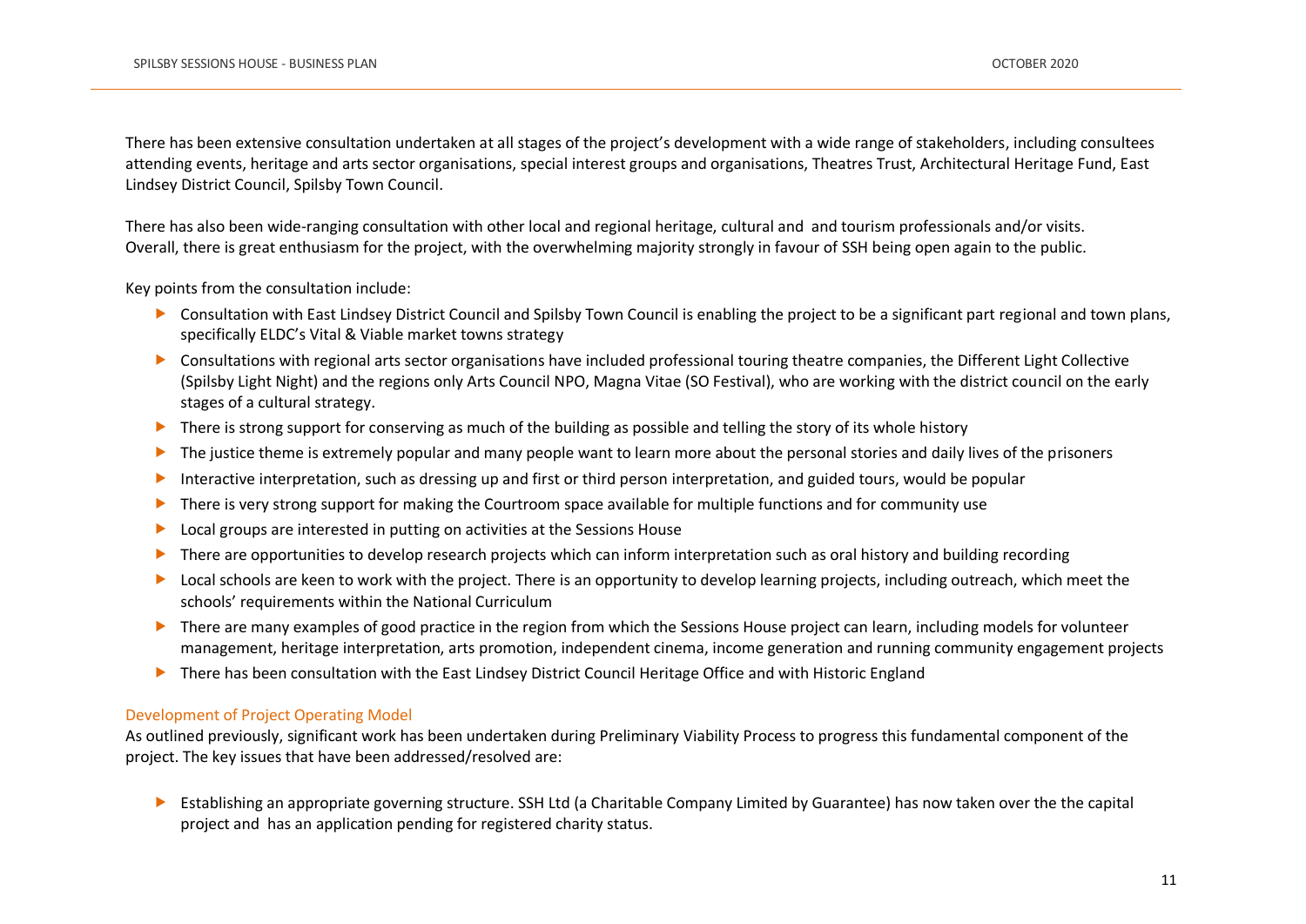There has been extensive consultation undertaken at all stages of the project's development with a wide range of stakeholders, including consultees attending events, heritage and arts sector organisations, special interest groups and organisations, Theatres Trust, Architectural Heritage Fund, East Lindsey District Council, Spilsby Town Council.

There has also been wide-ranging consultation with other local and regional heritage, cultural and and tourism professionals and/or visits. Overall, there is great enthusiasm for the project, with the overwhelming majority strongly in favour of SSH being open again to the public.

Key points from the consultation include:

- Consultation with East Lindsey District Council and Spilsby Town Council is enabling the project to be a significant part regional and town plans, specifically ELDC's Vital & Viable market towns strategy
- Consultations with regional arts sector organisations have included professional touring theatre companies, the Different Light Collective (Spilsby Light Night) and the regions only Arts Council NPO, Magna Vitae (SO Festival), who are working with the district council on the early stages of a cultural strategy.
- There is strong support for conserving as much of the building as possible and telling the story of its whole history
- The justice theme is extremely popular and many people want to learn more about the personal stories and daily lives of the prisoners
- Interactive interpretation, such as dressing up and first or third person interpretation, and guided tours, would be popular
- There is very strong support for making the Courtroom space available for multiple functions and for community use
- Local groups are interested in putting on activities at the Sessions House
- There are opportunities to develop research projects which can inform interpretation such as oral history and building recording
- Local schools are keen to work with the project. There is an opportunity to develop learning projects, including outreach, which meet the schools' requirements within the National Curriculum
- There are many examples of good practice in the region from which the Sessions House project can learn, including models for volunteer management, heritage interpretation, arts promotion, independent cinema, income generation and running community engagement projects
- There has been consultation with the East Lindsey District Council Heritage Office and with Historic England

### Development of Project Operating Model

As outlined previously, significant work has been undertaken during Preliminary Viability Process to progress this fundamental component of the project. The key issues that have been addressed/resolved are:

- Establishing an appropriate governing structure. SSH Ltd (a Charitable Company Limited by Guarantee) has now taken over the the capital project and has an application pending for registered charity status.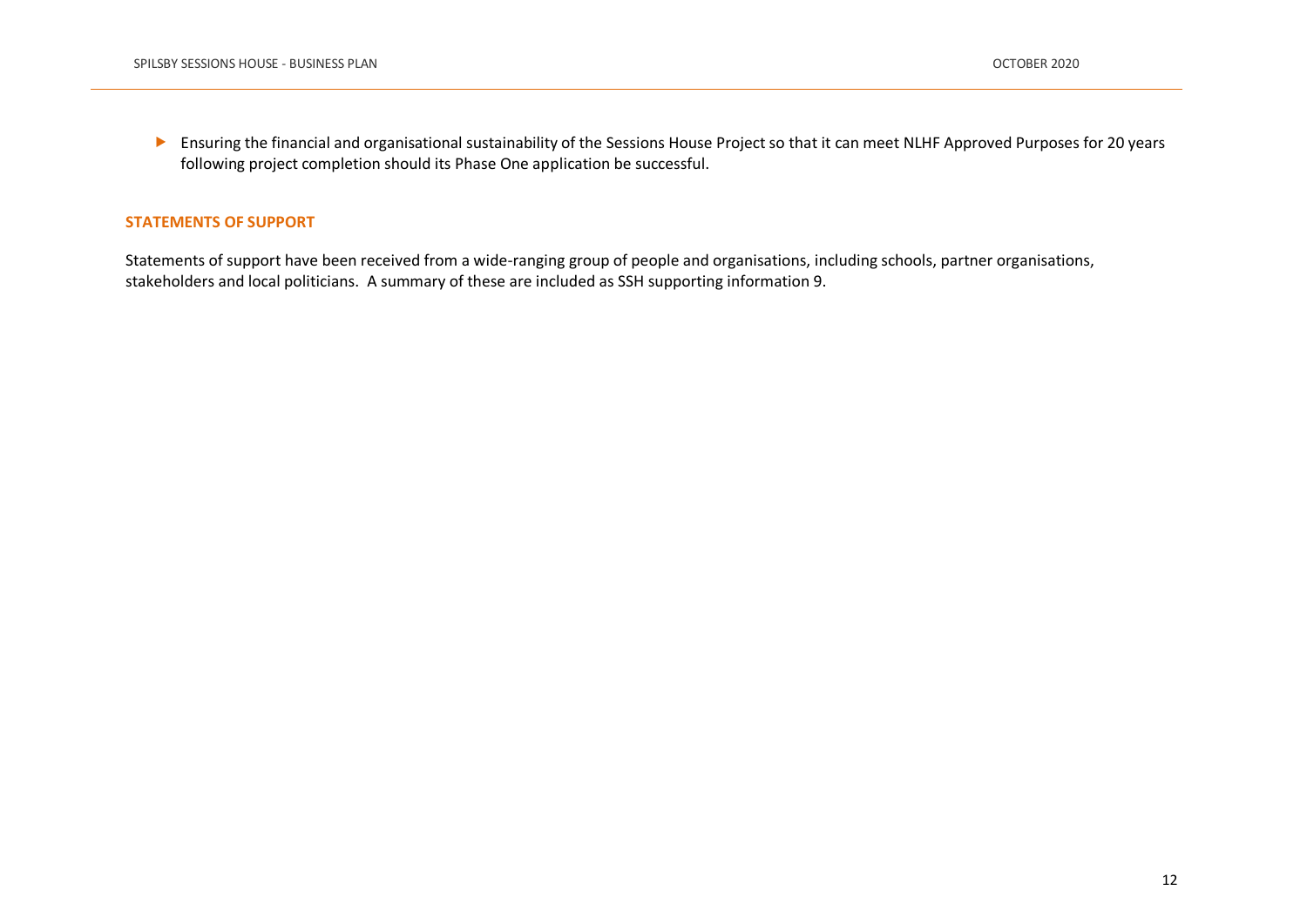- Ensuring the financial and organisational sustainability of the Sessions House Project so that it can meet NLHF Approved Purposes for 20 years following project completion should its Phase One application be successful.

## STATEMENTS OF SUPPORT

Statements of support have been received from a wide-ranging group of people and organisations, including schools, partner organisations, stakeholders and local politicians. A summary of these are included as SSH supporting information 9.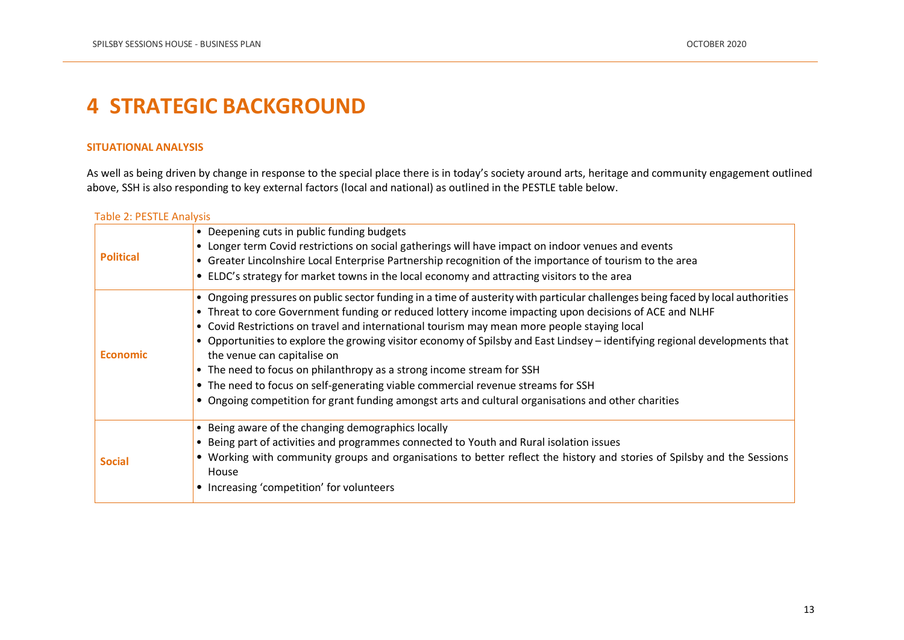# 4 STRATEGIC BACKGROUND

### SITUATIONAL ANALYSIS

As well as being driven by change in response to the special place there is in today's society around arts, heritage and community engagement outlined above, SSH is also responding to key external factors (local and national) as outlined in the PESTLE table below.

Table 2: PESTLE Analysis

| | |
|---|---|
| **Political** | • Deepening cuts in public funding budgets<br>• Longer term Covid restrictions on social gatherings will have impact on indoor venues and events<br>• Greater Lincolnshire Local Enterprise Partnership recognition of the importance of tourism to the area<br>• ELDC's strategy for market towns in the local economy and attracting visitors to the area |
| **Economic** | • Ongoing pressures on public sector funding in a time of austerity with particular challenges being faced by local authorities<br>• Threat to core Government funding or reduced lottery income impacting upon decisions of ACE and NLHF<br>• Covid Restrictions on travel and international tourism may mean more people staying local<br>• Opportunities to explore the growing visitor economy of Spilsby and East Lindsey – identifying regional developments that the venue can capitalise on<br>• The need to focus on philanthropy as a strong income stream for SSH<br>• The need to focus on self-generating viable commercial revenue streams for SSH<br>• Ongoing competition for grant funding amongst arts and cultural organisations and other charities |
| **Social** | • Being aware of the changing demographics locally<br>• Being part of activities and programmes connected to Youth and Rural isolation issues<br>• Working with community groups and organisations to better reflect the history and stories of Spilsby and the Sessions House<br>• Increasing 'competition' for volunteers |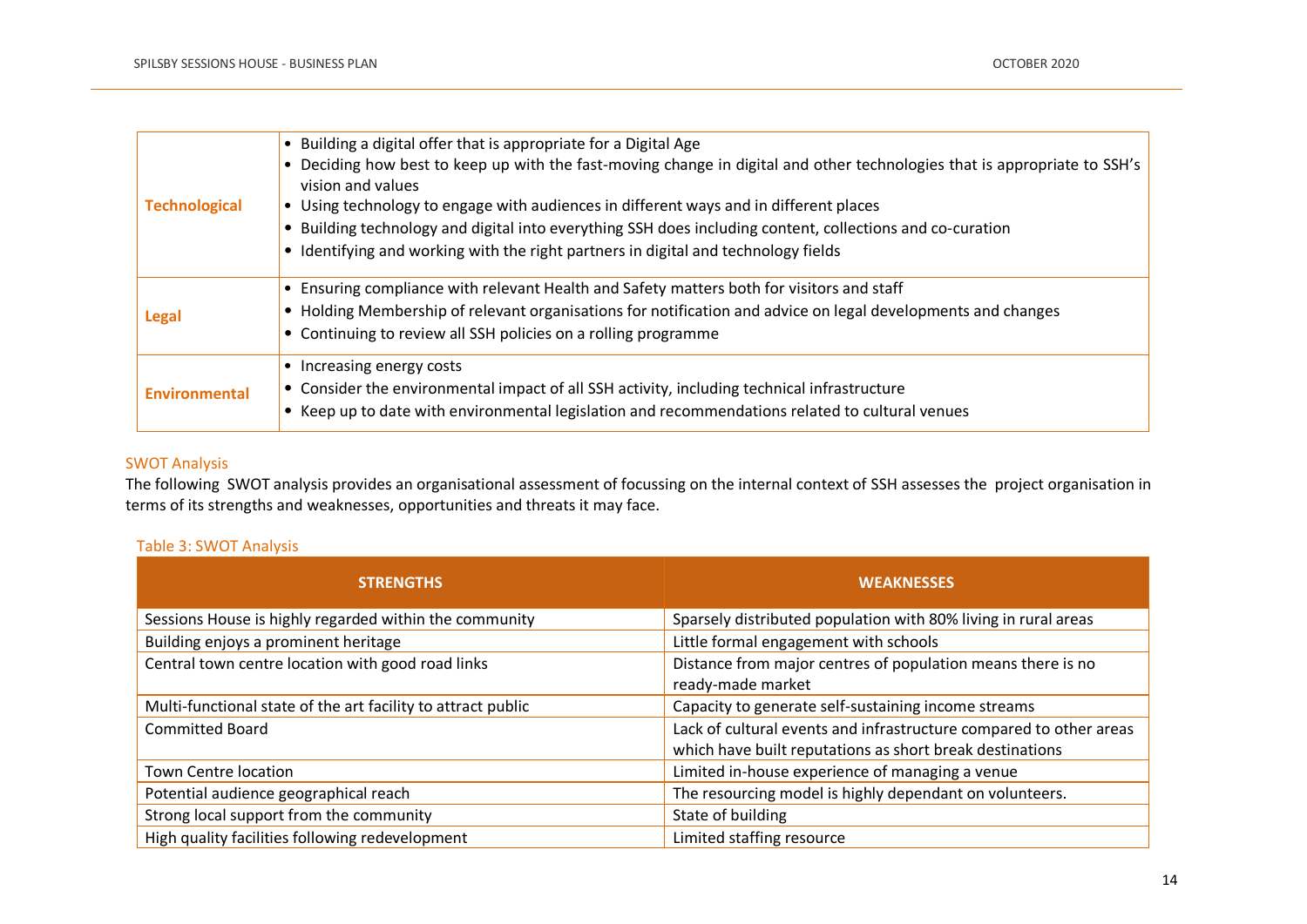| | |
|---|---|
| **Technological** | • Building a digital offer that is appropriate for a Digital Age<br>• Deciding how best to keep up with the fast-moving change in digital and other technologies that is appropriate to SSH's vision and values<br>• Using technology to engage with audiences in different ways and in different places<br>• Building technology and digital into everything SSH does including content, collections and co-curation<br>• Identifying and working with the right partners in digital and technology fields |
| **Legal** | • Ensuring compliance with relevant Health and Safety matters both for visitors and staff<br>• Holding Membership of relevant organisations for notification and advice on legal developments and changes<br>• Continuing to review all SSH policies on a rolling programme |
| **Environmental** | • Increasing energy costs<br>• Consider the environmental impact of all SSH activity, including technical infrastructure<br>• Keep up to date with environmental legislation and recommendations related to cultural venues |

## SWOT Analysis

The following SWOT analysis provides an organisational assessment of focussing on the internal context of SSH assesses the project organisation in terms of its strengths and weaknesses, opportunities and threats it may face.

Table 3: SWOT Analysis

| STRENGTHS | WEAKNESSES |
|---|---|
| Sessions House is highly regarded within the community | Sparsely distributed population with 80% living in rural areas |
| Building enjoys a prominent heritage | Little formal engagement with schools |
| Central town centre location with good road links | Distance from major centres of population means there is no ready-made market |
| Multi-functional state of the art facility to attract public | Capacity to generate self-sustaining income streams |
| Committed Board | Lack of cultural events and infrastructure compared to other areas which have built reputations as short break destinations |
| Town Centre location | Limited in-house experience of managing a venue |
| Potential audience geographical reach | The resourcing model is highly dependant on volunteers. |
| Strong local support from the community | State of building |
| High quality facilities following redevelopment | Limited staffing resource |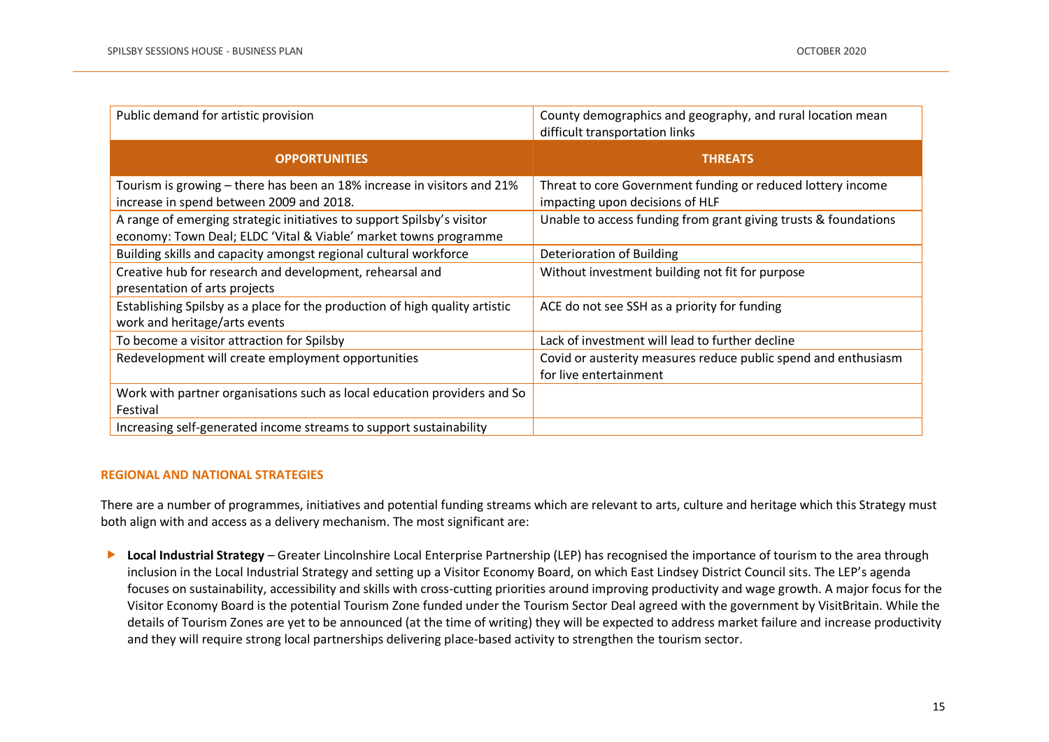| | |
|---|---|
| Public demand for artistic provision | County demographics and geography, and rural location mean difficult transportation links |
| **OPPORTUNITIES** | **THREATS** |
| Tourism is growing – there has been an 18% increase in visitors and 21% increase in spend between 2009 and 2018. | Threat to core Government funding or reduced lottery income impacting upon decisions of HLF |
| A range of emerging strategic initiatives to support Spilsby's visitor economy: Town Deal; ELDC 'Vital & Viable' market towns programme | Unable to access funding from grant giving trusts & foundations |
| Building skills and capacity amongst regional cultural workforce | Deterioration of Building |
| Creative hub for research and development, rehearsal and presentation of arts projects | Without investment building not fit for purpose |
| Establishing Spilsby as a place for the production of high quality artistic work and heritage/arts events | ACE do not see SSH as a priority for funding |
| To become a visitor attraction for Spilsby | Lack of investment will lead to further decline |
| Redevelopment will create employment opportunities | Covid or austerity measures reduce public spend and enthusiasm for live entertainment |
| Work with partner organisations such as local education providers and So Festival | |
| Increasing self-generated income streams to support sustainability | |

## REGIONAL AND NATIONAL STRATEGIES

There are a number of programmes, initiatives and potential funding streams which are relevant to arts, culture and heritage which this Strategy must both align with and access as a delivery mechanism. The most significant are:

- **Local Industrial Strategy** – Greater Lincolnshire Local Enterprise Partnership (LEP) has recognised the importance of tourism to the area through inclusion in the Local Industrial Strategy and setting up a Visitor Economy Board, on which East Lindsey District Council sits. The LEP's agenda focuses on sustainability, accessibility and skills with cross-cutting priorities around improving productivity and wage growth. A major focus for the Visitor Economy Board is the potential Tourism Zone funded under the Tourism Sector Deal agreed with the government by VisitBritain. While the details of Tourism Zones are yet to be announced (at the time of writing) they will be expected to address market failure and increase productivity and they will require strong local partnerships delivering place-based activity to strengthen the tourism sector.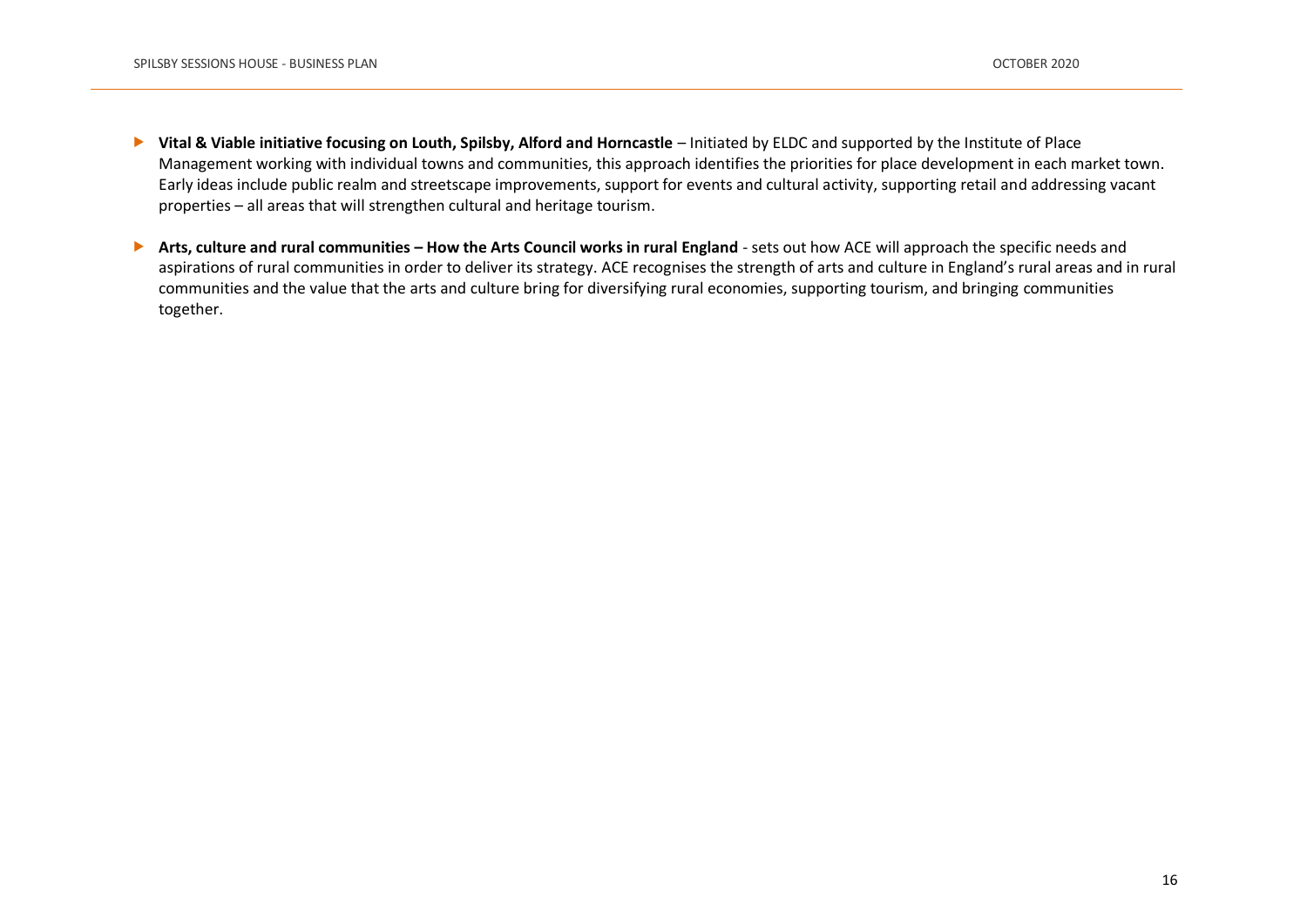- **Vital & Viable initiative focusing on Louth, Spilsby, Alford and Horncastle** – Initiated by ELDC and supported by the Institute of Place Management working with individual towns and communities, this approach identifies the priorities for place development in each market town. Early ideas include public realm and streetscape improvements, support for events and cultural activity, supporting retail and addressing vacant properties – all areas that will strengthen cultural and heritage tourism.

- **Arts, culture and rural communities – How the Arts Council works in rural England** - sets out how ACE will approach the specific needs and aspirations of rural communities in order to deliver its strategy. ACE recognises the strength of arts and culture in England's rural areas and in rural communities and the value that the arts and culture bring for diversifying rural economies, supporting tourism, and bringing communities together.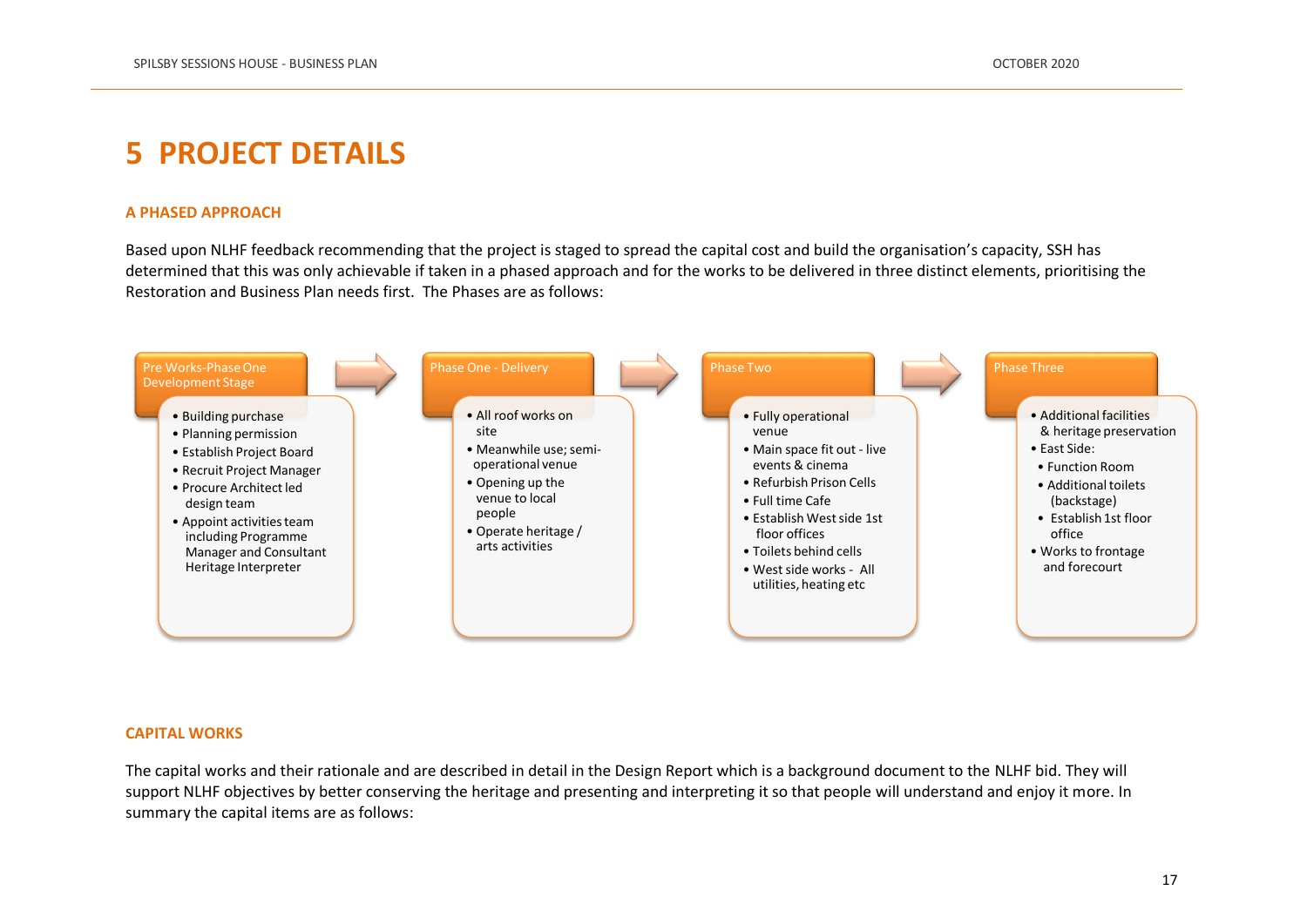# 5 PROJECT DETAILS

## A PHASED APPROACH

Based upon NLHF feedback recommending that the project is staged to spread the capital cost and build the organisation's capacity, SSH has determined that this was only achievable if taken in a phased approach and for the works to be delivered in three distinct elements, prioritising the Restoration and Business Plan needs first. The Phases are as follows:

**Pre Works-Phase One Development Stage**

- Building purchase
- Planning permission
- Establish Project Board
- Recruit Project Manager
- Procure Architect led design team
- Appoint activities team including Programme Manager and Consultant Heritage Interpreter

**Phase One - Delivery**

- All roof works on site
- Meanwhile use; semi-operational venue
- Opening up the venue to local people
- Operate heritage / arts activities

**Phase Two**

- Fully operational venue
- Main space fit out - live events & cinema
- Refurbish Prison Cells
- Full time Cafe
- Establish West side 1st floor offices
- Toilets behind cells
- West side works - All utilities, heating etc

**Phase Three**

- Additional facilities & heritage preservation
- East Side:
  - Function Room
  - Additional toilets (backstage)
  - Establish 1st floor office
- Works to frontage and forecourt

## CAPITAL WORKS

The capital works and their rationale and are described in detail in the Design Report which is a background document to the NLHF bid. They will support NLHF objectives by better conserving the heritage and presenting and interpreting it so that people will understand and enjoy it more. In summary the capital items are as follows: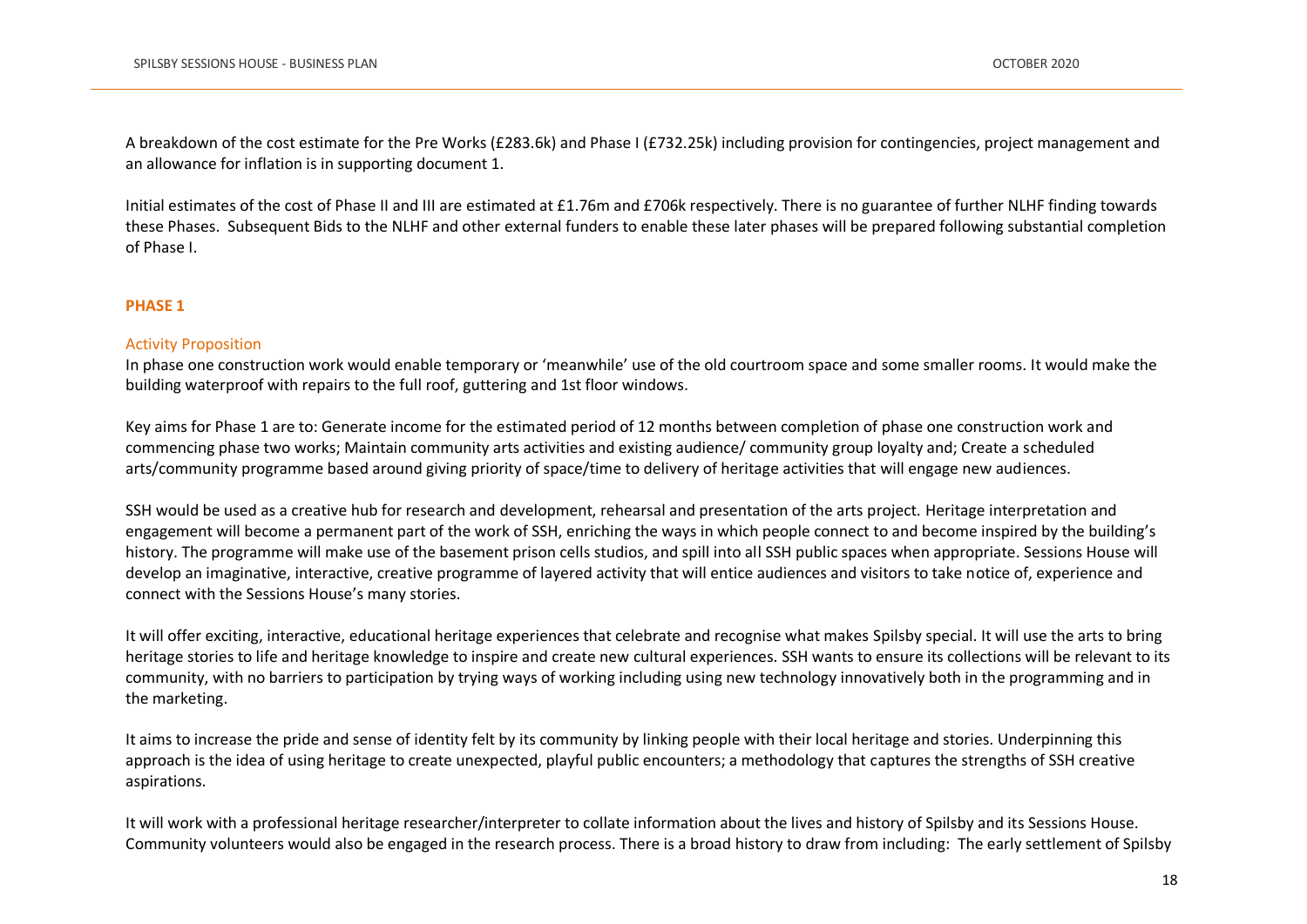A breakdown of the cost estimate for the Pre Works (£283.6k) and Phase I (£732.25k) including provision for contingencies, project management and an allowance for inflation is in supporting document 1.

Initial estimates of the cost of Phase II and III are estimated at £1.76m and £706k respectively. There is no guarantee of further NLHF finding towards these Phases. Subsequent Bids to the NLHF and other external funders to enable these later phases will be prepared following substantial completion of Phase I.

## PHASE 1

### Activity Proposition

In phase one construction work would enable temporary or 'meanwhile' use of the old courtroom space and some smaller rooms. It would make the building waterproof with repairs to the full roof, guttering and 1st floor windows.

Key aims for Phase 1 are to: Generate income for the estimated period of 12 months between completion of phase one construction work and commencing phase two works; Maintain community arts activities and existing audience/ community group loyalty and; Create a scheduled arts/community programme based around giving priority of space/time to delivery of heritage activities that will engage new audiences.

SSH would be used as a creative hub for research and development, rehearsal and presentation of the arts project. Heritage interpretation and engagement will become a permanent part of the work of SSH, enriching the ways in which people connect to and become inspired by the building's history. The programme will make use of the basement prison cells studios, and spill into all SSH public spaces when appropriate. Sessions House will develop an imaginative, interactive, creative programme of layered activity that will entice audiences and visitors to take notice of, experience and connect with the Sessions House's many stories.

It will offer exciting, interactive, educational heritage experiences that celebrate and recognise what makes Spilsby special. It will use the arts to bring heritage stories to life and heritage knowledge to inspire and create new cultural experiences. SSH wants to ensure its collections will be relevant to its community, with no barriers to participation by trying ways of working including using new technology innovatively both in the programming and in the marketing.

It aims to increase the pride and sense of identity felt by its community by linking people with their local heritage and stories. Underpinning this approach is the idea of using heritage to create unexpected, playful public encounters; a methodology that captures the strengths of SSH creative aspirations.

It will work with a professional heritage researcher/interpreter to collate information about the lives and history of Spilsby and its Sessions House. Community volunteers would also be engaged in the research process. There is a broad history to draw from including: The early settlement of Spilsby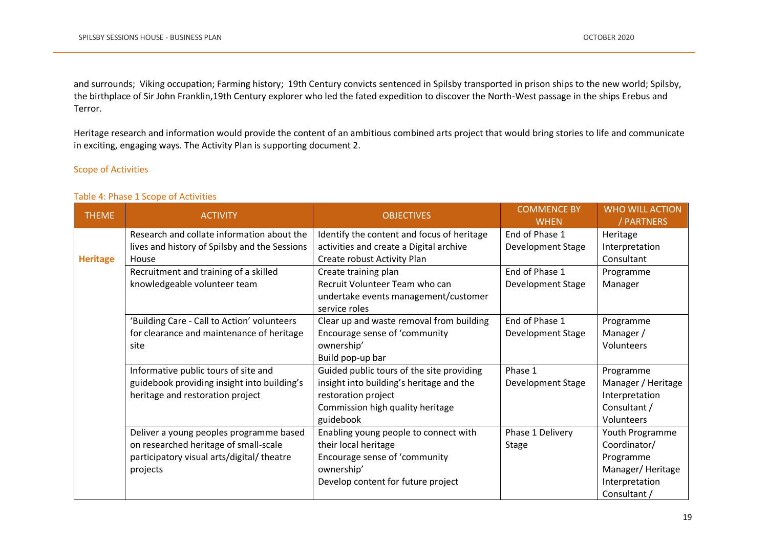and surrounds; Viking occupation; Farming history; 19th Century convicts sentenced in Spilsby transported in prison ships to the new world; Spilsby, the birthplace of Sir John Franklin,19th Century explorer who led the fated expedition to discover the North-West passage in the ships Erebus and Terror.

Heritage research and information would provide the content of an ambitious combined arts project that would bring stories to life and communicate in exciting, engaging ways. The Activity Plan is supporting document 2.

### Scope of Activities

Table 4: Phase 1 Scope of Activities

| THEME | ACTIVITY | OBJECTIVES | COMMENCE BY WHEN | WHO WILL ACTION / PARTNERS |
|---|---|---|---|---|
| **Heritage** | Research and collate information about the lives and history of Spilsby and the Sessions House | Identify the content and focus of heritage activities and create a Digital archive<br>Create robust Activity Plan | End of Phase 1 Development Stage | Heritage Interpretation Consultant |
| | Recruitment and training of a skilled knowledgeable volunteer team | Create training plan<br>Recruit Volunteer Team who can undertake events management/customer service roles | End of Phase 1 Development Stage | Programme Manager |
| | 'Building Care - Call to Action' volunteers for clearance and maintenance of heritage site | Clear up and waste removal from building<br>Encourage sense of 'community ownership'<br>Build pop-up bar | End of Phase 1 Development Stage | Programme Manager / Volunteers |
| | Informative public tours of site and guidebook providing insight into building's heritage and restoration project | Guided public tours of the site providing insight into building's heritage and the restoration project<br>Commission high quality heritage guidebook | Phase 1 Development Stage | Programme Manager / Heritage Interpretation Consultant / Volunteers |
| | Deliver a young peoples programme based on researched heritage of small-scale participatory visual arts/digital/ theatre projects | Enabling young people to connect with their local heritage<br>Encourage sense of 'community ownership'<br>Develop content for future project | Phase 1 Delivery Stage | Youth Programme Coordinator/ Programme Manager/ Heritage Interpretation Consultant / |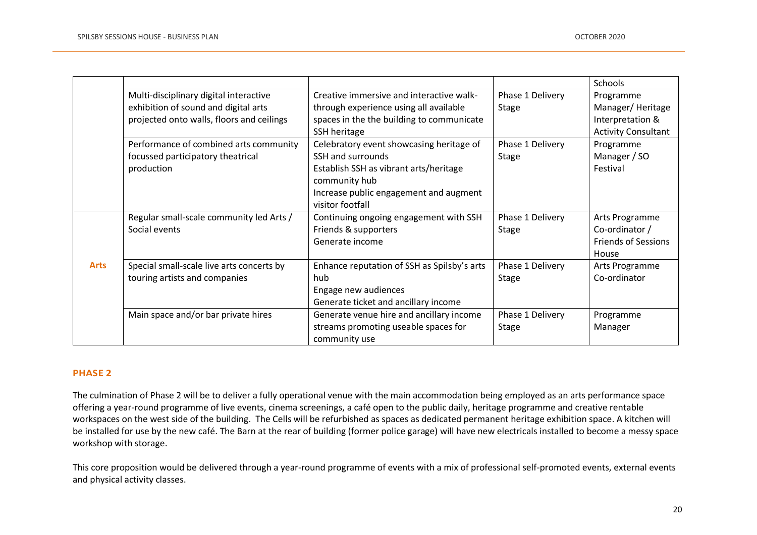| | | | | |
|---|---|---|---|---|
| | | | | Schools |
| | Multi-disciplinary digital interactive exhibition of sound and digital arts projected onto walls, floors and ceilings | Creative immersive and interactive walk-through experience using all available spaces in the the building to communicate SSH heritage | Phase 1 Delivery Stage | Programme Manager/ Heritage Interpretation & Activity Consultant |
| | Performance of combined arts community focussed participatory theatrical production | Celebratory event showcasing heritage of SSH and surrounds<br>Establish SSH as vibrant arts/heritage community hub<br>Increase public engagement and augment visitor footfall | Phase 1 Delivery Stage | Programme Manager / SO Festival |
| **Arts** | Regular small-scale community led Arts / Social events | Continuing ongoing engagement with SSH Friends & supporters<br>Generate income | Phase 1 Delivery Stage | Arts Programme Co-ordinator / Friends of Sessions House |
| | Special small-scale live arts concerts by touring artists and companies | Enhance reputation of SSH as Spilsby's arts hub<br>Engage new audiences<br>Generate ticket and ancillary income | Phase 1 Delivery Stage | Arts Programme Co-ordinator |
| | Main space and/or bar private hires | Generate venue hire and ancillary income streams promoting useable spaces for community use | Phase 1 Delivery Stage | Programme Manager |

## PHASE 2

The culmination of Phase 2 will be to deliver a fully operational venue with the main accommodation being employed as an arts performance space offering a year-round programme of live events, cinema screenings, a café open to the public daily, heritage programme and creative rentable workspaces on the west side of the building. The Cells will be refurbished as spaces as dedicated permanent heritage exhibition space. A kitchen will be installed for use by the new café. The Barn at the rear of building (former police garage) will have new electricals installed to become a messy space workshop with storage.

This core proposition would be delivered through a year-round programme of events with a mix of professional self-promoted events, external events and physical activity classes.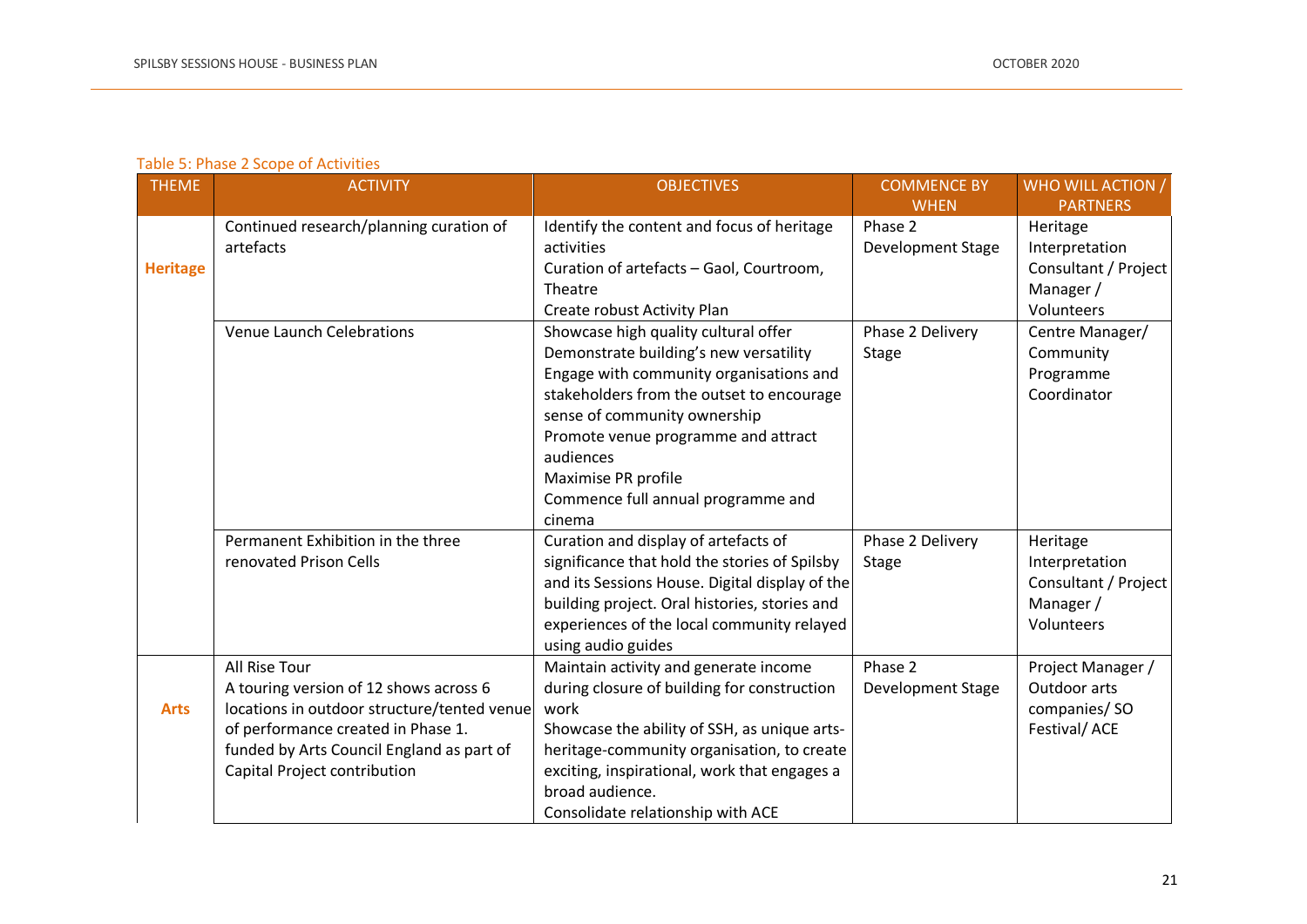Table 5: Phase 2 Scope of Activities

| THEME | ACTIVITY | OBJECTIVES | COMMENCE BY WHEN | WHO WILL ACTION / PARTNERS |
|---|---|---|---|---|
| **Heritage** | Continued research/planning curation of artefacts | Identify the content and focus of heritage activities<br>Curation of artefacts – Gaol, Courtroom, Theatre<br>Create robust Activity Plan | Phase 2 Development Stage | Heritage Interpretation Consultant / Project Manager / Volunteers |
| | Venue Launch Celebrations | Showcase high quality cultural offer<br>Demonstrate building's new versatility<br>Engage with community organisations and stakeholders from the outset to encourage sense of community ownership<br>Promote venue programme and attract audiences<br>Maximise PR profile<br>Commence full annual programme and cinema | Phase 2 Delivery Stage | Centre Manager/ Community Programme Coordinator |
| | Permanent Exhibition in the three renovated Prison Cells | Curation and display of artefacts of significance that hold the stories of Spilsby and its Sessions House. Digital display of the building project. Oral histories, stories and experiences of the local community relayed using audio guides | Phase 2 Delivery Stage | Heritage Interpretation Consultant / Project Manager / Volunteers |
| **Arts** | All Rise Tour<br>A touring version of 12 shows across 6 locations in outdoor structure/tented venue of performance created in Phase 1. funded by Arts Council England as part of Capital Project contribution | Maintain activity and generate income during closure of building for construction work<br>Showcase the ability of SSH, as unique arts-heritage-community organisation, to create exciting, inspirational, work that engages a broad audience.<br>Consolidate relationship with ACE | Phase 2 Development Stage | Project Manager / Outdoor arts companies/ SO Festival/ ACE |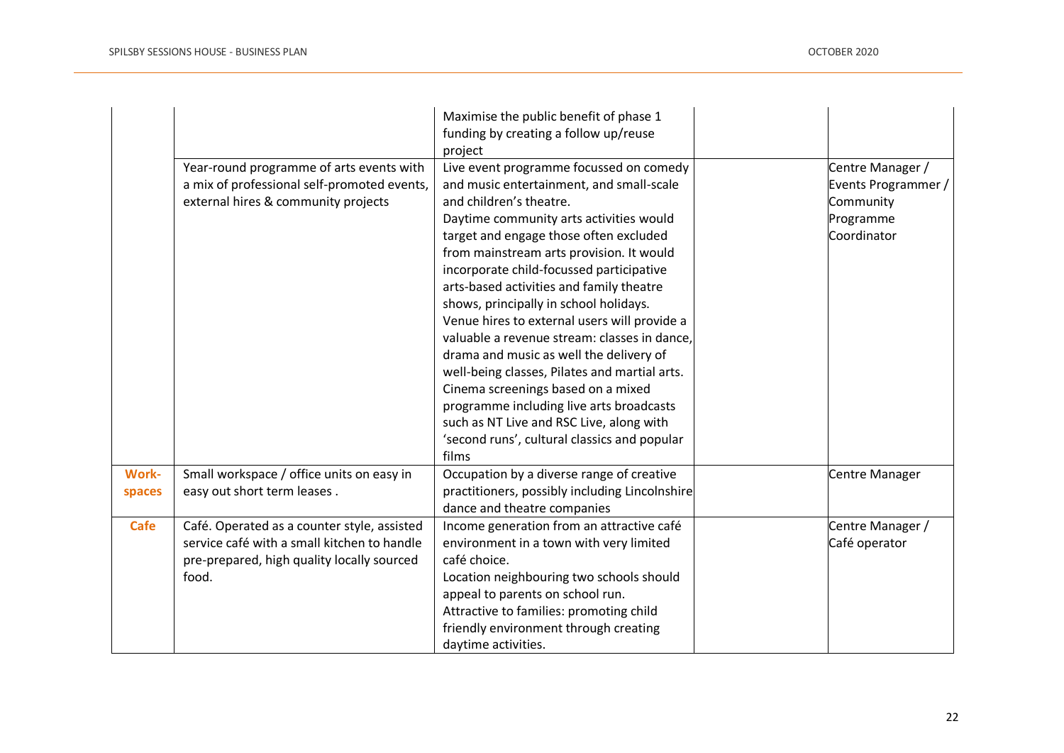| | | | | |
|---|---|---|---|---|
| | | Maximise the public benefit of phase 1 funding by creating a follow up/reuse project | | |
| | Year-round programme of arts events with a mix of professional self-promoted events, external hires & community projects | Live event programme focussed on comedy and music entertainment, and small-scale and children's theatre.<br>Daytime community arts activities would target and engage those often excluded from mainstream arts provision. It would incorporate child-focussed participative arts-based activities and family theatre shows, principally in school holidays.<br>Venue hires to external users will provide a valuable a revenue stream: classes in dance, drama and music as well the delivery of well-being classes, Pilates and martial arts.<br>Cinema screenings based on a mixed programme including live arts broadcasts such as NT Live and RSC Live, along with 'second runs', cultural classics and popular films | | Centre Manager / Events Programmer / Community Programme Coordinator |
| **Work-spaces** | Small workspace / office units on easy in easy out short term leases . | Occupation by a diverse range of creative practitioners, possibly including Lincolnshire dance and theatre companies | | Centre Manager |
| **Cafe** | Café. Operated as a counter style, assisted service café with a small kitchen to handle pre-prepared, high quality locally sourced food. | Income generation from an attractive café environment in a town with very limited café choice.<br>Location neighbouring two schools should appeal to parents on school run.<br>Attractive to families: promoting child friendly environment through creating daytime activities. | | Centre Manager / Café operator |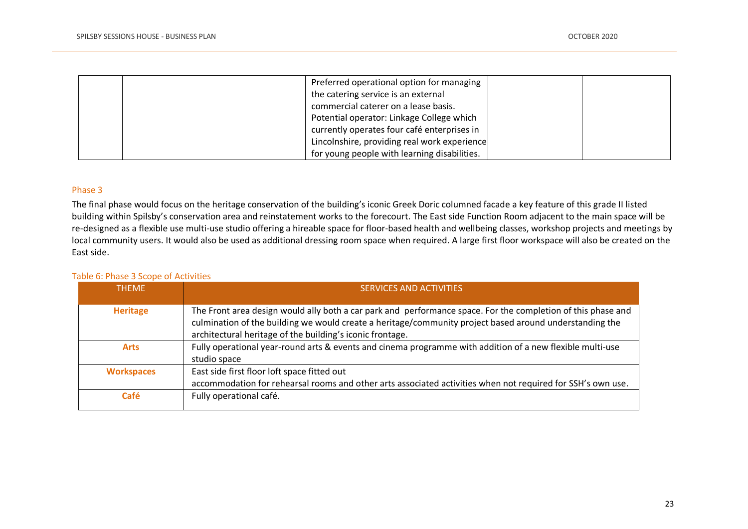| | | Preferred operational option for managing the catering service is an external commercial caterer on a lease basis. Potential operator: Linkage College which currently operates four café enterprises in Lincolnshire, providing real work experience for young people with learning disabilities. | | |
|---|---|---|---|---|

## Phase 3

The final phase would focus on the heritage conservation of the building's iconic Greek Doric columned facade a key feature of this grade II listed building within Spilsby's conservation area and reinstatement works to the forecourt. The East side Function Room adjacent to the main space will be re-designed as a flexible use multi-use studio offering a hireable space for floor-based health and wellbeing classes, workshop projects and meetings by local community users. It would also be used as additional dressing room space when required. A large first floor workspace will also be created on the East side.

Table 6: Phase 3 Scope of Activities

| THEME | SERVICES AND ACTIVITIES |
|---|---|
| **Heritage** | The Front area design would ally both a car park and performance space. For the completion of this phase and culmination of the building we would create a heritage/community project based around understanding the architectural heritage of the building's iconic frontage. |
| **Arts** | Fully operational year-round arts & events and cinema programme with addition of a new flexible multi-use studio space |
| **Workspaces** | East side first floor loft space fitted out<br>accommodation for rehearsal rooms and other arts associated activities when not required for SSH's own use. |
| **Café** | Fully operational café. |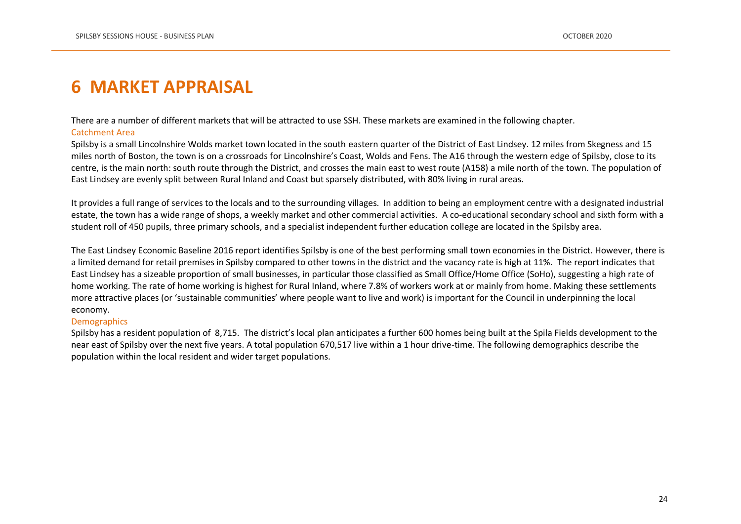# 6 MARKET APPRAISAL

There are a number of different markets that will be attracted to use SSH. These markets are examined in the following chapter.

### Catchment Area

Spilsby is a small Lincolnshire Wolds market town located in the south eastern quarter of the District of East Lindsey. 12 miles from Skegness and 15 miles north of Boston, the town is on a crossroads for Lincolnshire's Coast, Wolds and Fens. The A16 through the western edge of Spilsby, close to its centre, is the main north: south route through the District, and crosses the main east to west route (A158) a mile north of the town. The population of East Lindsey are evenly split between Rural Inland and Coast but sparsely distributed, with 80% living in rural areas.

It provides a full range of services to the locals and to the surrounding villages. In addition to being an employment centre with a designated industrial estate, the town has a wide range of shops, a weekly market and other commercial activities. A co-educational secondary school and sixth form with a student roll of 450 pupils, three primary schools, and a specialist independent further education college are located in the Spilsby area.

The East Lindsey Economic Baseline 2016 report identifies Spilsby is one of the best performing small town economies in the District. However, there is a limited demand for retail premises in Spilsby compared to other towns in the district and the vacancy rate is high at 11%. The report indicates that East Lindsey has a sizeable proportion of small businesses, in particular those classified as Small Office/Home Office (SoHo), suggesting a high rate of home working. The rate of home working is highest for Rural Inland, where 7.8% of workers work at or mainly from home. Making these settlements more attractive places (or 'sustainable communities' where people want to live and work) is important for the Council in underpinning the local economy.

### Demographics

Spilsby has a resident population of 8,715. The district's local plan anticipates a further 600 homes being built at the Spila Fields development to the near east of Spilsby over the next five years. A total population 670,517 live within a 1 hour drive-time. The following demographics describe the population within the local resident and wider target populations.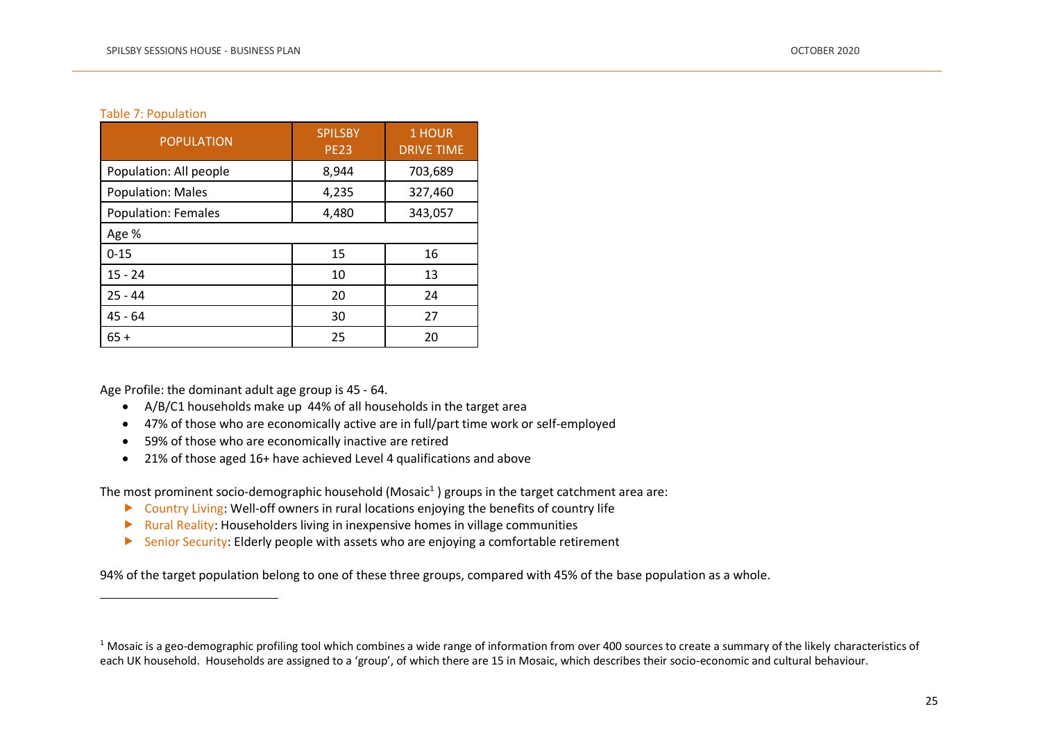Table 7: Population

| POPULATION | SPILSBY PE23 | 1 HOUR DRIVE TIME |
|---|---|---|
| Population: All people | 8,944 | 703,689 |
| Population: Males | 4,235 | 327,460 |
| Population: Females | 4,480 | 343,057 |
| Age % | | |
| 0-15 | 15 | 16 |
| 15 - 24 | 10 | 13 |
| 25 - 44 | 20 | 24 |
| 45 - 64 | 30 | 27 |
| 65 + | 25 | 20 |

Age Profile: the dominant adult age group is 45 - 64.

- A/B/C1 households make up 44% of all households in the target area
- 47% of those who are economically active are in full/part time work or self-employed
- 59% of those who are economically inactive are retired
- 21% of those aged 16+ have achieved Level 4 qualifications and above

The most prominent socio-demographic household (Mosaic[1] ) groups in the target catchment area are:

- Country Living: Well-off owners in rural locations enjoying the benefits of country life
- Rural Reality: Householders living in inexpensive homes in village communities
- Senior Security: Elderly people with assets who are enjoying a comfortable retirement

94% of the target population belong to one of these three groups, compared with 45% of the base population as a whole.

---

[1] Mosaic is a geo-demographic profiling tool which combines a wide range of information from over 400 sources to create a summary of the likely characteristics of each UK household. Households are assigned to a 'group', of which there are 15 in Mosaic, which describes their socio-economic and cultural behaviour.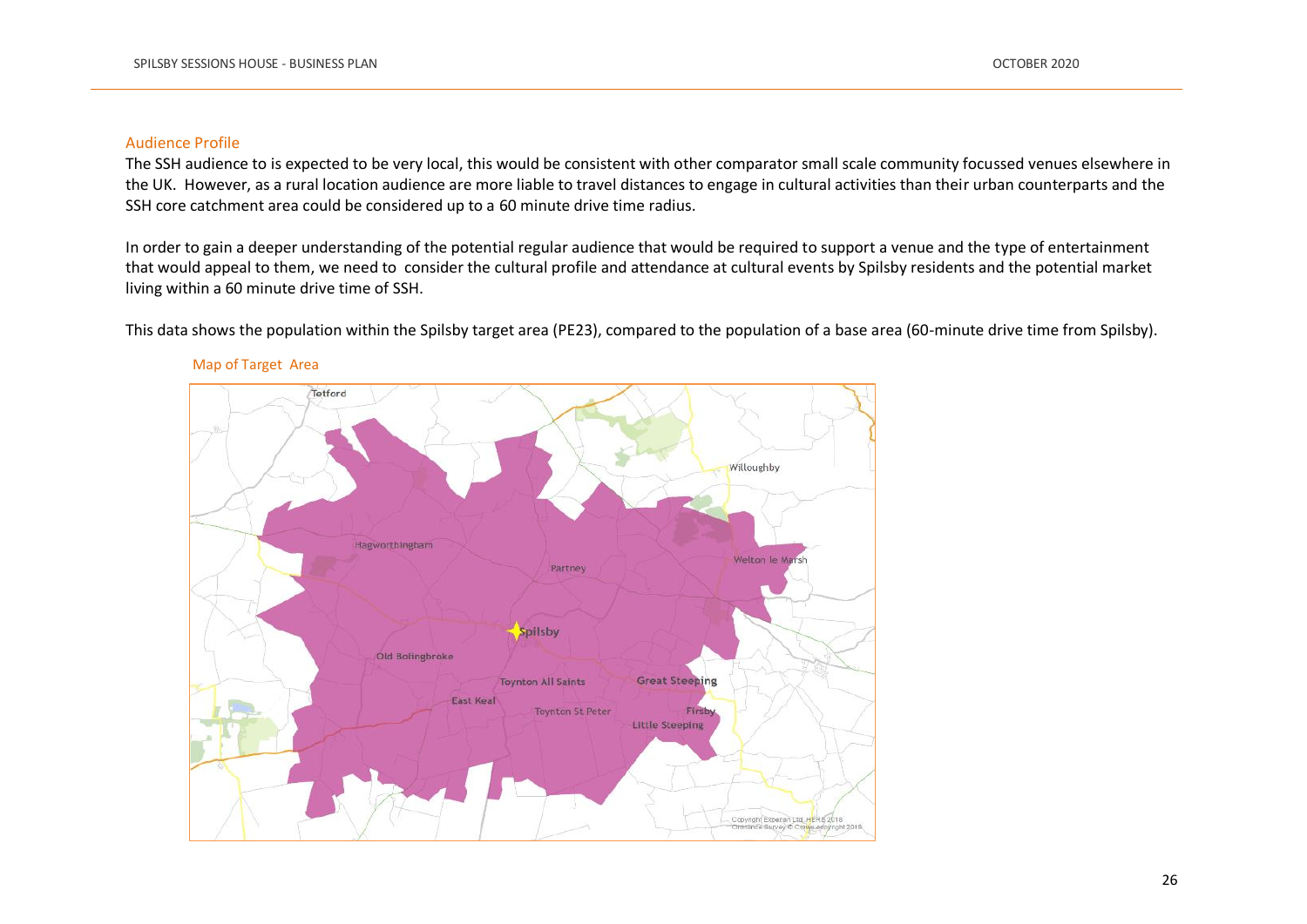## Audience Profile

The SSH audience to is expected to be very local, this would be consistent with other comparator small scale community focussed venues elsewhere in the UK. However, as a rural location audience are more liable to travel distances to engage in cultural activities than their urban counterparts and the SSH core catchment area could be considered up to a 60 minute drive time radius.

In order to gain a deeper understanding of the potential regular audience that would be required to support a venue and the type of entertainment that would appeal to them, we need to consider the cultural profile and attendance at cultural events by Spilsby residents and the potential market living within a 60 minute drive time of SSH.

This data shows the population within the Spilsby target area (PE23), compared to the population of a base area (60-minute drive time from Spilsby).

Map of Target Area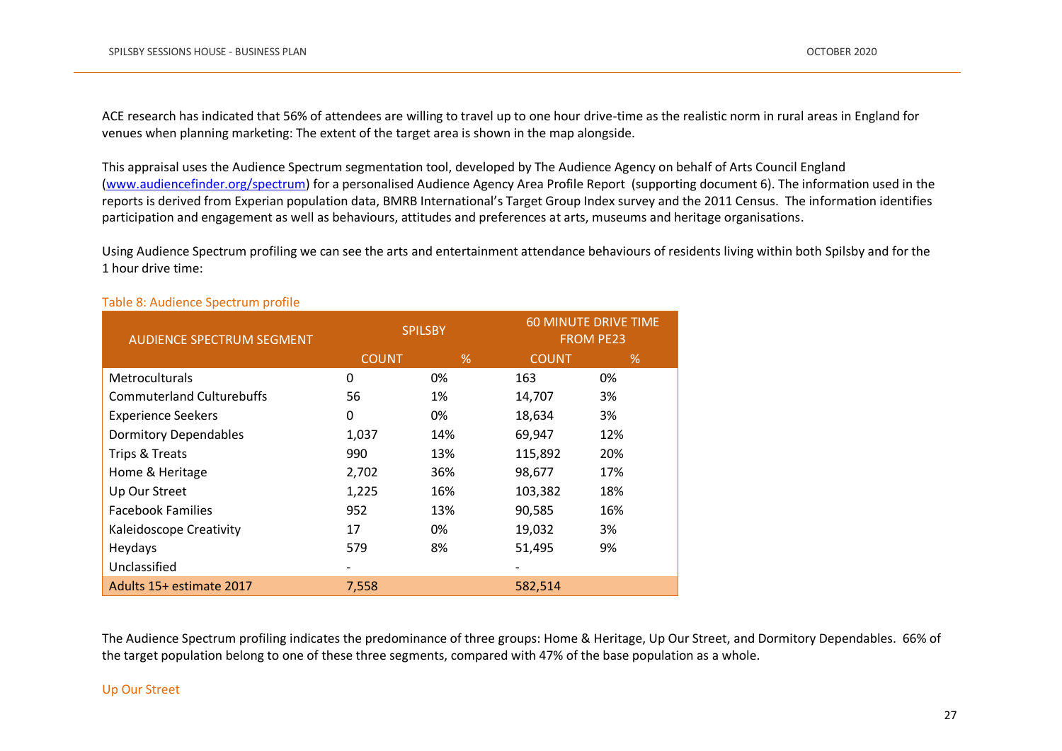ACE research has indicated that 56% of attendees are willing to travel up to one hour drive-time as the realistic norm in rural areas in England for venues when planning marketing: The extent of the target area is shown in the map alongside.

This appraisal uses the Audience Spectrum segmentation tool, developed by The Audience Agency on behalf of Arts Council England ([www.audiencefinder.org/spectrum](www.audiencefinder.org/spectrum)) for a personalised Audience Agency Area Profile Report (supporting document 6). The information used in the reports is derived from Experian population data, BMRB International's Target Group Index survey and the 2011 Census. The information identifies participation and engagement as well as behaviours, attitudes and preferences at arts, museums and heritage organisations.

Using Audience Spectrum profiling we can see the arts and entertainment attendance behaviours of residents living within both Spilsby and for the 1 hour drive time:

Table 8: Audience Spectrum profile

| AUDIENCE SPECTRUM SEGMENT | SPILSBY | | 60 MINUTE DRIVE TIME FROM PE23 | |
|---|---|---|---|---|
| | COUNT | % | COUNT | % |
| Metroculturals | 0 | 0% | 163 | 0% |
| Commuterland Culturebuffs | 56 | 1% | 14,707 | 3% |
| Experience Seekers | 0 | 0% | 18,634 | 3% |
| Dormitory Dependables | 1,037 | 14% | 69,947 | 12% |
| Trips & Treats | 990 | 13% | 115,892 | 20% |
| Home & Heritage | 2,702 | 36% | 98,677 | 17% |
| Up Our Street | 1,225 | 16% | 103,382 | 18% |
| Facebook Families | 952 | 13% | 90,585 | 16% |
| Kaleidoscope Creativity | 17 | 0% | 19,032 | 3% |
| Heydays | 579 | 8% | 51,495 | 9% |
| Unclassified | - | | - | |
| Adults 15+ estimate 2017 | 7,558 | | 582,514 | |

The Audience Spectrum profiling indicates the predominance of three groups: Home & Heritage, Up Our Street, and Dormitory Dependables. 66% of the target population belong to one of these three segments, compared with 47% of the base population as a whole.

### Up Our Street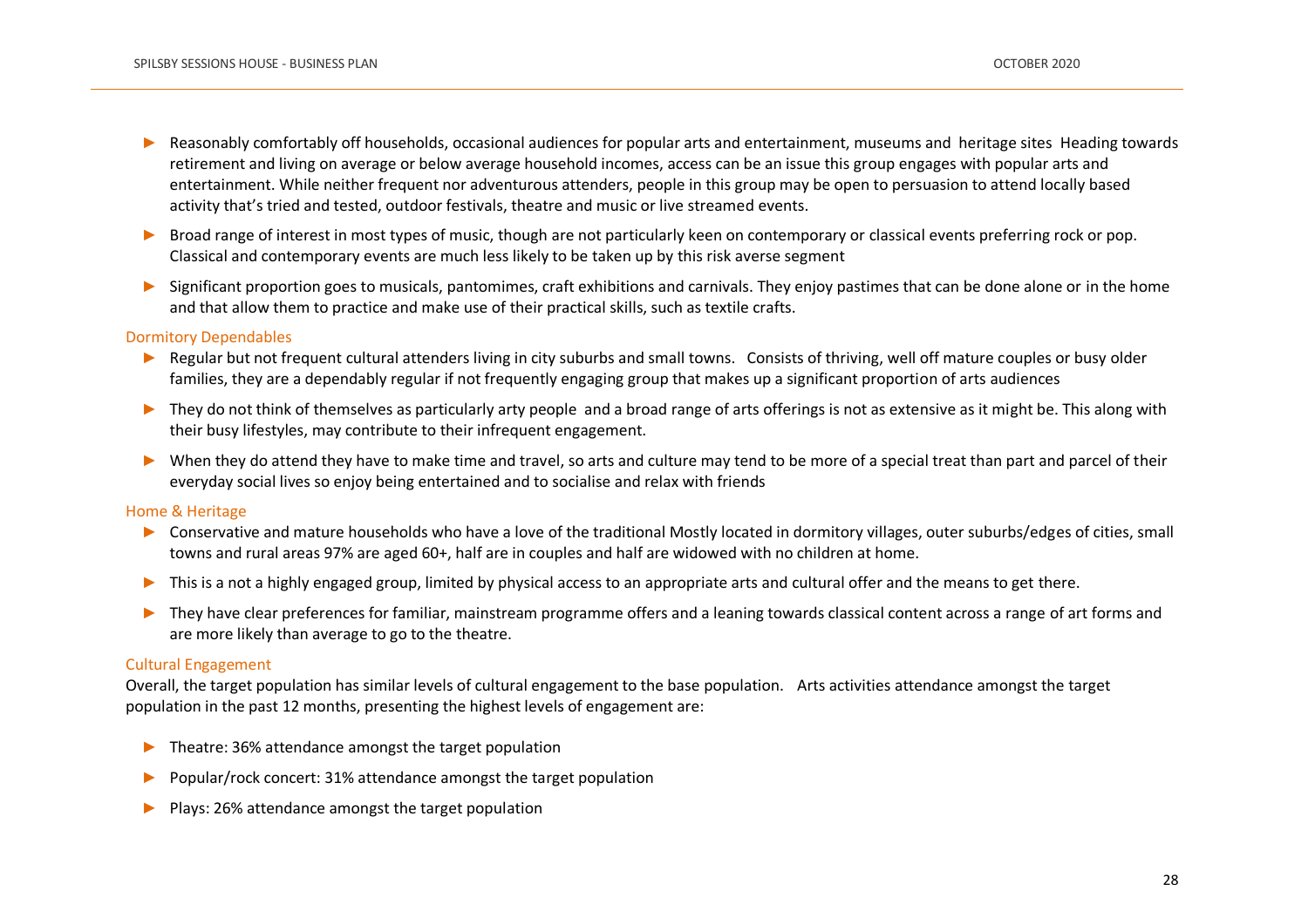- Reasonably comfortably off households, occasional audiences for popular arts and entertainment, museums and heritage sites Heading towards retirement and living on average or below average household incomes, access can be an issue this group engages with popular arts and entertainment. While neither frequent nor adventurous attenders, people in this group may be open to persuasion to attend locally based activity that's tried and tested, outdoor festivals, theatre and music or live streamed events.
- Broad range of interest in most types of music, though are not particularly keen on contemporary or classical events preferring rock or pop. Classical and contemporary events are much less likely to be taken up by this risk averse segment
- Significant proportion goes to musicals, pantomimes, craft exhibitions and carnivals. They enjoy pastimes that can be done alone or in the home and that allow them to practice and make use of their practical skills, such as textile crafts.

### Dormitory Dependables

- Regular but not frequent cultural attenders living in city suburbs and small towns. Consists of thriving, well off mature couples or busy older families, they are a dependably regular if not frequently engaging group that makes up a significant proportion of arts audiences
- They do not think of themselves as particularly arty people and a broad range of arts offerings is not as extensive as it might be. This along with their busy lifestyles, may contribute to their infrequent engagement.
- When they do attend they have to make time and travel, so arts and culture may tend to be more of a special treat than part and parcel of their everyday social lives so enjoy being entertained and to socialise and relax with friends

### Home & Heritage

- Conservative and mature households who have a love of the traditional Mostly located in dormitory villages, outer suburbs/edges of cities, small towns and rural areas 97% are aged 60+, half are in couples and half are widowed with no children at home.
- This is a not a highly engaged group, limited by physical access to an appropriate arts and cultural offer and the means to get there.
- They have clear preferences for familiar, mainstream programme offers and a leaning towards classical content across a range of art forms and are more likely than average to go to the theatre.

### Cultural Engagement

Overall, the target population has similar levels of cultural engagement to the base population. Arts activities attendance amongst the target population in the past 12 months, presenting the highest levels of engagement are:

- Theatre: 36% attendance amongst the target population
- Popular/rock concert: 31% attendance amongst the target population
- Plays: 26% attendance amongst the target population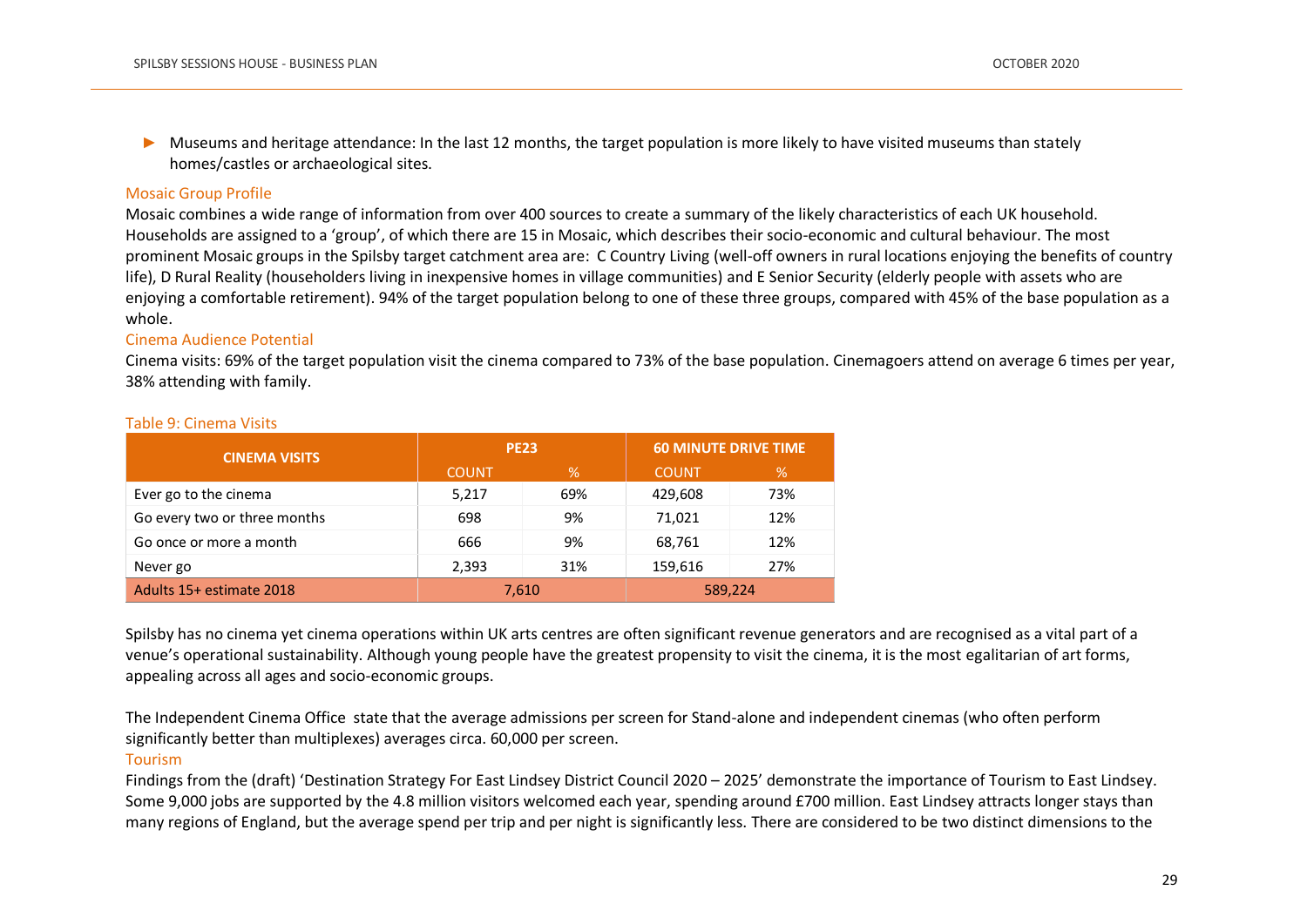- Museums and heritage attendance: In the last 12 months, the target population is more likely to have visited museums than stately homes/castles or archaeological sites.

### Mosaic Group Profile

Mosaic combines a wide range of information from over 400 sources to create a summary of the likely characteristics of each UK household. Households are assigned to a 'group', of which there are 15 in Mosaic, which describes their socio-economic and cultural behaviour. The most prominent Mosaic groups in the Spilsby target catchment area are: C Country Living (well-off owners in rural locations enjoying the benefits of country life), D Rural Reality (householders living in inexpensive homes in village communities) and E Senior Security (elderly people with assets who are enjoying a comfortable retirement). 94% of the target population belong to one of these three groups, compared with 45% of the base population as a whole.

### Cinema Audience Potential

Cinema visits: 69% of the target population visit the cinema compared to 73% of the base population. Cinemagoers attend on average 6 times per year, 38% attending with family.

Table 9: Cinema Visits

| CINEMA VISITS | PE23 | | 60 MINUTE DRIVE TIME | |
|---|---|---|---|---|
| | COUNT | % | COUNT | % |
| Ever go to the cinema | 5,217 | 69% | 429,608 | 73% |
| Go every two or three months | 698 | 9% | 71,021 | 12% |
| Go once or more a month | 666 | 9% | 68,761 | 12% |
| Never go | 2,393 | 31% | 159,616 | 27% |
| Adults 15+ estimate 2018 | 7,610 | | 589,224 | |

Spilsby has no cinema yet cinema operations within UK arts centres are often significant revenue generators and are recognised as a vital part of a venue's operational sustainability. Although young people have the greatest propensity to visit the cinema, it is the most egalitarian of art forms, appealing across all ages and socio-economic groups.

The Independent Cinema Office state that the average admissions per screen for Stand-alone and independent cinemas (who often perform significantly better than multiplexes) averages circa. 60,000 per screen.

### Tourism

Findings from the (draft) 'Destination Strategy For East Lindsey District Council 2020 – 2025' demonstrate the importance of Tourism to East Lindsey. Some 9,000 jobs are supported by the 4.8 million visitors welcomed each year, spending around £700 million. East Lindsey attracts longer stays than many regions of England, but the average spend per trip and per night is significantly less. There are considered to be two distinct dimensions to the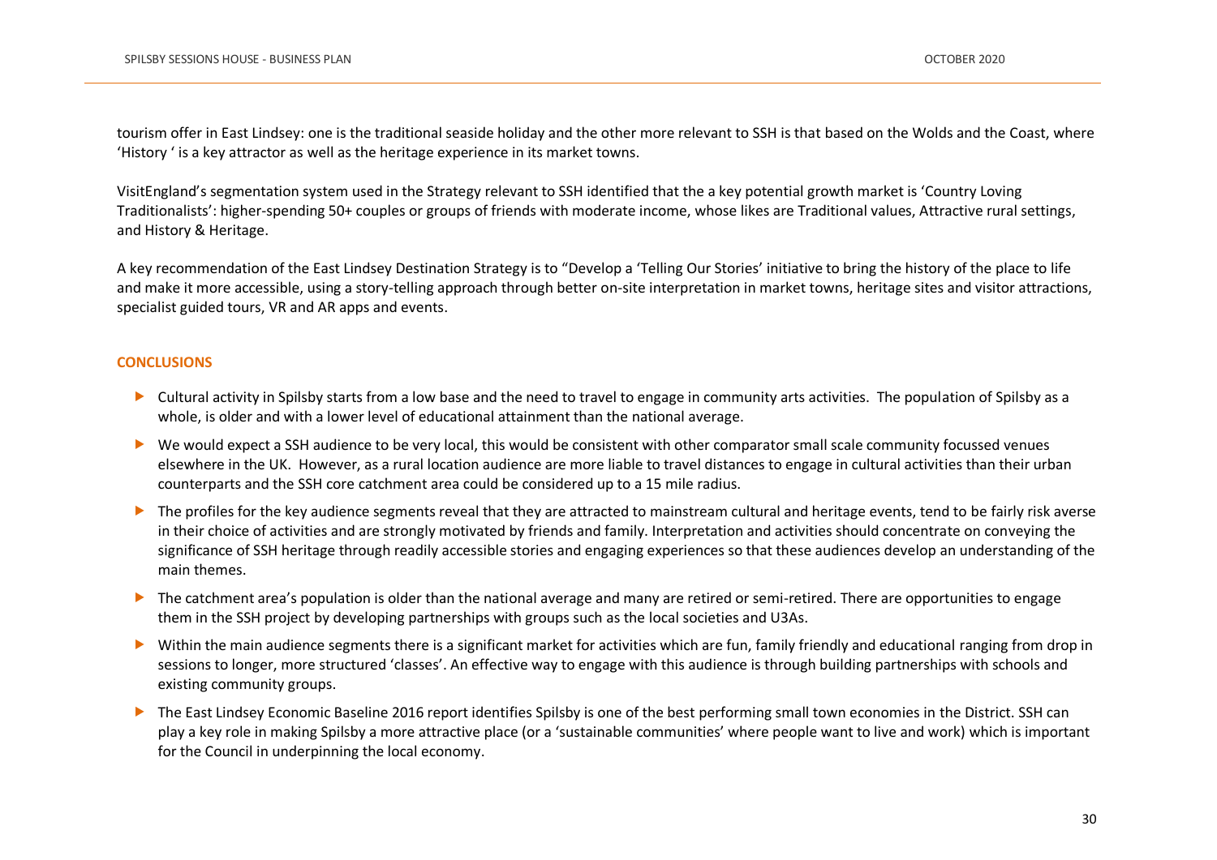tourism offer in East Lindsey: one is the traditional seaside holiday and the other more relevant to SSH is that based on the Wolds and the Coast, where 'History ' is a key attractor as well as the heritage experience in its market towns.

VisitEngland's segmentation system used in the Strategy relevant to SSH identified that the a key potential growth market is 'Country Loving Traditionalists': higher-spending 50+ couples or groups of friends with moderate income, whose likes are Traditional values, Attractive rural settings, and History & Heritage.

A key recommendation of the East Lindsey Destination Strategy is to "Develop a 'Telling Our Stories' initiative to bring the history of the place to life and make it more accessible, using a story-telling approach through better on-site interpretation in market towns, heritage sites and visitor attractions, specialist guided tours, VR and AR apps and events.

## CONCLUSIONS

- Cultural activity in Spilsby starts from a low base and the need to travel to engage in community arts activities. The population of Spilsby as a whole, is older and with a lower level of educational attainment than the national average.
- We would expect a SSH audience to be very local, this would be consistent with other comparator small scale community focussed venues elsewhere in the UK. However, as a rural location audience are more liable to travel distances to engage in cultural activities than their urban counterparts and the SSH core catchment area could be considered up to a 15 mile radius.
- The profiles for the key audience segments reveal that they are attracted to mainstream cultural and heritage events, tend to be fairly risk averse in their choice of activities and are strongly motivated by friends and family. Interpretation and activities should concentrate on conveying the significance of SSH heritage through readily accessible stories and engaging experiences so that these audiences develop an understanding of the main themes.
- The catchment area's population is older than the national average and many are retired or semi-retired. There are opportunities to engage them in the SSH project by developing partnerships with groups such as the local societies and U3As.
- Within the main audience segments there is a significant market for activities which are fun, family friendly and educational ranging from drop in sessions to longer, more structured 'classes'. An effective way to engage with this audience is through building partnerships with schools and existing community groups.
- The East Lindsey Economic Baseline 2016 report identifies Spilsby is one of the best performing small town economies in the District. SSH can play a key role in making Spilsby a more attractive place (or a 'sustainable communities' where people want to live and work) which is important for the Council in underpinning the local economy.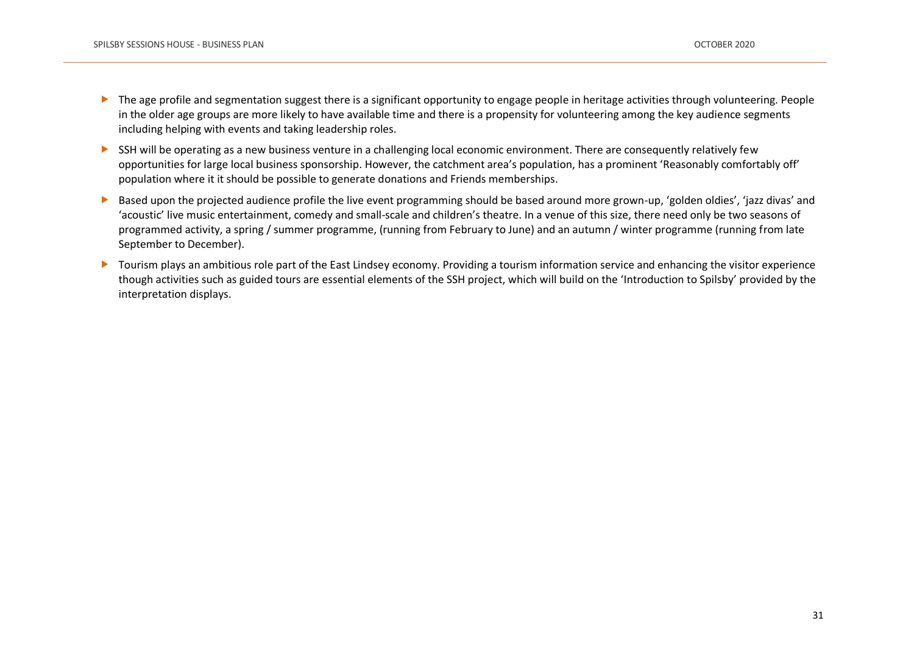- The age profile and segmentation suggest there is a significant opportunity to engage people in heritage activities through volunteering. People in the older age groups are more likely to have available time and there is a propensity for volunteering among the key audience segments including helping with events and taking leadership roles.
- SSH will be operating as a new business venture in a challenging local economic environment. There are consequently relatively few opportunities for large local business sponsorship. However, the catchment area's population, has a prominent 'Reasonably comfortably off' population where it it should be possible to generate donations and Friends memberships.
- Based upon the projected audience profile the live event programming should be based around more grown-up, 'golden oldies', 'jazz divas' and 'acoustic' live music entertainment, comedy and small-scale and children's theatre. In a venue of this size, there need only be two seasons of programmed activity, a spring / summer programme, (running from February to June) and an autumn / winter programme (running from late September to December).
- Tourism plays an ambitious role part of the East Lindsey economy. Providing a tourism information service and enhancing the visitor experience though activities such as guided tours are essential elements of the SSH project, which will build on the 'Introduction to Spilsby' provided by the interpretation displays.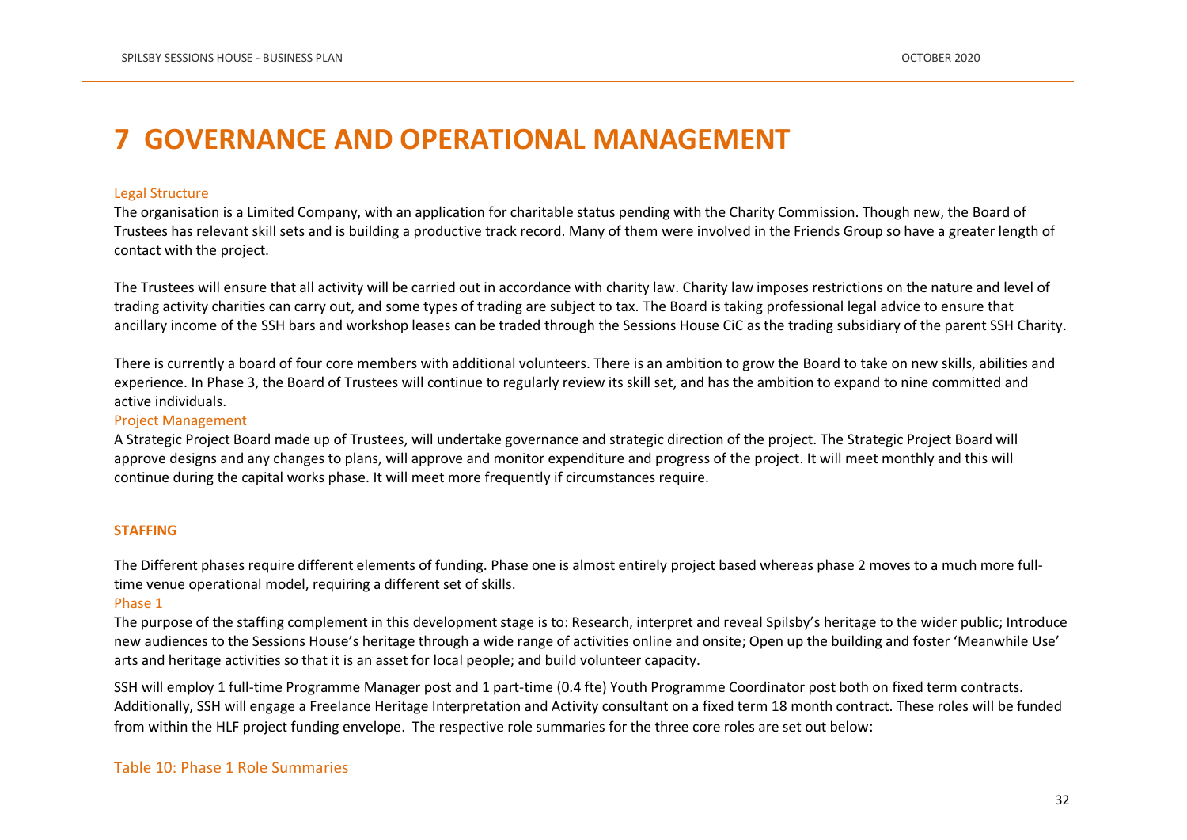# 7 GOVERNANCE AND OPERATIONAL MANAGEMENT

### Legal Structure

The organisation is a Limited Company, with an application for charitable status pending with the Charity Commission. Though new, the Board of Trustees has relevant skill sets and is building a productive track record. Many of them were involved in the Friends Group so have a greater length of contact with the project.

The Trustees will ensure that all activity will be carried out in accordance with charity law. Charity law imposes restrictions on the nature and level of trading activity charities can carry out, and some types of trading are subject to tax. The Board is taking professional legal advice to ensure that ancillary income of the SSH bars and workshop leases can be traded through the Sessions House CiC as the trading subsidiary of the parent SSH Charity.

There is currently a board of four core members with additional volunteers. There is an ambition to grow the Board to take on new skills, abilities and experience. In Phase 3, the Board of Trustees will continue to regularly review its skill set, and has the ambition to expand to nine committed and active individuals.

### Project Management

A Strategic Project Board made up of Trustees, will undertake governance and strategic direction of the project. The Strategic Project Board will approve designs and any changes to plans, will approve and monitor expenditure and progress of the project. It will meet monthly and this will continue during the capital works phase. It will meet more frequently if circumstances require.

## STAFFING

The Different phases require different elements of funding. Phase one is almost entirely project based whereas phase 2 moves to a much more full-time venue operational model, requiring a different set of skills.

### Phase 1

The purpose of the staffing complement in this development stage is to: Research, interpret and reveal Spilsby's heritage to the wider public; Introduce new audiences to the Sessions House's heritage through a wide range of activities online and onsite; Open up the building and foster 'Meanwhile Use' arts and heritage activities so that it is an asset for local people; and build volunteer capacity.

SSH will employ 1 full-time Programme Manager post and 1 part-time (0.4 fte) Youth Programme Coordinator post both on fixed term contracts. Additionally, SSH will engage a Freelance Heritage Interpretation and Activity consultant on a fixed term 18 month contract. These roles will be funded from within the HLF project funding envelope. The respective role summaries for the three core roles are set out below:

### Table 10: Phase 1 Role Summaries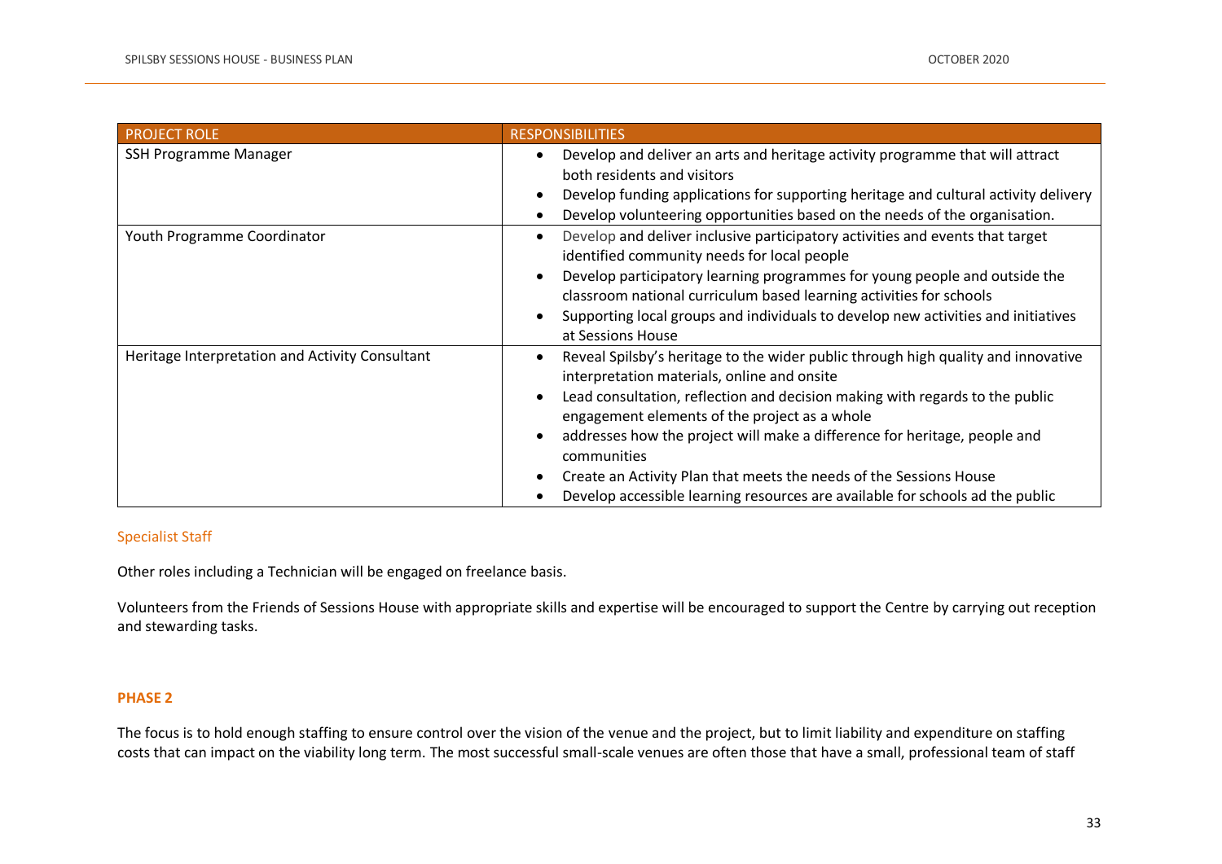| PROJECT ROLE | RESPONSIBILITIES |
|---|---|
| SSH Programme Manager | • Develop and deliver an arts and heritage activity programme that will attract both residents and visitors<br>• Develop funding applications for supporting heritage and cultural activity delivery<br>• Develop volunteering opportunities based on the needs of the organisation. |
| Youth Programme Coordinator | • Develop and deliver inclusive participatory activities and events that target identified community needs for local people<br>• Develop participatory learning programmes for young people and outside the classroom national curriculum based learning activities for schools<br>• Supporting local groups and individuals to develop new activities and initiatives at Sessions House |
| Heritage Interpretation and Activity Consultant | • Reveal Spilsby's heritage to the wider public through high quality and innovative interpretation materials, online and onsite<br>• Lead consultation, reflection and decision making with regards to the public engagement elements of the project as a whole<br>• addresses how the project will make a difference for heritage, people and communities<br>• Create an Activity Plan that meets the needs of the Sessions House<br>• Develop accessible learning resources are available for schools ad the public |

### Specialist Staff

Other roles including a Technician will be engaged on freelance basis.

Volunteers from the Friends of Sessions House with appropriate skills and expertise will be encouraged to support the Centre by carrying out reception and stewarding tasks.

## PHASE 2

The focus is to hold enough staffing to ensure control over the vision of the venue and the project, but to limit liability and expenditure on staffing costs that can impact on the viability long term. The most successful small-scale venues are often those that have a small, professional team of staff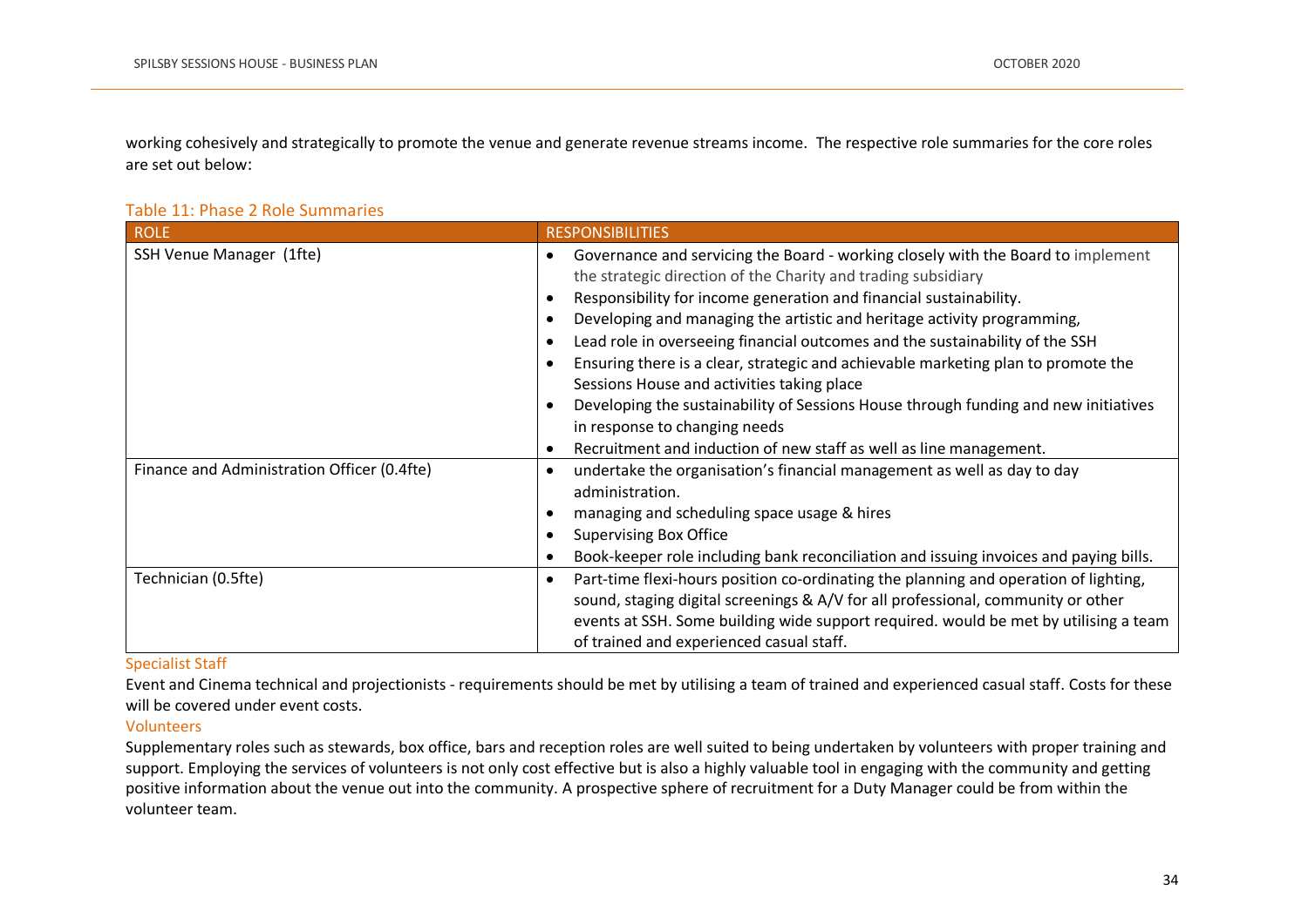working cohesively and strategically to promote the venue and generate revenue streams income. The respective role summaries for the core roles are set out below:

Table 11: Phase 2 Role Summaries

| ROLE | RESPONSIBILITIES |
|---|---|
| SSH Venue Manager (1fte) | • Governance and servicing the Board - working closely with the Board to implement the strategic direction of the Charity and trading subsidiary<br>• Responsibility for income generation and financial sustainability.<br>• Developing and managing the artistic and heritage activity programming,<br>• Lead role in overseeing financial outcomes and the sustainability of the SSH<br>• Ensuring there is a clear, strategic and achievable marketing plan to promote the Sessions House and activities taking place<br>• Developing the sustainability of Sessions House through funding and new initiatives in response to changing needs<br>• Recruitment and induction of new staff as well as line management. |
| Finance and Administration Officer (0.4fte) | • undertake the organisation's financial management as well as day to day administration.<br>• managing and scheduling space usage & hires<br>• Supervising Box Office<br>• Book-keeper role including bank reconciliation and issuing invoices and paying bills. |
| Technician (0.5fte) | • Part-time flexi-hours position co-ordinating the planning and operation of lighting, sound, staging digital screenings & A/V for all professional, community or other events at SSH. Some building wide support required. would be met by utilising a team of trained and experienced casual staff. |

### Specialist Staff

Event and Cinema technical and projectionists - requirements should be met by utilising a team of trained and experienced casual staff. Costs for these will be covered under event costs.

### Volunteers

Supplementary roles such as stewards, box office, bars and reception roles are well suited to being undertaken by volunteers with proper training and support. Employing the services of volunteers is not only cost effective but is also a highly valuable tool in engaging with the community and getting positive information about the venue out into the community. A prospective sphere of recruitment for a Duty Manager could be from within the volunteer team.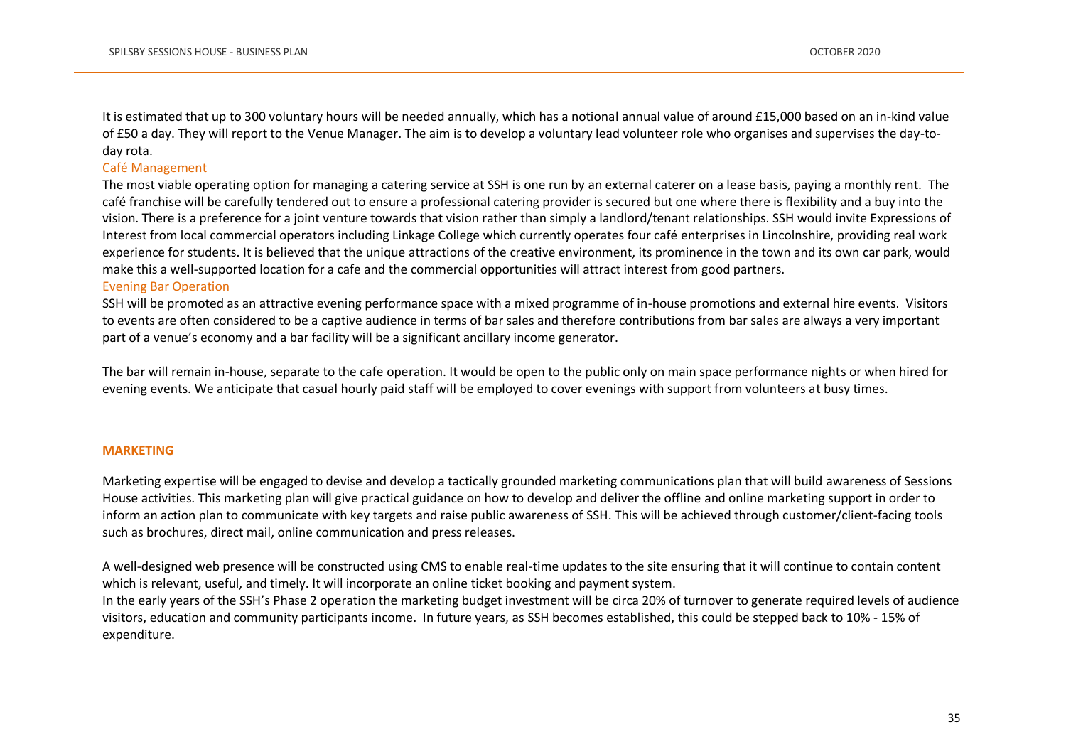It is estimated that up to 300 voluntary hours will be needed annually, which has a notional annual value of around £15,000 based on an in-kind value of £50 a day. They will report to the Venue Manager. The aim is to develop a voluntary lead volunteer role who organises and supervises the day-to-day rota.

### Café Management

The most viable operating option for managing a catering service at SSH is one run by an external caterer on a lease basis, paying a monthly rent. The café franchise will be carefully tendered out to ensure a professional catering provider is secured but one where there is flexibility and a buy into the vision. There is a preference for a joint venture towards that vision rather than simply a landlord/tenant relationships. SSH would invite Expressions of Interest from local commercial operators including Linkage College which currently operates four café enterprises in Lincolnshire, providing real work experience for students. It is believed that the unique attractions of the creative environment, its prominence in the town and its own car park, would make this a well-supported location for a cafe and the commercial opportunities will attract interest from good partners.

### Evening Bar Operation

SSH will be promoted as an attractive evening performance space with a mixed programme of in-house promotions and external hire events. Visitors to events are often considered to be a captive audience in terms of bar sales and therefore contributions from bar sales are always a very important part of a venue's economy and a bar facility will be a significant ancillary income generator.

The bar will remain in-house, separate to the cafe operation. It would be open to the public only on main space performance nights or when hired for evening events. We anticipate that casual hourly paid staff will be employed to cover evenings with support from volunteers at busy times.

## MARKETING

Marketing expertise will be engaged to devise and develop a tactically grounded marketing communications plan that will build awareness of Sessions House activities. This marketing plan will give practical guidance on how to develop and deliver the offline and online marketing support in order to inform an action plan to communicate with key targets and raise public awareness of SSH. This will be achieved through customer/client-facing tools such as brochures, direct mail, online communication and press releases.

A well-designed web presence will be constructed using CMS to enable real-time updates to the site ensuring that it will continue to contain content which is relevant, useful, and timely. It will incorporate an online ticket booking and payment system.
In the early years of the SSH's Phase 2 operation the marketing budget investment will be circa 20% of turnover to generate required levels of audience visitors, education and community participants income. In future years, as SSH becomes established, this could be stepped back to 10% - 15% of expenditure.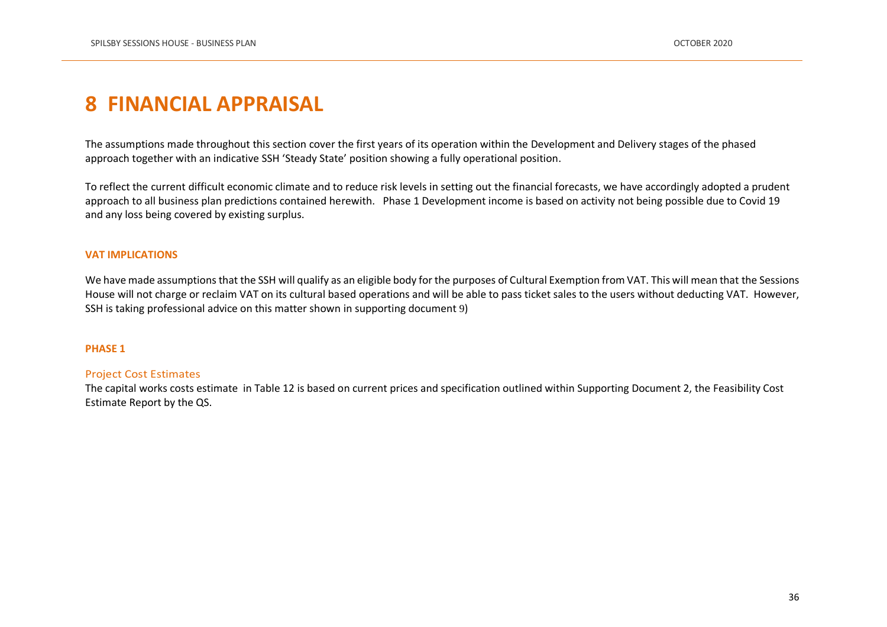# 8 FINANCIAL APPRAISAL

The assumptions made throughout this section cover the first years of its operation within the Development and Delivery stages of the phased approach together with an indicative SSH 'Steady State' position showing a fully operational position.

To reflect the current difficult economic climate and to reduce risk levels in setting out the financial forecasts, we have accordingly adopted a prudent approach to all business plan predictions contained herewith. Phase 1 Development income is based on activity not being possible due to Covid 19 and any loss being covered by existing surplus.

### VAT IMPLICATIONS

We have made assumptions that the SSH will qualify as an eligible body for the purposes of Cultural Exemption from VAT. This will mean that the Sessions House will not charge or reclaim VAT on its cultural based operations and will be able to pass ticket sales to the users without deducting VAT. However, SSH is taking professional advice on this matter shown in supporting document 9)

### PHASE 1

#### Project Cost Estimates

The capital works costs estimate in Table 12 is based on current prices and specification outlined within Supporting Document 2, the Feasibility Cost Estimate Report by the QS.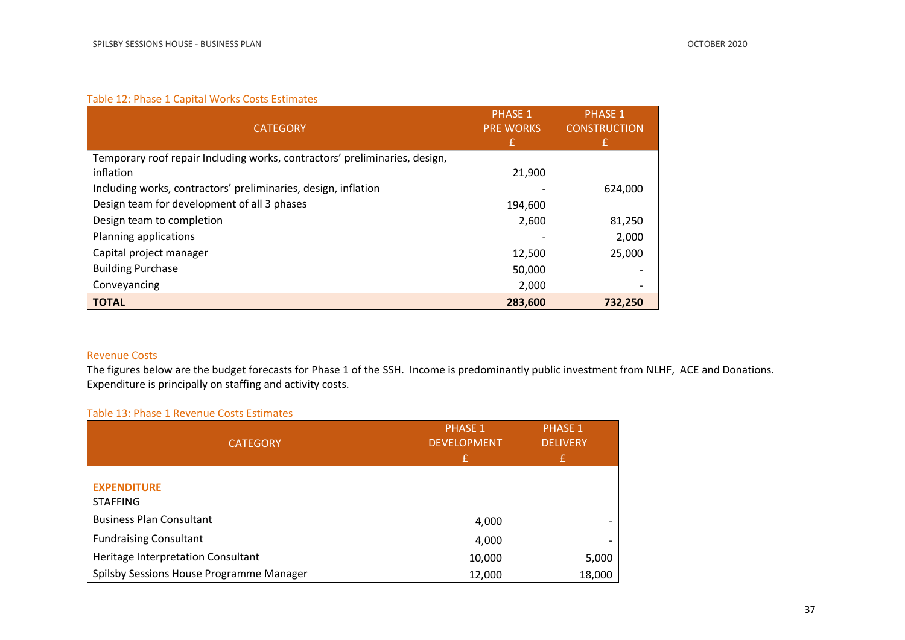Table 12: Phase 1 Capital Works Costs Estimates

| CATEGORY | PHASE 1 PRE WORKS £ | PHASE 1 CONSTRUCTION £ |
|---|---|---|
| Temporary roof repair Including works, contractors' preliminaries, design, inflation | 21,900 | |
| Including works, contractors' preliminaries, design, inflation | - | 624,000 |
| Design team for development of all 3 phases | 194,600 | |
| Design team to completion | 2,600 | 81,250 |
| Planning applications | - | 2,000 |
| Capital project manager | 12,500 | 25,000 |
| Building Purchase | 50,000 | - |
| Conveyancing | 2,000 | - |
| **TOTAL** | **283,600** | **732,250** |

## Revenue Costs

The figures below are the budget forecasts for Phase 1 of the SSH. Income is predominantly public investment from NLHF, ACE and Donations. Expenditure is principally on staffing and activity costs.

Table 13: Phase 1 Revenue Costs Estimates

| CATEGORY | PHASE 1 DEVELOPMENT £ | PHASE 1 DELIVERY £ |
|---|---|---|
| **EXPENDITURE** | | |
| STAFFING | | |
| Business Plan Consultant | 4,000 | - |
| Fundraising Consultant | 4,000 | - |
| Heritage Interpretation Consultant | 10,000 | 5,000 |
| Spilsby Sessions House Programme Manager | 12,000 | 18,000 |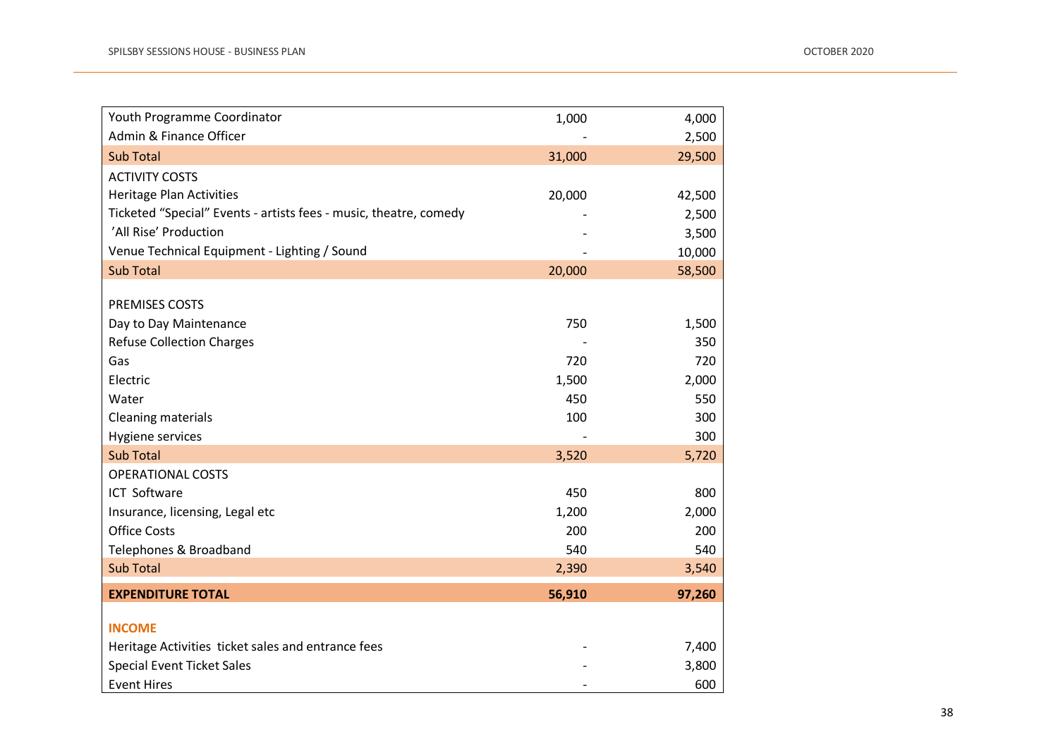| | | |
|---|---|---|
| Youth Programme Coordinator | 1,000 | 4,000 |
| Admin & Finance Officer | - | 2,500 |
| Sub Total | 31,000 | 29,500 |
| ACTIVITY COSTS | | |
| Heritage Plan Activities | 20,000 | 42,500 |
| Ticketed "Special" Events - artists fees - music, theatre, comedy | - | 2,500 |
| 'All Rise' Production | - | 3,500 |
| Venue Technical Equipment - Lighting / Sound | - | 10,000 |
| Sub Total | 20,000 | 58,500 |
| | | |
| PREMISES COSTS | | |
| Day to Day Maintenance | 750 | 1,500 |
| Refuse Collection Charges | - | 350 |
| Gas | 720 | 720 |
| Electric | 1,500 | 2,000 |
| Water | 450 | 550 |
| Cleaning materials | 100 | 300 |
| Hygiene services | - | 300 |
| Sub Total | 3,520 | 5,720 |
| OPERATIONAL COSTS | | |
| ICT Software | 450 | 800 |
| Insurance, licensing, Legal etc | 1,200 | 2,000 |
| Office Costs | 200 | 200 |
| Telephones & Broadband | 540 | 540 |
| Sub Total | 2,390 | 3,540 |
| **EXPENDITURE TOTAL** | **56,910** | **97,260** |
| | | |
| **INCOME** | | |
| Heritage Activities ticket sales and entrance fees | - | 7,400 |
| Special Event Ticket Sales | - | 3,800 |
| Event Hires | - | 600 |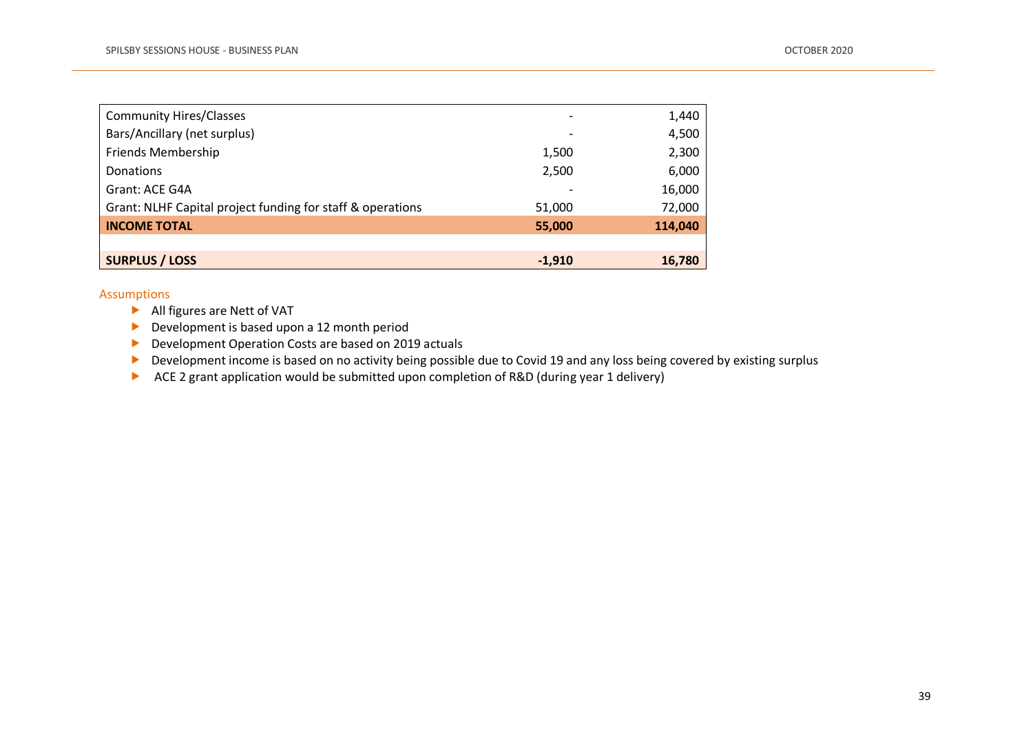| | | |
|---|---|---|
| Community Hires/Classes | - | 1,440 |
| Bars/Ancillary (net surplus) | - | 4,500 |
| Friends Membership | 1,500 | 2,300 |
| Donations | 2,500 | 6,000 |
| Grant: ACE G4A | - | 16,000 |
| Grant: NLHF Capital project funding for staff & operations | 51,000 | 72,000 |
| **INCOME TOTAL** | **55,000** | **114,040** |
| | | |
| **SURPLUS / LOSS** | **-1,910** | **16,780** |

Assumptions

- All figures are Nett of VAT
- Development is based upon a 12 month period
- Development Operation Costs are based on 2019 actuals
- Development income is based on no activity being possible due to Covid 19 and any loss being covered by existing surplus
- ACE 2 grant application would be submitted upon completion of R&D (during year 1 delivery)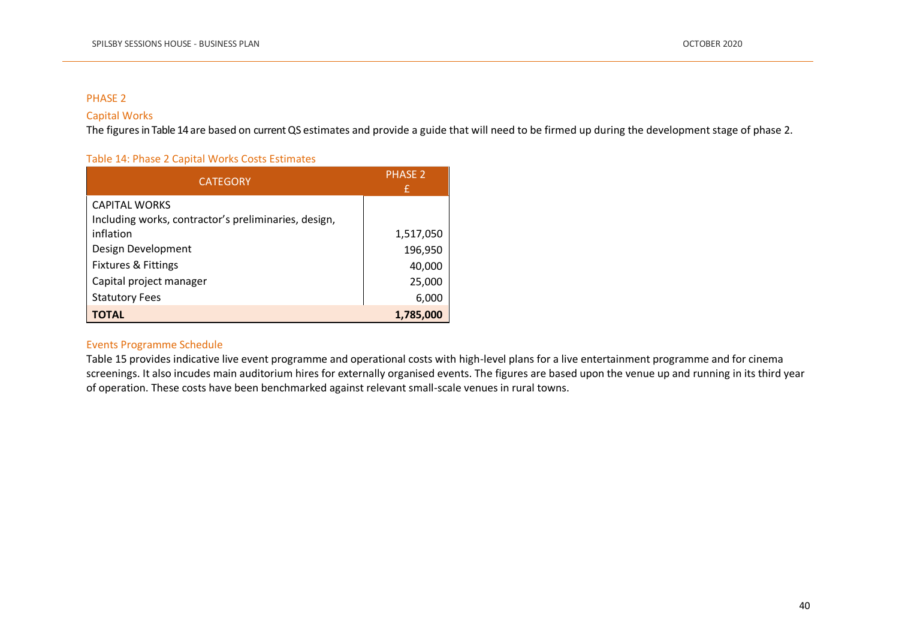## PHASE 2

### Capital Works

The figures in Table 14 are based on current QS estimates and provide a guide that will need to be firmed up during the development stage of phase 2.

Table 14: Phase 2 Capital Works Costs Estimates

| CATEGORY | PHASE 2 £ |
|---|---|
| CAPITAL WORKS Including works, contractor's preliminaries, design, inflation | 1,517,050 |
| Design Development | 196,950 |
| Fixtures & Fittings | 40,000 |
| Capital project manager | 25,000 |
| Statutory Fees | 6,000 |
| **TOTAL** | **1,785,000** |

### Events Programme Schedule

Table 15 provides indicative live event programme and operational costs with high-level plans for a live entertainment programme and for cinema screenings. It also incudes main auditorium hires for externally organised events. The figures are based upon the venue up and running in its third year of operation. These costs have been benchmarked against relevant small-scale venues in rural towns.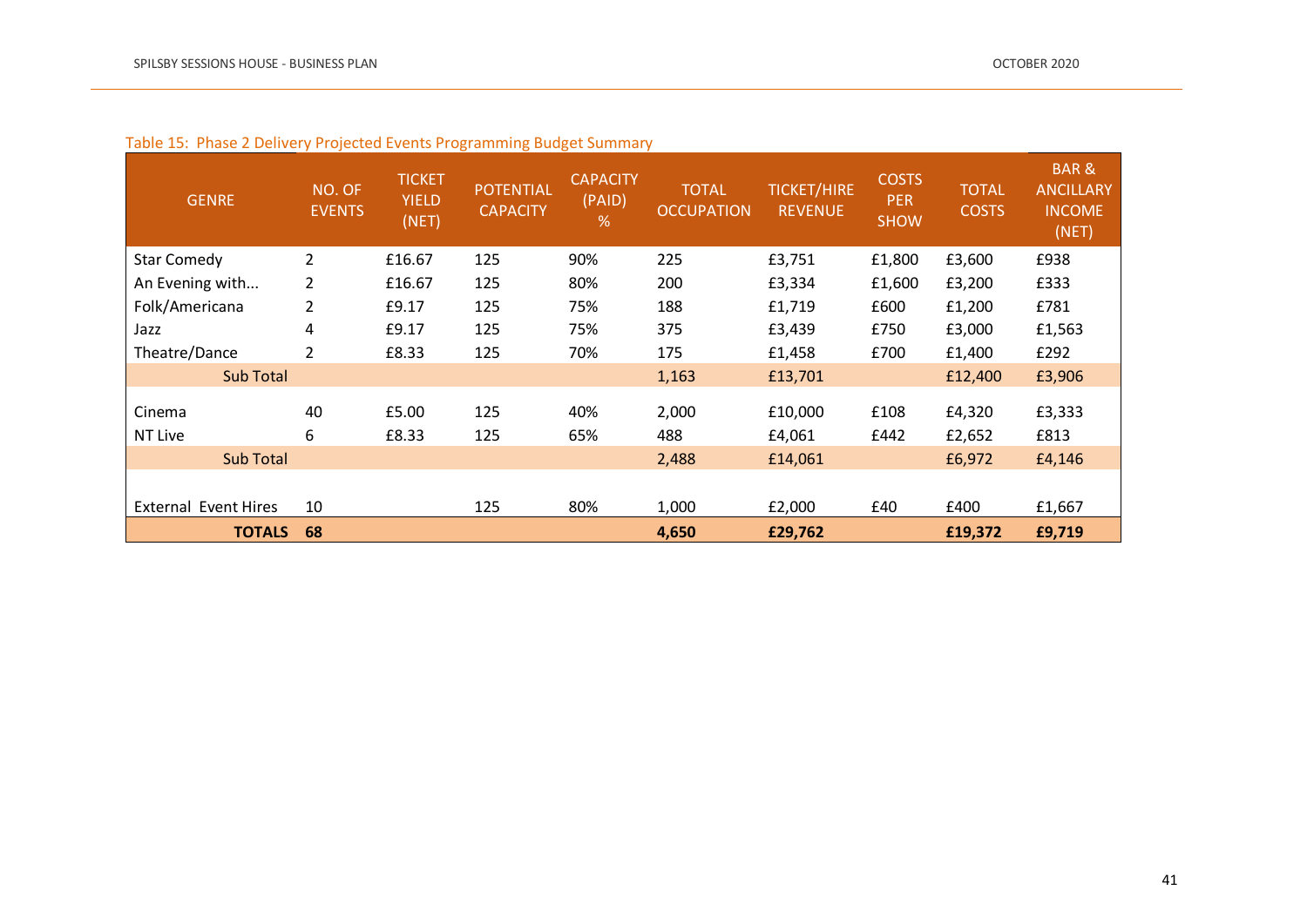Table 15: Phase 2 Delivery Projected Events Programming Budget Summary

| GENRE | NO. OF EVENTS | TICKET YIELD (NET) | POTENTIAL CAPACITY | CAPACITY (PAID) % | TOTAL OCCUPATION | TICKET/HIRE REVENUE | COSTS PER SHOW | TOTAL COSTS | BAR & ANCILLARY INCOME (NET) |
|---|---|---|---|---|---|---|---|---|---|
| Star Comedy | 2 | £16.67 | 125 | 90% | 225 | £3,751 | £1,800 | £3,600 | £938 |
| An Evening with... | 2 | £16.67 | 125 | 80% | 200 | £3,334 | £1,600 | £3,200 | £333 |
| Folk/Americana | 2 | £9.17 | 125 | 75% | 188 | £1,719 | £600 | £1,200 | £781 |
| Jazz | 4 | £9.17 | 125 | 75% | 375 | £3,439 | £750 | £3,000 | £1,563 |
| Theatre/Dance | 2 | £8.33 | 125 | 70% | 175 | £1,458 | £700 | £1,400 | £292 |
| Sub Total | | | | | 1,163 | £13,701 | | £12,400 | £3,906 |
| Cinema | 40 | £5.00 | 125 | 40% | 2,000 | £10,000 | £108 | £4,320 | £3,333 |
| NT Live | 6 | £8.33 | 125 | 65% | 488 | £4,061 | £442 | £2,652 | £813 |
| Sub Total | | | | | 2,488 | £14,061 | | £6,972 | £4,146 |
| External Event Hires | 10 | | 125 | 80% | 1,000 | £2,000 | £40 | £400 | £1,667 |
| **TOTALS** | **68** | | | | **4,650** | **£29,762** | | **£19,372** | **£9,719** |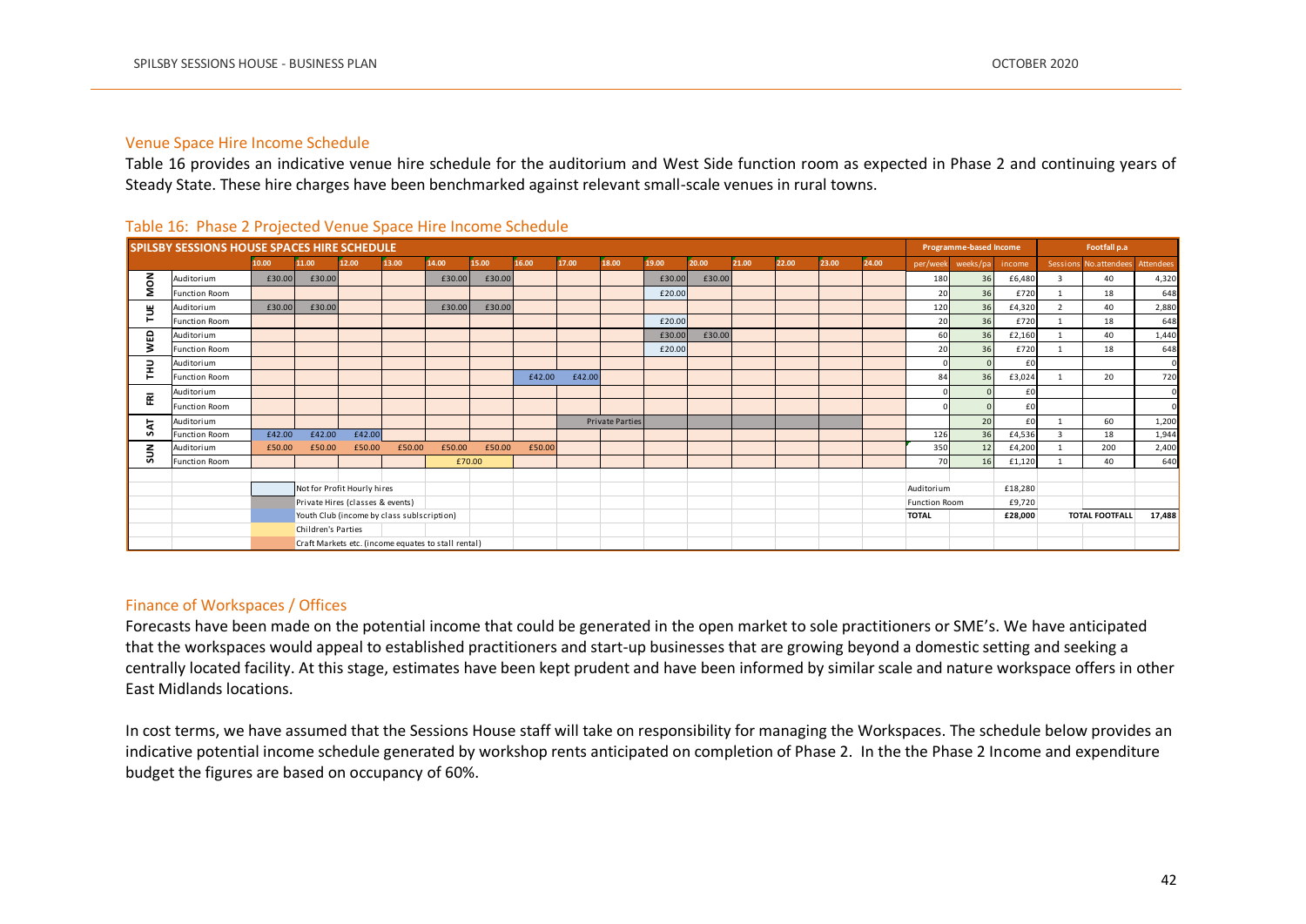## Venue Space Hire Income Schedule

Table 16 provides an indicative venue hire schedule for the auditorium and West Side function room as expected in Phase 2 and continuing years of Steady State. These hire charges have been benchmarked against relevant small-scale venues in rural towns.

### Table 16: Phase 2 Projected Venue Space Hire Income Schedule

| SPILSBY SESSIONS HOUSE SPACES HIRE SCHEDULE | | | | | | | | | | | | | | | | | Programme-based Income | | | Footfall p.a | | |
|---|---|---|---|---|---|---|---|---|---|---|---|---|---|---|---|---|---|---|---|---|---|---|
| | | 10.00 | 11.00 | 12.00 | 13.00 | 14.00 | 15.00 | 16.00 | 17.00 | 18.00 | 19.00 | 20.00 | 21.00 | 22.00 | 23.00 | 24.00 | per/week | weeks/pa | income | Sessions | No.attendees | Attendees |
| MON | Auditorium | £30.00 | £30.00 | | | £30.00 | £30.00 | | | | £30.00 | £30.00 | | | | | 180 | 36 | £6,480 | 3 | 40 | 4,320 |
| | Function Room | | | | | | | | | | £20.00 | | | | | | 20 | 36 | £720 | 1 | 18 | 648 |
| TUE | Auditorium | £30.00 | £30.00 | | | £30.00 | £30.00 | | | | | | | | | | 120 | 36 | £4,320 | 2 | 40 | 2,880 |
| | Function Room | | | | | | | | | | £20.00 | | | | | | 20 | 36 | £720 | 1 | 18 | 648 |
| WED | Auditorium | | | | | | | | | | £30.00 | £30.00 | | | | | 60 | 36 | £2,160 | 1 | 40 | 1,440 |
| | Function Room | | | | | | | | | | £20.00 | | | | | | 20 | 36 | £720 | 1 | 18 | 648 |
| THU | Auditorium | | | | | | | | | | | | | | | | 0 | 0 | £0 | | | 0 |
| | Function Room | | | | | | | £42.00 | £42.00 | | | | | | | | 84 | 36 | £3,024 | 1 | 20 | 720 |
| FRI | Auditorium | | | | | | | | | | | | | | | | 0 | 0 | £0 | | | 0 |
| | Function Room | | | | | | | | | | | | | | | | 0 | 0 | £0 | | | 0 |
| SAT | Auditorium | | | | | | | | | Private Parties | | | | | | | | 20 | £0 | 1 | 60 | 1,200 |
| | Function Room | £42.00 | £42.00 | £42.00 | | | | | | | | | | | | | 126 | 36 | £4,536 | 3 | 18 | 1,944 |
| SUN | Auditorium | £50.00 | £50.00 | £50.00 | £50.00 | £50.00 | £50.00 | £50.00 | | | | | | | | | 350 | 12 | £4,200 | 1 | 200 | 2,400 |
| | Function Room | | | | | £70.00 | | | | | | | | | | | 70 | 16 | £1,120 | 1 | 40 | 640 |
| | | | | | | | | | | | | | | | | | Auditorium | | £18,280 | | | |
| | | | | | | | | | | | | | | | | | Function Room | | £9,720 | | | |
| | | | | | | | | | | | | | | | | | TOTAL | | £28,000 | | TOTAL FOOTFALL | 17,488 |

Key:
- Not for Profit Hourly hires
- Private Hires (classes & events)
- Youth Club (income by class sublscription)
- Children's Parties
- Craft Markets etc. (income equates to stall rental)

## Finance of Workspaces / Offices

Forecasts have been made on the potential income that could be generated in the open market to sole practitioners or SME's. We have anticipated that the workspaces would appeal to established practitioners and start-up businesses that are growing beyond a domestic setting and seeking a centrally located facility. At this stage, estimates have been kept prudent and have been informed by similar scale and nature workspace offers in other East Midlands locations.

In cost terms, we have assumed that the Sessions House staff will take on responsibility for managing the Workspaces. The schedule below provides an indicative potential income schedule generated by workshop rents anticipated on completion of Phase 2. In the the Phase 2 Income and expenditure budget the figures are based on occupancy of 60%.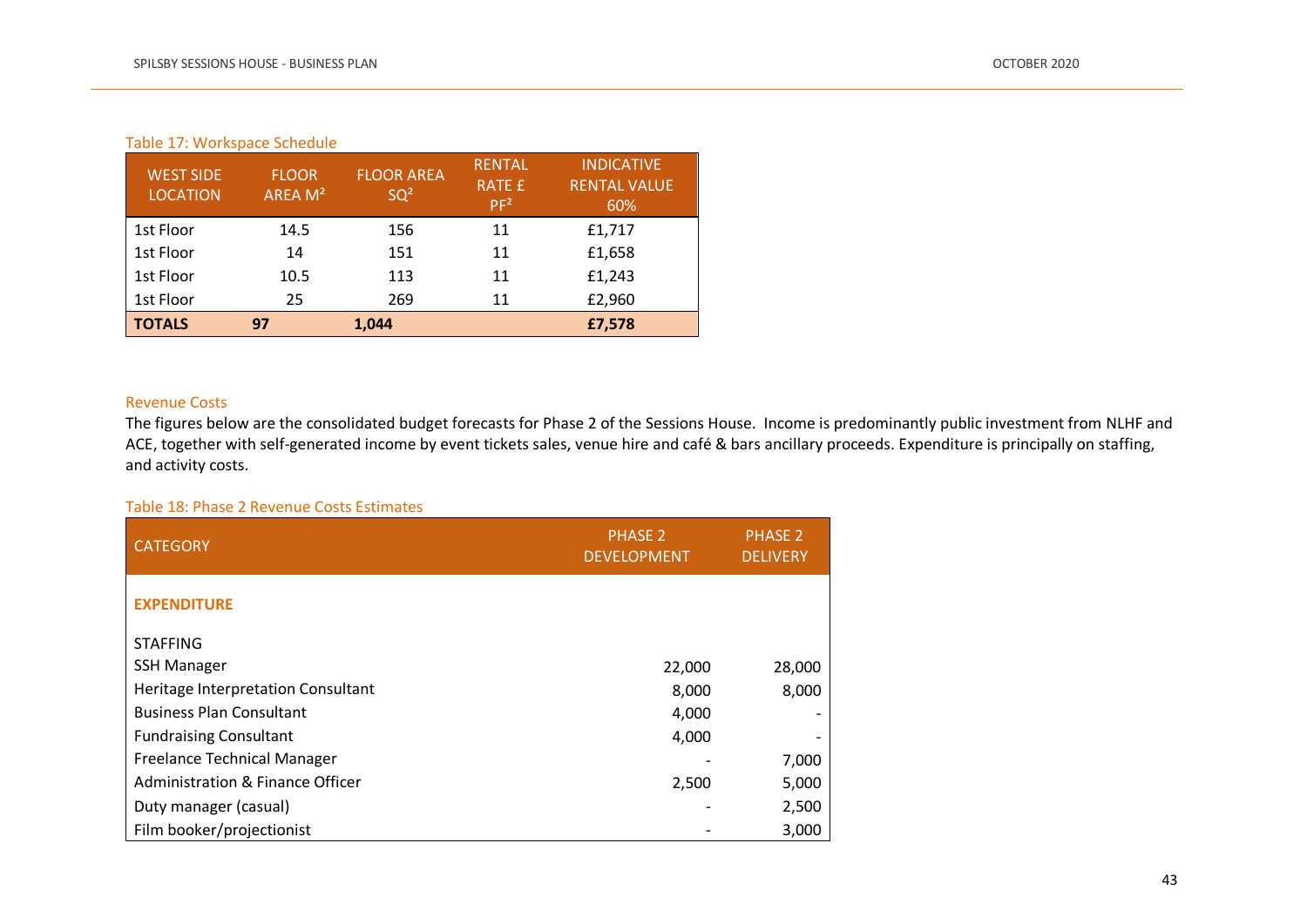Table 17: Workspace Schedule

| WEST SIDE LOCATION | FLOOR AREA M² | FLOOR AREA SQ² | RENTAL RATE £ PF² | INDICATIVE RENTAL VALUE 60% |
|---|---|---|---|---|
| 1st Floor | 14.5 | 156 | 11 | £1,717 |
| 1st Floor | 14 | 151 | 11 | £1,658 |
| 1st Floor | 10.5 | 113 | 11 | £1,243 |
| 1st Floor | 25 | 269 | 11 | £2,960 |
| **TOTALS** | **97** | **1,044** | | **£7,578** |

### Revenue Costs

The figures below are the consolidated budget forecasts for Phase 2 of the Sessions House. Income is predominantly public investment from NLHF and ACE, together with self-generated income by event tickets sales, venue hire and café & bars ancillary proceeds. Expenditure is principally on staffing, and activity costs.

Table 18: Phase 2 Revenue Costs Estimates

| CATEGORY | PHASE 2 DEVELOPMENT | PHASE 2 DELIVERY |
|---|---|---|
| **EXPENDITURE** | | |
| STAFFING | | |
| SSH Manager | 22,000 | 28,000 |
| Heritage Interpretation Consultant | 8,000 | 8,000 |
| Business Plan Consultant | 4,000 | - |
| Fundraising Consultant | 4,000 | - |
| Freelance Technical Manager | - | 7,000 |
| Administration & Finance Officer | 2,500 | 5,000 |
| Duty manager (casual) | - | 2,500 |
| Film booker/projectionist | - | 3,000 |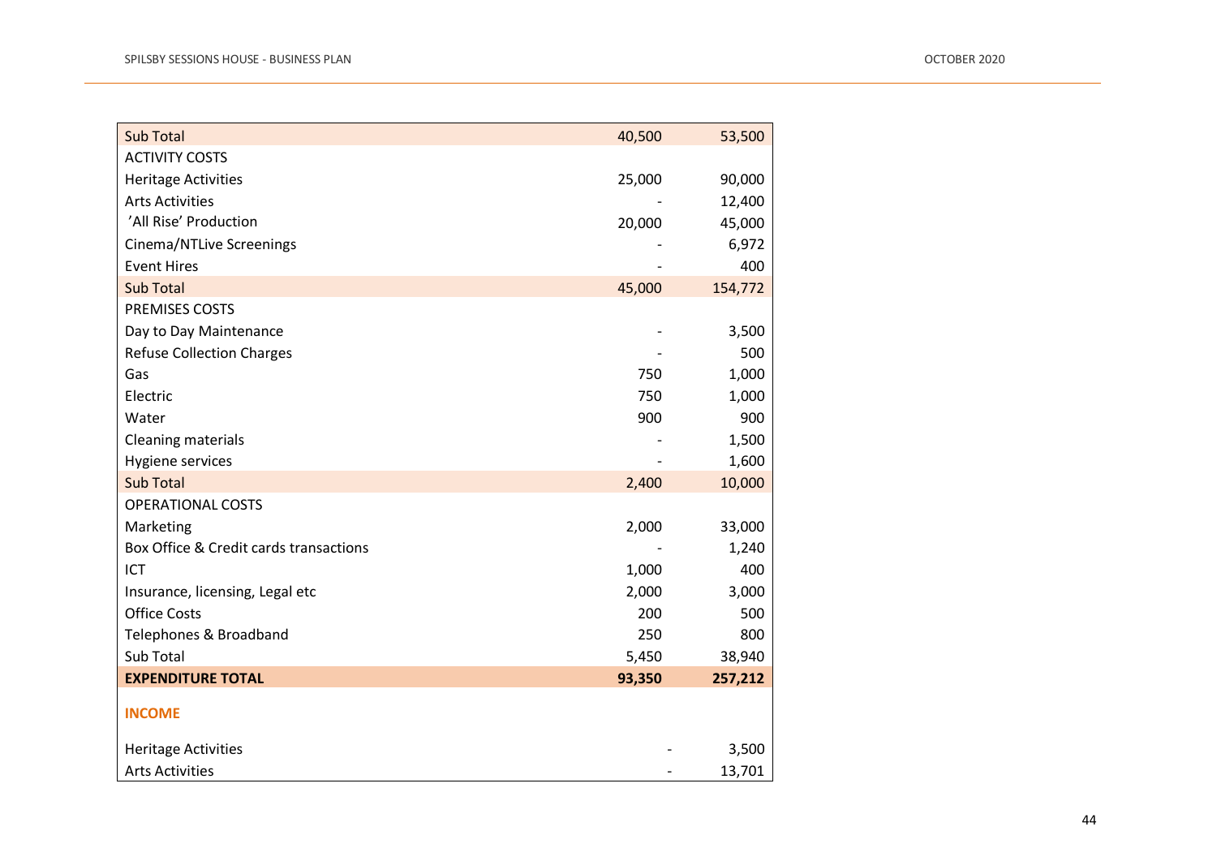| | | |
|---|---|---|
| Sub Total | 40,500 | 53,500 |
| ACTIVITY COSTS | | |
| Heritage Activities | 25,000 | 90,000 |
| Arts Activities | - | 12,400 |
| 'All Rise' Production | 20,000 | 45,000 |
| Cinema/NTLive Screenings | - | 6,972 |
| Event Hires | - | 400 |
| Sub Total | 45,000 | 154,772 |
| PREMISES COSTS | | |
| Day to Day Maintenance | - | 3,500 |
| Refuse Collection Charges | - | 500 |
| Gas | 750 | 1,000 |
| Electric | 750 | 1,000 |
| Water | 900 | 900 |
| Cleaning materials | - | 1,500 |
| Hygiene services | - | 1,600 |
| Sub Total | 2,400 | 10,000 |
| OPERATIONAL COSTS | | |
| Marketing | 2,000 | 33,000 |
| Box Office & Credit cards transactions | - | 1,240 |
| ICT | 1,000 | 400 |
| Insurance, licensing, Legal etc | 2,000 | 3,000 |
| Office Costs | 200 | 500 |
| Telephones & Broadband | 250 | 800 |
| Sub Total | 5,450 | 38,940 |
| **EXPENDITURE TOTAL** | **93,350** | **257,212** |
| **INCOME** | | |
| Heritage Activities | - | 3,500 |
| Arts Activities | - | 13,701 |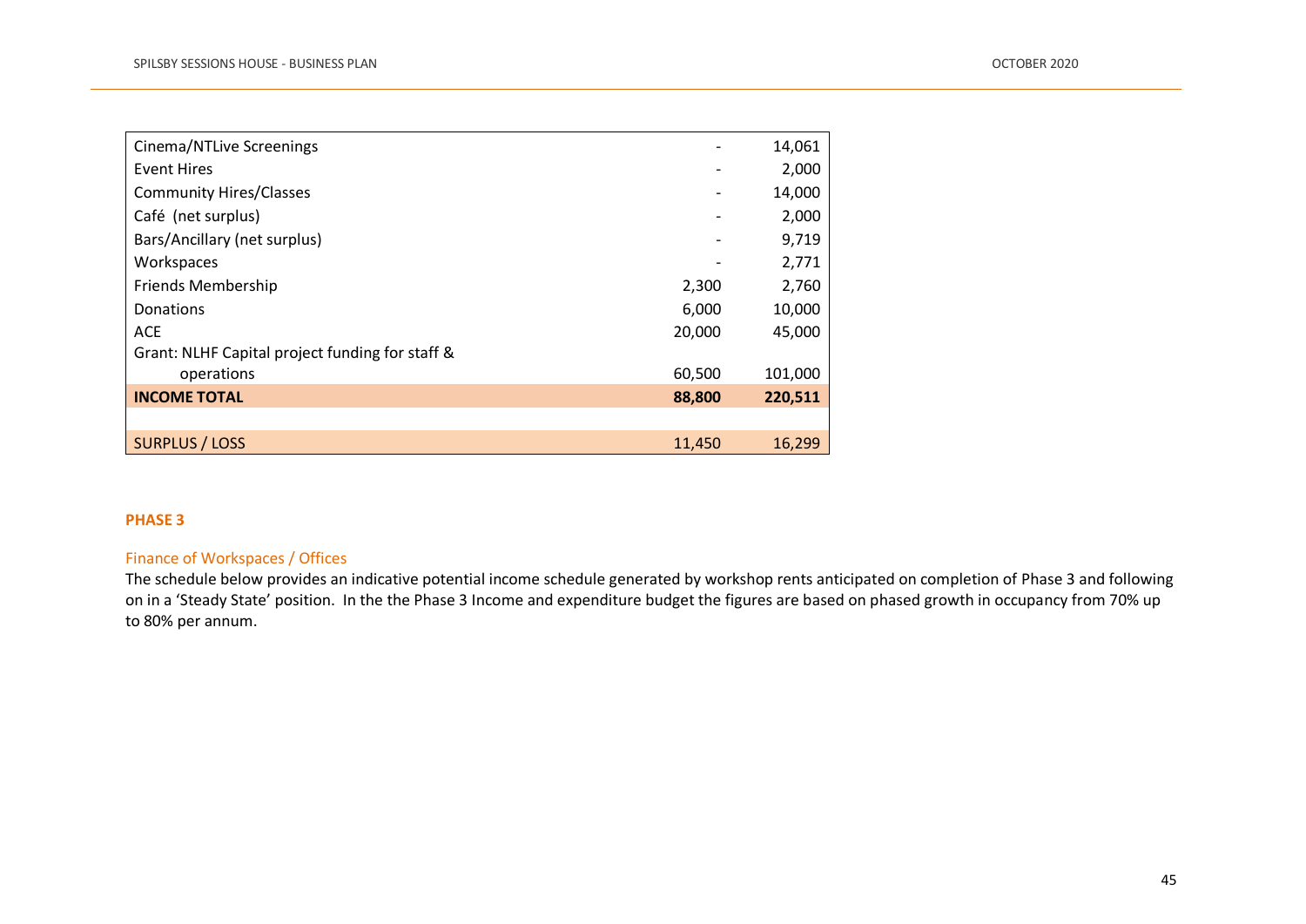| | | |
|---|---|---|
| Cinema/NTLive Screenings | - | 14,061 |
| Event Hires | - | 2,000 |
| Community Hires/Classes | - | 14,000 |
| Café (net surplus) | - | 2,000 |
| Bars/Ancillary (net surplus) | - | 9,719 |
| Workspaces | - | 2,771 |
| Friends Membership | 2,300 | 2,760 |
| Donations | 6,000 | 10,000 |
| ACE | 20,000 | 45,000 |
| Grant: NLHF Capital project funding for staff & operations | 60,500 | 101,000 |
| **INCOME TOTAL** | **88,800** | **220,511** |
| | | |
| SURPLUS / LOSS | 11,450 | 16,299 |

**PHASE 3**

## Finance of Workspaces / Offices

The schedule below provides an indicative potential income schedule generated by workshop rents anticipated on completion of Phase 3 and following on in a 'Steady State' position. In the the Phase 3 Income and expenditure budget the figures are based on phased growth in occupancy from 70% up to 80% per annum.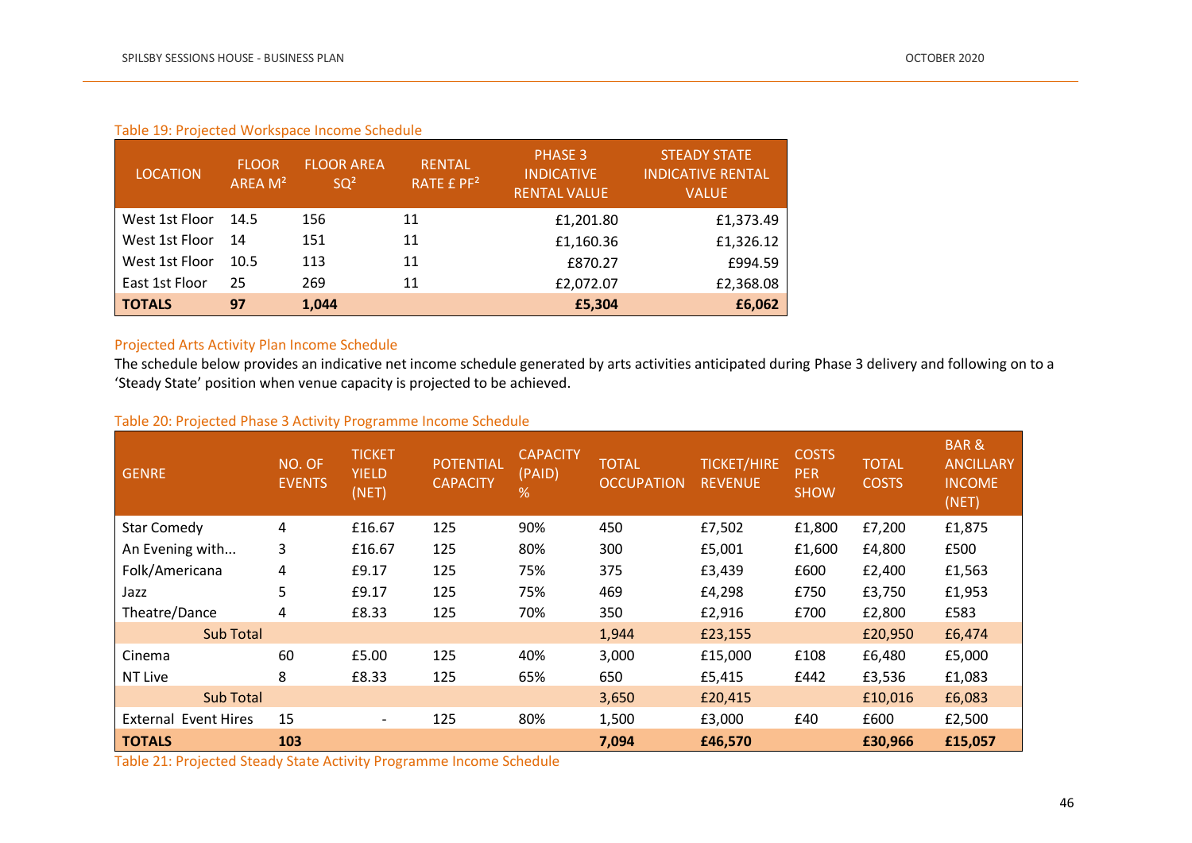Table 19: Projected Workspace Income Schedule

| LOCATION | FLOOR AREA M² | FLOOR AREA SQ² | RENTAL RATE £ PF² | PHASE 3 INDICATIVE RENTAL VALUE | STEADY STATE INDICATIVE RENTAL VALUE |
|---|---|---|---|---|---|
| West 1st Floor | 14.5 | 156 | 11 | £1,201.80 | £1,373.49 |
| West 1st Floor | 14 | 151 | 11 | £1,160.36 | £1,326.12 |
| West 1st Floor | 10.5 | 113 | 11 | £870.27 | £994.59 |
| East 1st Floor | 25 | 269 | 11 | £2,072.07 | £2,368.08 |
| **TOTALS** | **97** | **1,044** | | **£5,304** | **£6,062** |

## Projected Arts Activity Plan Income Schedule

The schedule below provides an indicative net income schedule generated by arts activities anticipated during Phase 3 delivery and following on to a 'Steady State' position when venue capacity is projected to be achieved.

Table 20: Projected Phase 3 Activity Programme Income Schedule

| GENRE | NO. OF EVENTS | TICKET YIELD (NET) | POTENTIAL CAPACITY | CAPACITY (PAID) % | TOTAL OCCUPATION | TICKET/HIRE REVENUE | COSTS PER SHOW | TOTAL COSTS | BAR & ANCILLARY INCOME (NET) |
|---|---|---|---|---|---|---|---|---|---|
| Star Comedy | 4 | £16.67 | 125 | 90% | 450 | £7,502 | £1,800 | £7,200 | £1,875 |
| An Evening with... | 3 | £16.67 | 125 | 80% | 300 | £5,001 | £1,600 | £4,800 | £500 |
| Folk/Americana | 4 | £9.17 | 125 | 75% | 375 | £3,439 | £600 | £2,400 | £1,563 |
| Jazz | 5 | £9.17 | 125 | 75% | 469 | £4,298 | £750 | £3,750 | £1,953 |
| Theatre/Dance | 4 | £8.33 | 125 | 70% | 350 | £2,916 | £700 | £2,800 | £583 |
| Sub Total | | | | | 1,944 | £23,155 | | £20,950 | £6,474 |
| Cinema | 60 | £5.00 | 125 | 40% | 3,000 | £15,000 | £108 | £6,480 | £5,000 |
| NT Live | 8 | £8.33 | 125 | 65% | 650 | £5,415 | £442 | £3,536 | £1,083 |
| Sub Total | | | | | 3,650 | £20,415 | | £10,016 | £6,083 |
| External Event Hires | 15 | - | 125 | 80% | 1,500 | £3,000 | £40 | £600 | £2,500 |
| **TOTALS** | **103** | | | | **7,094** | **£46,570** | | **£30,966** | **£15,057** |

Table 21: Projected Steady State Activity Programme Income Schedule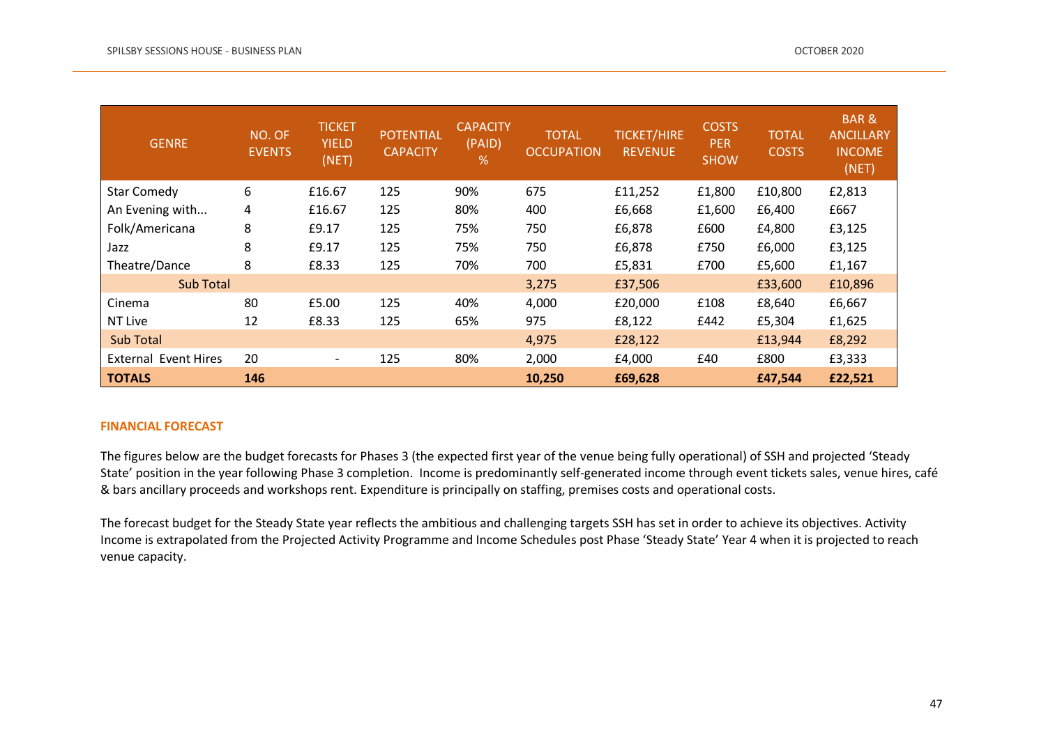| GENRE | NO. OF EVENTS | TICKET YIELD (NET) | POTENTIAL CAPACITY | CAPACITY (PAID) % | TOTAL OCCUPATION | TICKET/HIRE REVENUE | COSTS PER SHOW | TOTAL COSTS | BAR & ANCILLARY INCOME (NET) |
|---|---|---|---|---|---|---|---|---|---|
| Star Comedy | 6 | £16.67 | 125 | 90% | 675 | £11,252 | £1,800 | £10,800 | £2,813 |
| An Evening with... | 4 | £16.67 | 125 | 80% | 400 | £6,668 | £1,600 | £6,400 | £667 |
| Folk/Americana | 8 | £9.17 | 125 | 75% | 750 | £6,878 | £600 | £4,800 | £3,125 |
| Jazz | 8 | £9.17 | 125 | 75% | 750 | £6,878 | £750 | £6,000 | £3,125 |
| Theatre/Dance | 8 | £8.33 | 125 | 70% | 700 | £5,831 | £700 | £5,600 | £1,167 |
| Sub Total | | | | | 3,275 | £37,506 | | £33,600 | £10,896 |
| Cinema | 80 | £5.00 | 125 | 40% | 4,000 | £20,000 | £108 | £8,640 | £6,667 |
| NT Live | 12 | £8.33 | 125 | 65% | 975 | £8,122 | £442 | £5,304 | £1,625 |
| Sub Total | | | | | 4,975 | £28,122 | | £13,944 | £8,292 |
| External Event Hires | 20 | - | 125 | 80% | 2,000 | £4,000 | £40 | £800 | £3,333 |
| **TOTALS** | **146** | | | | **10,250** | **£69,628** | | **£47,544** | **£22,521** |

## FINANCIAL FORECAST

The figures below are the budget forecasts for Phases 3 (the expected first year of the venue being fully operational) of SSH and projected 'Steady State' position in the year following Phase 3 completion. Income is predominantly self-generated income through event tickets sales, venue hires, café & bars ancillary proceeds and workshops rent. Expenditure is principally on staffing, premises costs and operational costs.

The forecast budget for the Steady State year reflects the ambitious and challenging targets SSH has set in order to achieve its objectives. Activity Income is extrapolated from the Projected Activity Programme and Income Schedules post Phase 'Steady State' Year 4 when it is projected to reach venue capacity.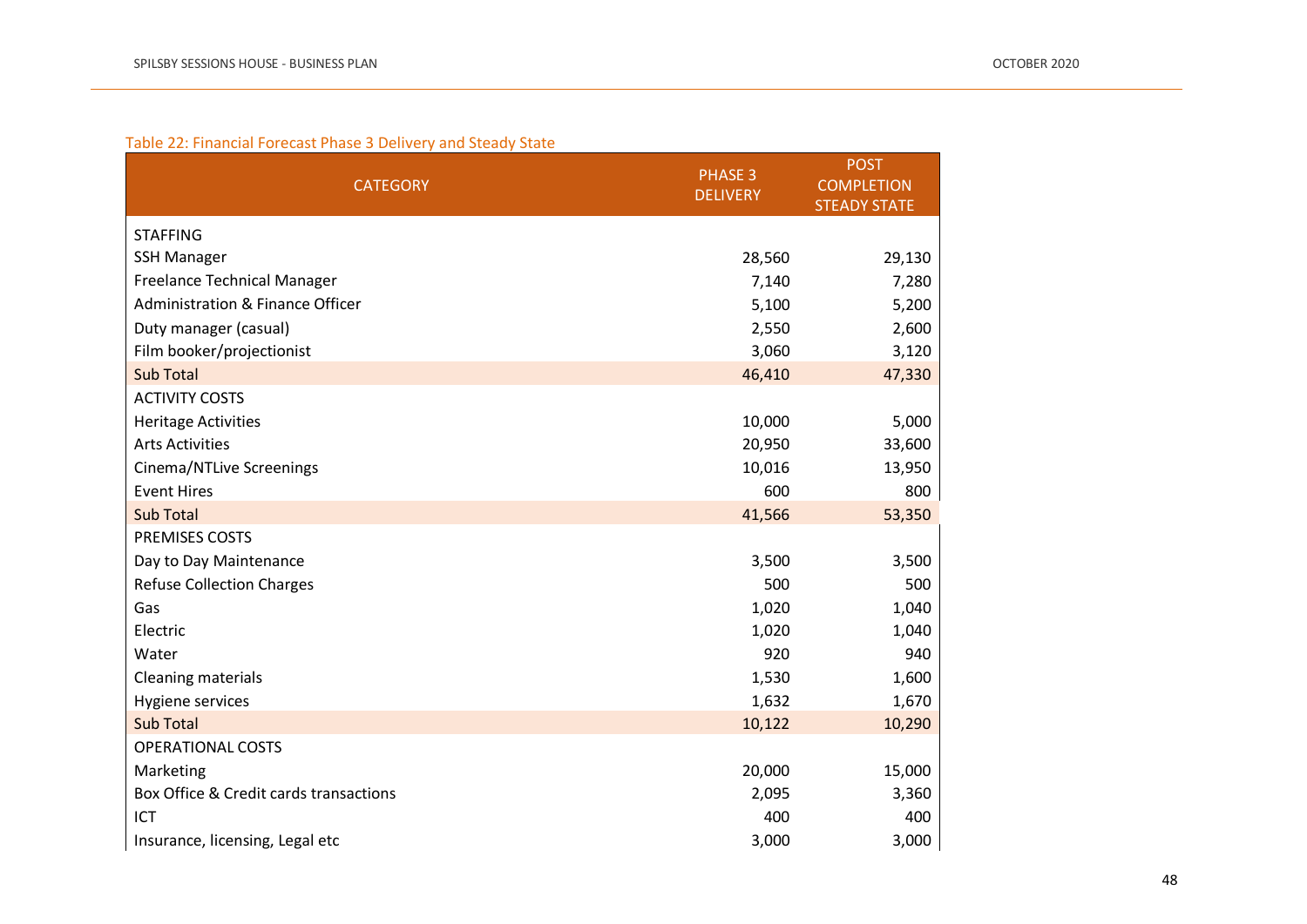Table 22: Financial Forecast Phase 3 Delivery and Steady State

| CATEGORY | PHASE 3 DELIVERY | POST COMPLETION STEADY STATE |
|---|---|---|
| STAFFING | | |
| SSH Manager | 28,560 | 29,130 |
| Freelance Technical Manager | 7,140 | 7,280 |
| Administration & Finance Officer | 5,100 | 5,200 |
| Duty manager (casual) | 2,550 | 2,600 |
| Film booker/projectionist | 3,060 | 3,120 |
| Sub Total | 46,410 | 47,330 |
| ACTIVITY COSTS | | |
| Heritage Activities | 10,000 | 5,000 |
| Arts Activities | 20,950 | 33,600 |
| Cinema/NTLive Screenings | 10,016 | 13,950 |
| Event Hires | 600 | 800 |
| Sub Total | 41,566 | 53,350 |
| PREMISES COSTS | | |
| Day to Day Maintenance | 3,500 | 3,500 |
| Refuse Collection Charges | 500 | 500 |
| Gas | 1,020 | 1,040 |
| Electric | 1,020 | 1,040 |
| Water | 920 | 940 |
| Cleaning materials | 1,530 | 1,600 |
| Hygiene services | 1,632 | 1,670 |
| Sub Total | 10,122 | 10,290 |
| OPERATIONAL COSTS | | |
| Marketing | 20,000 | 15,000 |
| Box Office & Credit cards transactions | 2,095 | 3,360 |
| ICT | 400 | 400 |
| Insurance, licensing, Legal etc | 3,000 | 3,000 |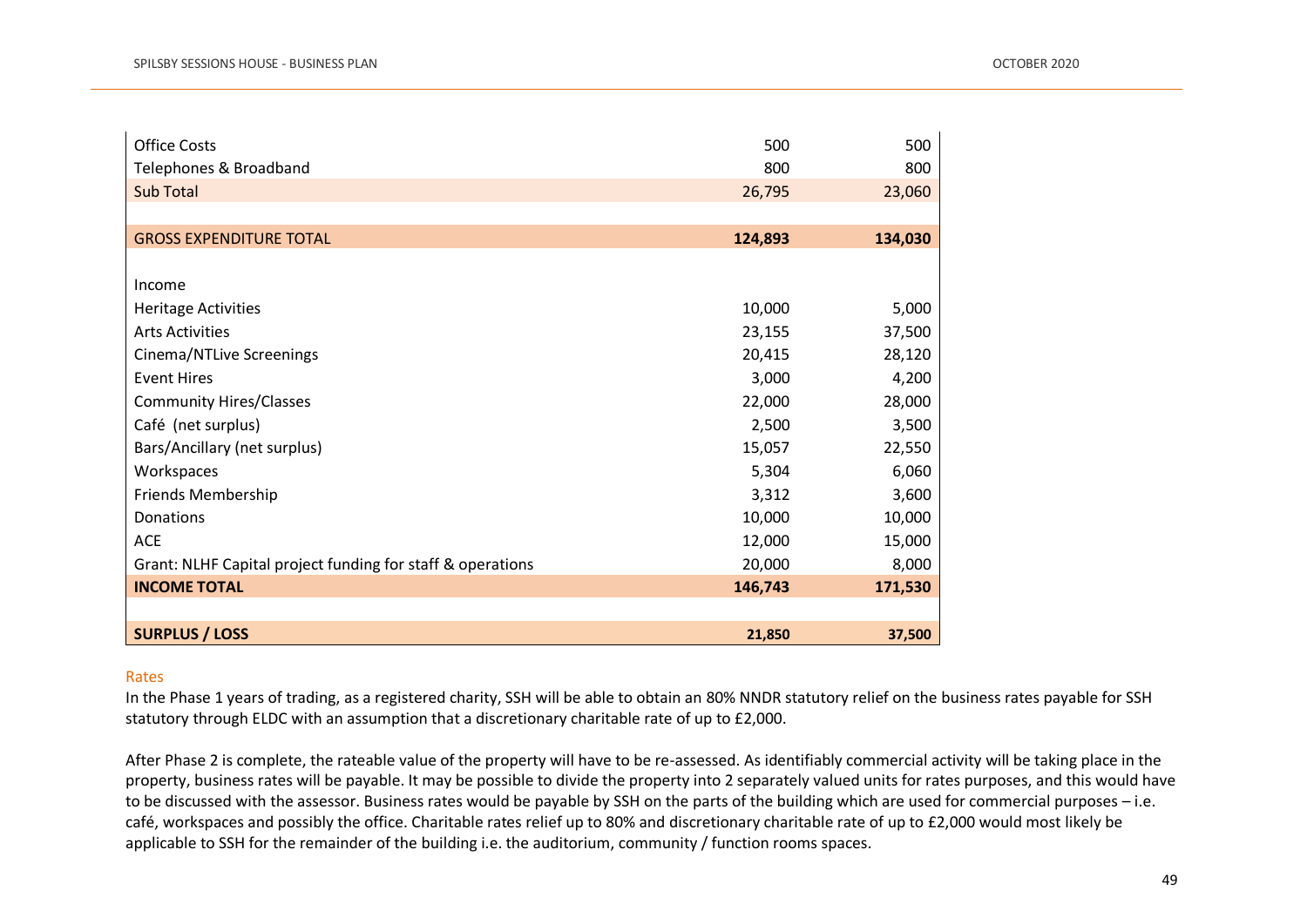| | | |
|---|---|---|
| Office Costs | 500 | 500 |
| Telephones & Broadband | 800 | 800 |
| Sub Total | 26,795 | 23,060 |
| | | |
| GROSS EXPENDITURE TOTAL | **124,893** | **134,030** |
| | | |
| Income | | |
| Heritage Activities | 10,000 | 5,000 |
| Arts Activities | 23,155 | 37,500 |
| Cinema/NTLive Screenings | 20,415 | 28,120 |
| Event Hires | 3,000 | 4,200 |
| Community Hires/Classes | 22,000 | 28,000 |
| Café (net surplus) | 2,500 | 3,500 |
| Bars/Ancillary (net surplus) | 15,057 | 22,550 |
| Workspaces | 5,304 | 6,060 |
| Friends Membership | 3,312 | 3,600 |
| Donations | 10,000 | 10,000 |
| ACE | 12,000 | 15,000 |
| Grant: NLHF Capital project funding for staff & operations | 20,000 | 8,000 |
| **INCOME TOTAL** | **146,743** | **171,530** |
| | | |
| **SURPLUS / LOSS** | **21,850** | **37,500** |

### Rates

In the Phase 1 years of trading, as a registered charity, SSH will be able to obtain an 80% NNDR statutory relief on the business rates payable for SSH statutory through ELDC with an assumption that a discretionary charitable rate of up to £2,000.

After Phase 2 is complete, the rateable value of the property will have to be re-assessed. As identifiably commercial activity will be taking place in the property, business rates will be payable. It may be possible to divide the property into 2 separately valued units for rates purposes, and this would have to be discussed with the assessor. Business rates would be payable by SSH on the parts of the building which are used for commercial purposes – i.e. café, workspaces and possibly the office. Charitable rates relief up to 80% and discretionary charitable rate of up to £2,000 would most likely be applicable to SSH for the remainder of the building i.e. the auditorium, community / function rooms spaces.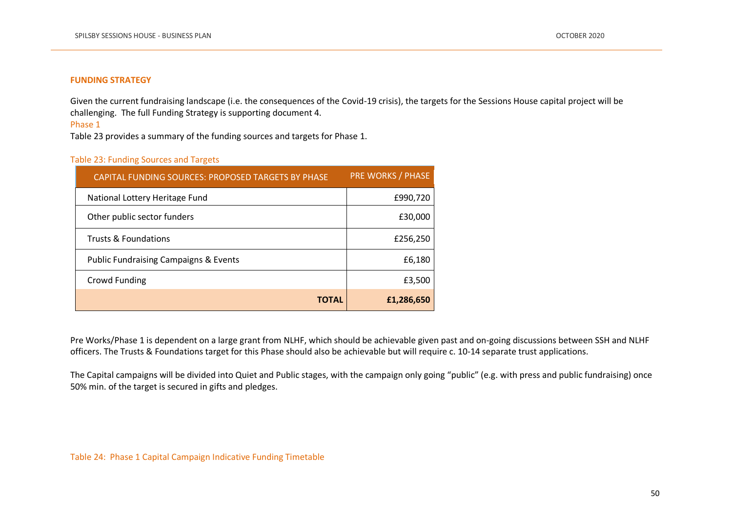## FUNDING STRATEGY

Given the current fundraising landscape (i.e. the consequences of the Covid-19 crisis), the targets for the Sessions House capital project will be challenging. The full Funding Strategy is supporting document 4.

### Phase 1

Table 23 provides a summary of the funding sources and targets for Phase 1.

Table 23: Funding Sources and Targets

| CAPITAL FUNDING SOURCES: PROPOSED TARGETS BY PHASE | PRE WORKS / PHASE |
|---|---:|
| National Lottery Heritage Fund | £990,720 |
| Other public sector funders | £30,000 |
| Trusts & Foundations | £256,250 |
| Public Fundraising Campaigns & Events | £6,180 |
| Crowd Funding | £3,500 |
| **TOTAL** | **£1,286,650** |

Pre Works/Phase 1 is dependent on a large grant from NLHF, which should be achievable given past and on-going discussions between SSH and NLHF officers. The Trusts & Foundations target for this Phase should also be achievable but will require c. 10-14 separate trust applications.

The Capital campaigns will be divided into Quiet and Public stages, with the campaign only going "public" (e.g. with press and public fundraising) once 50% min. of the target is secured in gifts and pledges.

Table 24: Phase 1 Capital Campaign Indicative Funding Timetable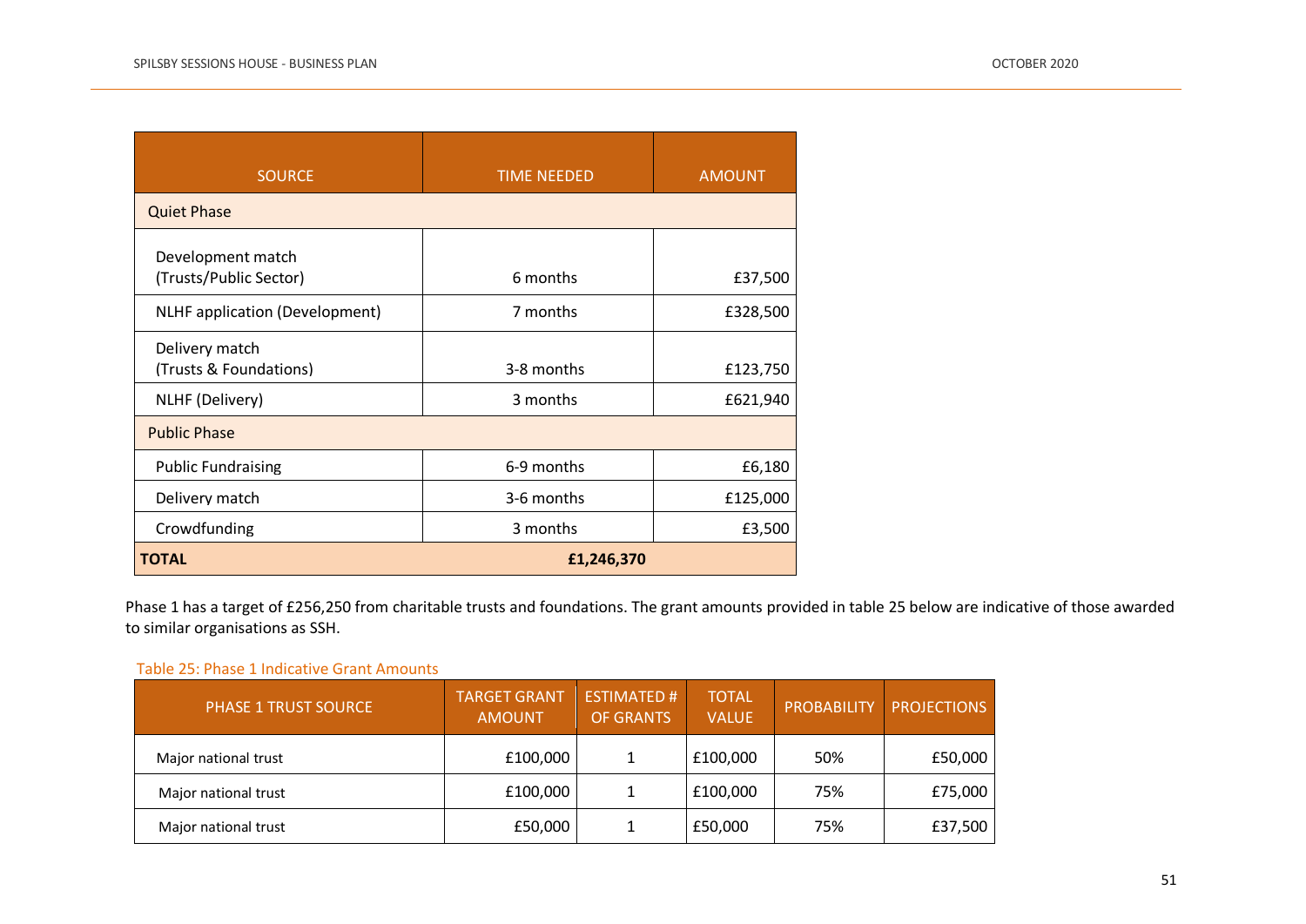| SOURCE | TIME NEEDED | AMOUNT |
|---|---|---|
| Quiet Phase | | |
| Development match (Trusts/Public Sector) | 6 months | £37,500 |
| NLHF application (Development) | 7 months | £328,500 |
| Delivery match (Trusts & Foundations) | 3-8 months | £123,750 |
| NLHF (Delivery) | 3 months | £621,940 |
| Public Phase | | |
| Public Fundraising | 6-9 months | £6,180 |
| Delivery match | 3-6 months | £125,000 |
| Crowdfunding | 3 months | £3,500 |
| **TOTAL** | **£1,246,370** | |

Phase 1 has a target of £256,250 from charitable trusts and foundations. The grant amounts provided in table 25 below are indicative of those awarded to similar organisations as SSH.

Table 25: Phase 1 Indicative Grant Amounts

| PHASE 1 TRUST SOURCE | TARGET GRANT AMOUNT | ESTIMATED # OF GRANTS | TOTAL VALUE | PROBABILITY | PROJECTIONS |
|---|---|---|---|---|---|
| Major national trust | £100,000 | 1 | £100,000 | 50% | £50,000 |
| Major national trust | £100,000 | 1 | £100,000 | 75% | £75,000 |
| Major national trust | £50,000 | 1 | £50,000 | 75% | £37,500 |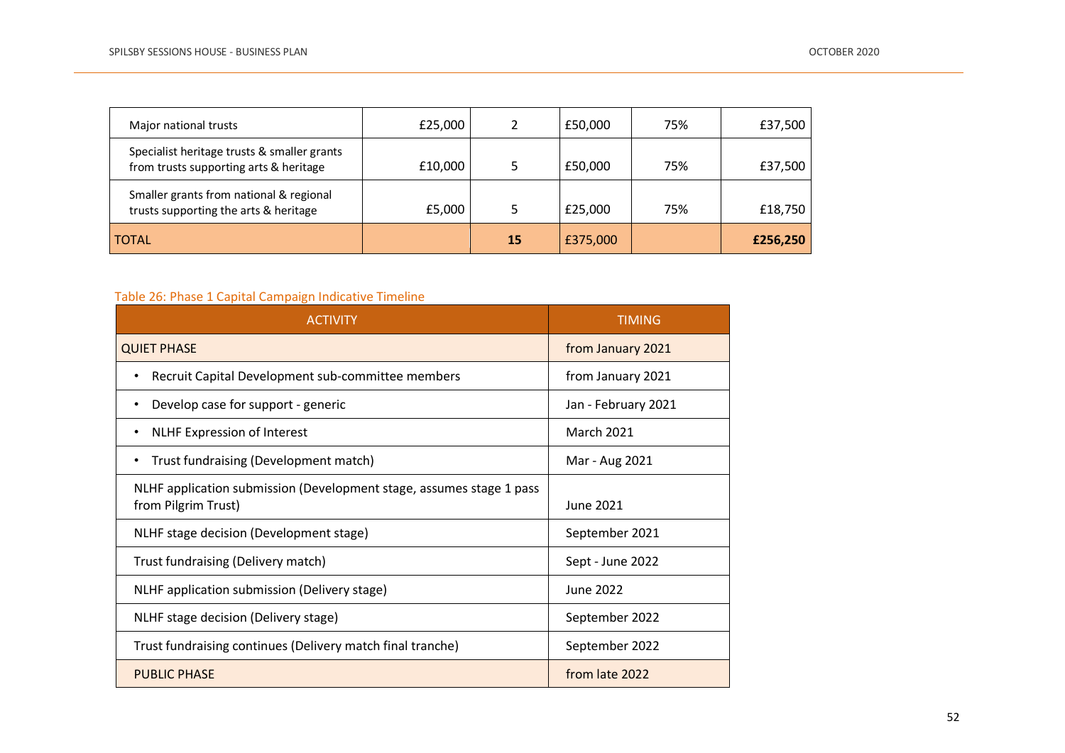| | | | | | |
|---|---|---|---|---|---|
| Major national trusts | £25,000 | 2 | £50,000 | 75% | £37,500 |
| Specialist heritage trusts & smaller grants from trusts supporting arts & heritage | £10,000 | 5 | £50,000 | 75% | £37,500 |
| Smaller grants from national & regional trusts supporting the arts & heritage | £5,000 | 5 | £25,000 | 75% | £18,750 |
| TOTAL | | **15** | £375,000 | | **£256,250** |

Table 26: Phase 1 Capital Campaign Indicative Timeline

| ACTIVITY | TIMING |
|---|---|
| QUIET PHASE | from January 2021 |
| • Recruit Capital Development sub-committee members | from January 2021 |
| • Develop case for support - generic | Jan - February 2021 |
| • NLHF Expression of Interest | March 2021 |
| • Trust fundraising (Development match) | Mar - Aug 2021 |
| NLHF application submission (Development stage, assumes stage 1 pass from Pilgrim Trust) | June 2021 |
| NLHF stage decision (Development stage) | September 2021 |
| Trust fundraising (Delivery match) | Sept - June 2022 |
| NLHF application submission (Delivery stage) | June 2022 |
| NLHF stage decision (Delivery stage) | September 2022 |
| Trust fundraising continues (Delivery match final tranche) | September 2022 |
| PUBLIC PHASE | from late 2022 |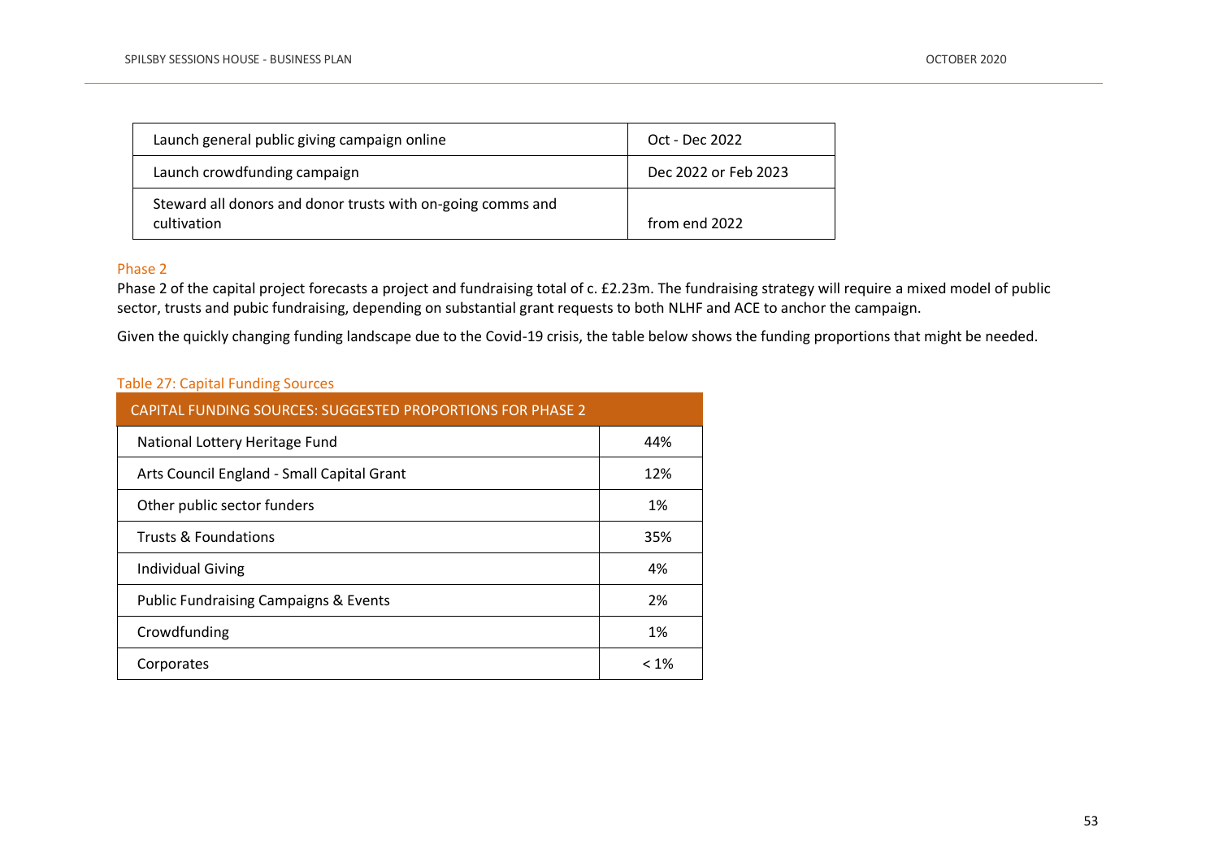| | |
|---|---|
| Launch general public giving campaign online | Oct - Dec 2022 |
| Launch crowdfunding campaign | Dec 2022 or Feb 2023 |
| Steward all donors and donor trusts with on-going comms and cultivation | from end 2022 |

### Phase 2

Phase 2 of the capital project forecasts a project and fundraising total of c. £2.23m. The fundraising strategy will require a mixed model of public sector, trusts and pubic fundraising, depending on substantial grant requests to both NLHF and ACE to anchor the campaign.

Given the quickly changing funding landscape due to the Covid-19 crisis, the table below shows the funding proportions that might be needed.

Table 27: Capital Funding Sources

| CAPITAL FUNDING SOURCES: SUGGESTED PROPORTIONS FOR PHASE 2 | |
|---|---|
| National Lottery Heritage Fund | 44% |
| Arts Council England - Small Capital Grant | 12% |
| Other public sector funders | 1% |
| Trusts & Foundations | 35% |
| Individual Giving | 4% |
| Public Fundraising Campaigns & Events | 2% |
| Crowdfunding | 1% |
| Corporates | < 1% |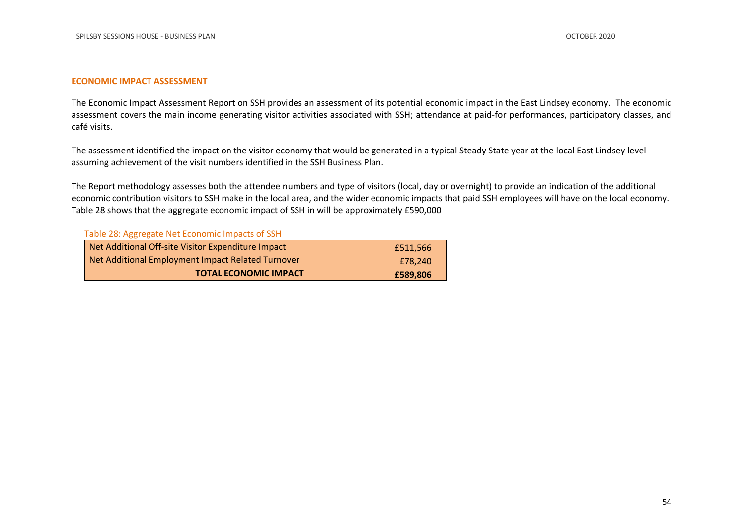## ECONOMIC IMPACT ASSESSMENT

The Economic Impact Assessment Report on SSH provides an assessment of its potential economic impact in the East Lindsey economy. The economic assessment covers the main income generating visitor activities associated with SSH; attendance at paid-for performances, participatory classes, and café visits.

The assessment identified the impact on the visitor economy that would be generated in a typical Steady State year at the local East Lindsey level assuming achievement of the visit numbers identified in the SSH Business Plan.

The Report methodology assesses both the attendee numbers and type of visitors (local, day or overnight) to provide an indication of the additional economic contribution visitors to SSH make in the local area, and the wider economic impacts that paid SSH employees will have on the local economy. Table 28 shows that the aggregate economic impact of SSH in will be approximately £590,000

Table 28: Aggregate Net Economic Impacts of SSH

| | |
|---|---|
| Net Additional Off-site Visitor Expenditure Impact | £511,566 |
| Net Additional Employment Impact Related Turnover | £78,240 |
| **TOTAL ECONOMIC IMPACT** | **£589,806** |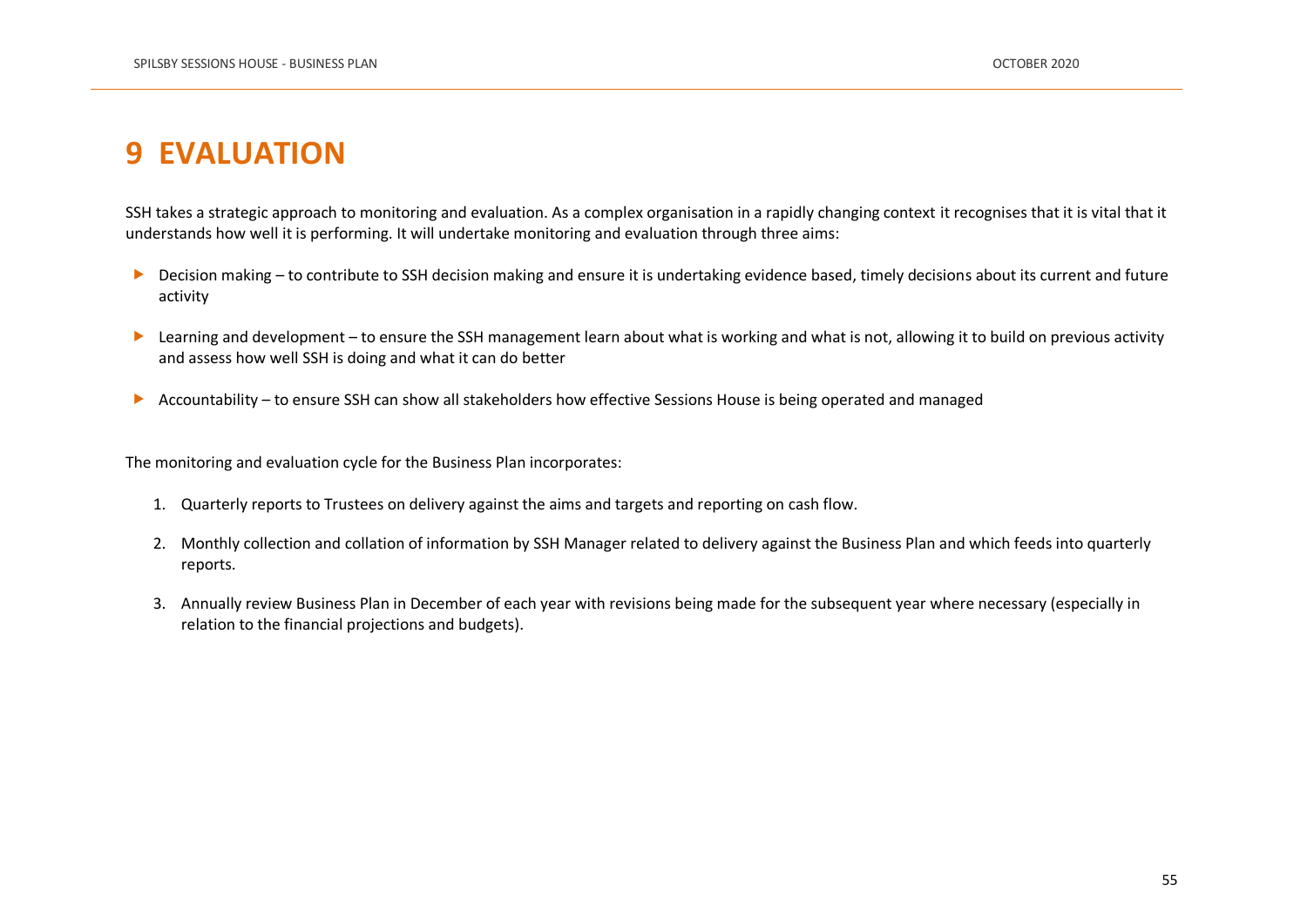# 9 EVALUATION

SSH takes a strategic approach to monitoring and evaluation. As a complex organisation in a rapidly changing context it recognises that it is vital that it understands how well it is performing. It will undertake monitoring and evaluation through three aims:

- Decision making – to contribute to SSH decision making and ensure it is undertaking evidence based, timely decisions about its current and future activity
- Learning and development – to ensure the SSH management learn about what is working and what is not, allowing it to build on previous activity and assess how well SSH is doing and what it can do better
- Accountability – to ensure SSH can show all stakeholders how effective Sessions House is being operated and managed

The monitoring and evaluation cycle for the Business Plan incorporates:

1. Quarterly reports to Trustees on delivery against the aims and targets and reporting on cash flow.
2. Monthly collection and collation of information by SSH Manager related to delivery against the Business Plan and which feeds into quarterly reports.
3. Annually review Business Plan in December of each year with revisions being made for the subsequent year where necessary (especially in relation to the financial projections and budgets).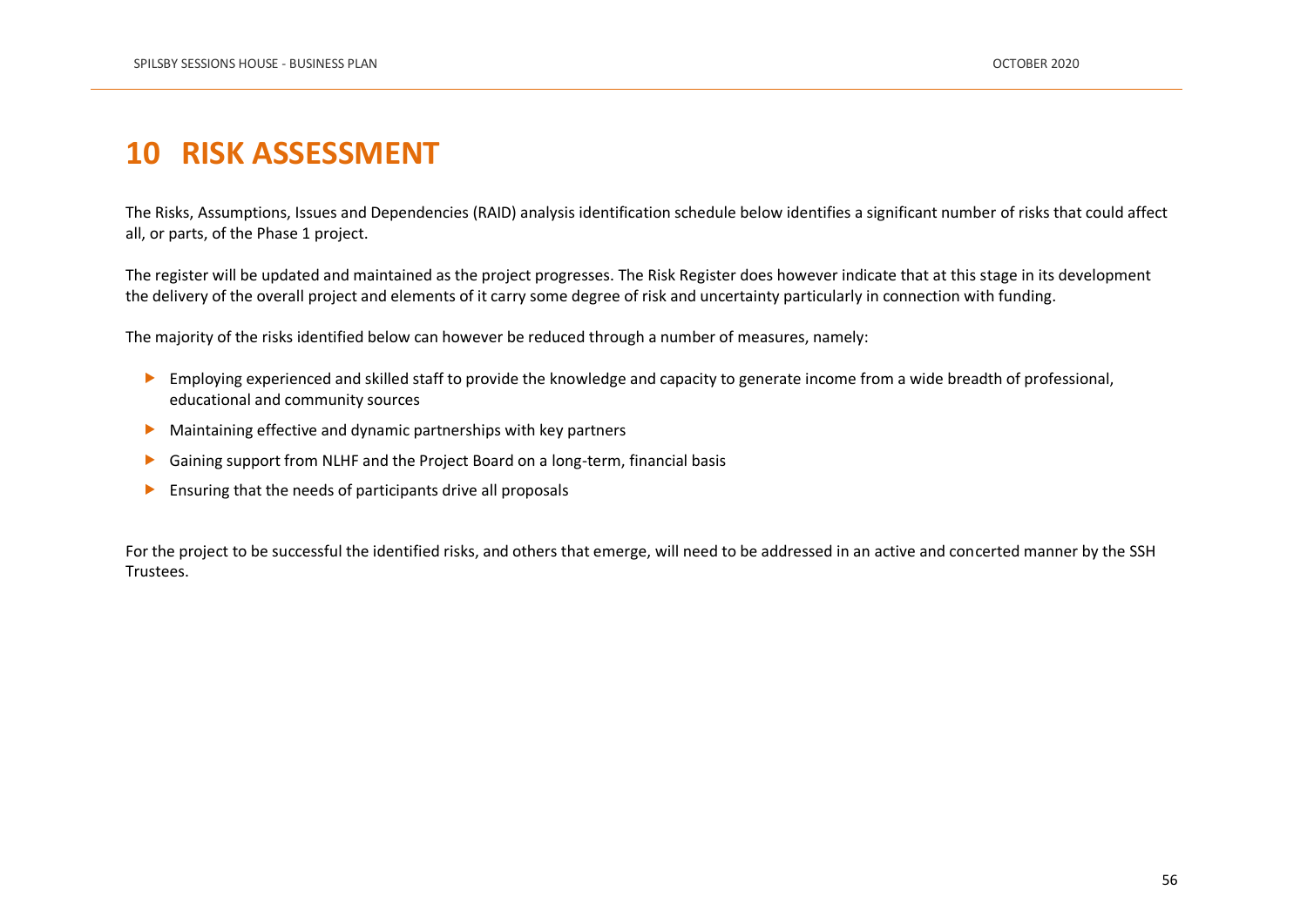# 10 RISK ASSESSMENT

The Risks, Assumptions, Issues and Dependencies (RAID) analysis identification schedule below identifies a significant number of risks that could affect all, or parts, of the Phase 1 project.

The register will be updated and maintained as the project progresses. The Risk Register does however indicate that at this stage in its development the delivery of the overall project and elements of it carry some degree of risk and uncertainty particularly in connection with funding.

The majority of the risks identified below can however be reduced through a number of measures, namely:

- Employing experienced and skilled staff to provide the knowledge and capacity to generate income from a wide breadth of professional, educational and community sources
- Maintaining effective and dynamic partnerships with key partners
- Gaining support from NLHF and the Project Board on a long-term, financial basis
- Ensuring that the needs of participants drive all proposals

For the project to be successful the identified risks, and others that emerge, will need to be addressed in an active and concerted manner by the SSH Trustees.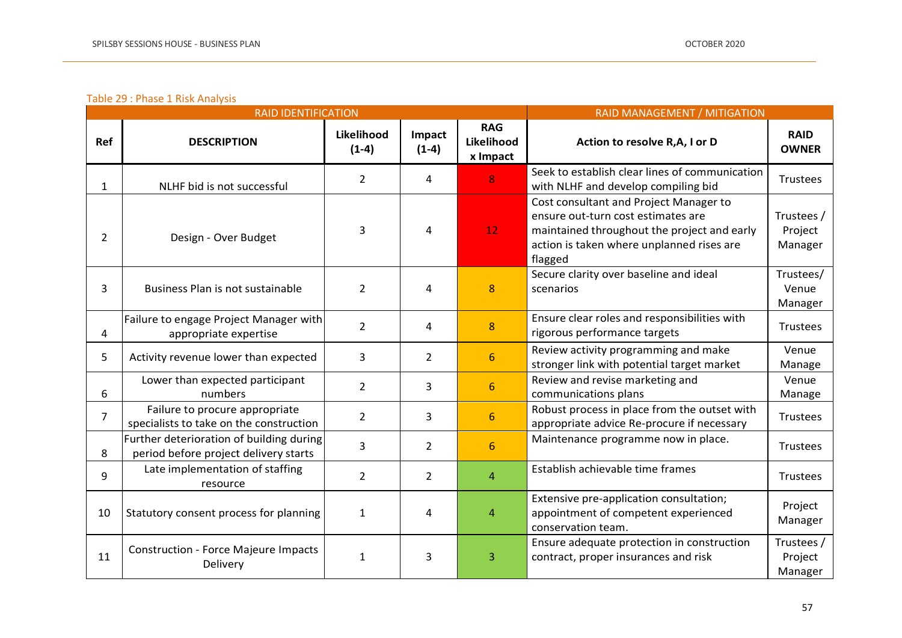Table 29 : Phase 1 Risk Analysis

| RAID IDENTIFICATION | | | | | RAID MANAGEMENT / MITIGATION | |
|---|---|---|---|---|---|---|
| **Ref** | **DESCRIPTION** | **Likelihood (1-4)** | **Impact (1-4)** | **RAG Likelihood x Impact** | **Action to resolve R,A, I or D** | **RAID OWNER** |
| 1 | NLHF bid is not successful | 2 | 4 | 8 | Seek to establish clear lines of communication with NLHF and develop compiling bid | Trustees |
| 2 | Design - Over Budget | 3 | 4 | 12 | Cost consultant and Project Manager to ensure out-turn cost estimates are maintained throughout the project and early action is taken where unplanned rises are flagged | Trustees / Project Manager |
| 3 | Business Plan is not sustainable | 2 | 4 | 8 | Secure clarity over baseline and ideal scenarios | Trustees/ Venue Manager |
| 4 | Failure to engage Project Manager with appropriate expertise | 2 | 4 | 8 | Ensure clear roles and responsibilities with rigorous performance targets | Trustees |
| 5 | Activity revenue lower than expected | 3 | 2 | 6 | Review activity programming and make stronger link with potential target market | Venue Manage |
| 6 | Lower than expected participant numbers | 2 | 3 | 6 | Review and revise marketing and communications plans | Venue Manage |
| 7 | Failure to procure appropriate specialists to take on the construction | 2 | 3 | 6 | Robust process in place from the outset with appropriate advice Re-procure if necessary | Trustees |
| 8 | Further deterioration of building during period before project delivery starts | 3 | 2 | 6 | Maintenance programme now in place. | Trustees |
| 9 | Late implementation of staffing resource | 2 | 2 | 4 | Establish achievable time frames | Trustees |
| 10 | Statutory consent process for planning | 1 | 4 | 4 | Extensive pre-application consultation; appointment of competent experienced conservation team. | Project Manager |
| 11 | Construction - Force Majeure Impacts Delivery | 1 | 3 | 3 | Ensure adequate protection in construction contract, proper insurances and risk | Trustees / Project Manager |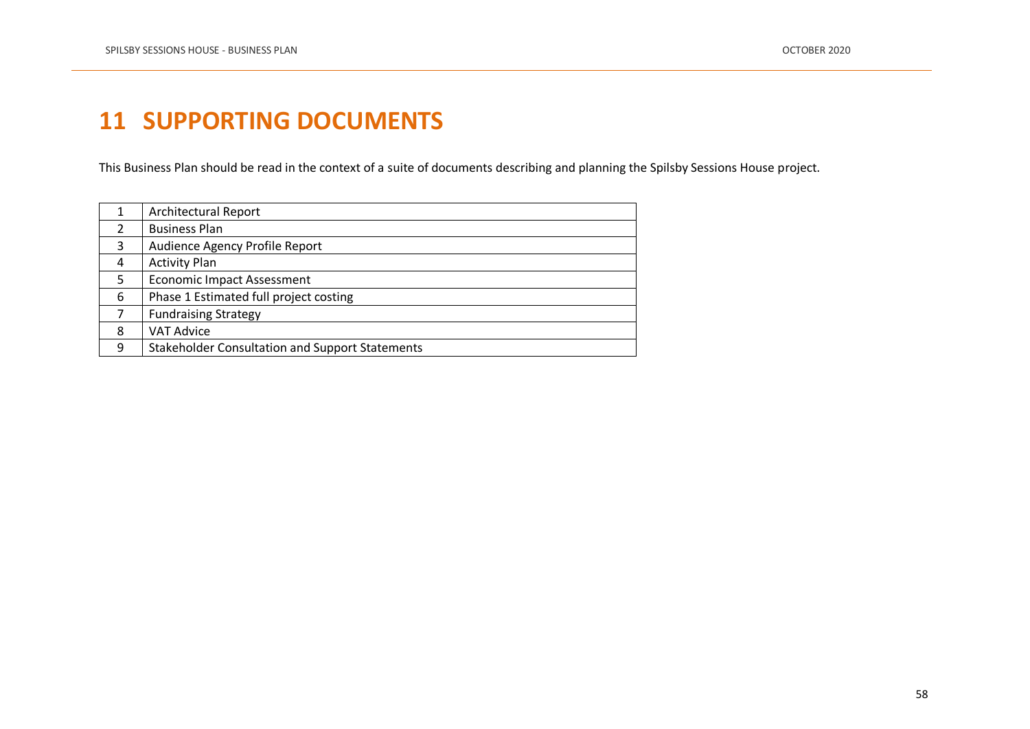# 11 SUPPORTING DOCUMENTS

This Business Plan should be read in the context of a suite of documents describing and planning the Spilsby Sessions House project.

| | |
|---|---|
| 1 | Architectural Report |
| 2 | Business Plan |
| 3 | Audience Agency Profile Report |
| 4 | Activity Plan |
| 5 | Economic Impact Assessment |
| 6 | Phase 1 Estimated full project costing |
| 7 | Fundraising Strategy |
| 8 | VAT Advice |
| 9 | Stakeholder Consultation and Support Statements |